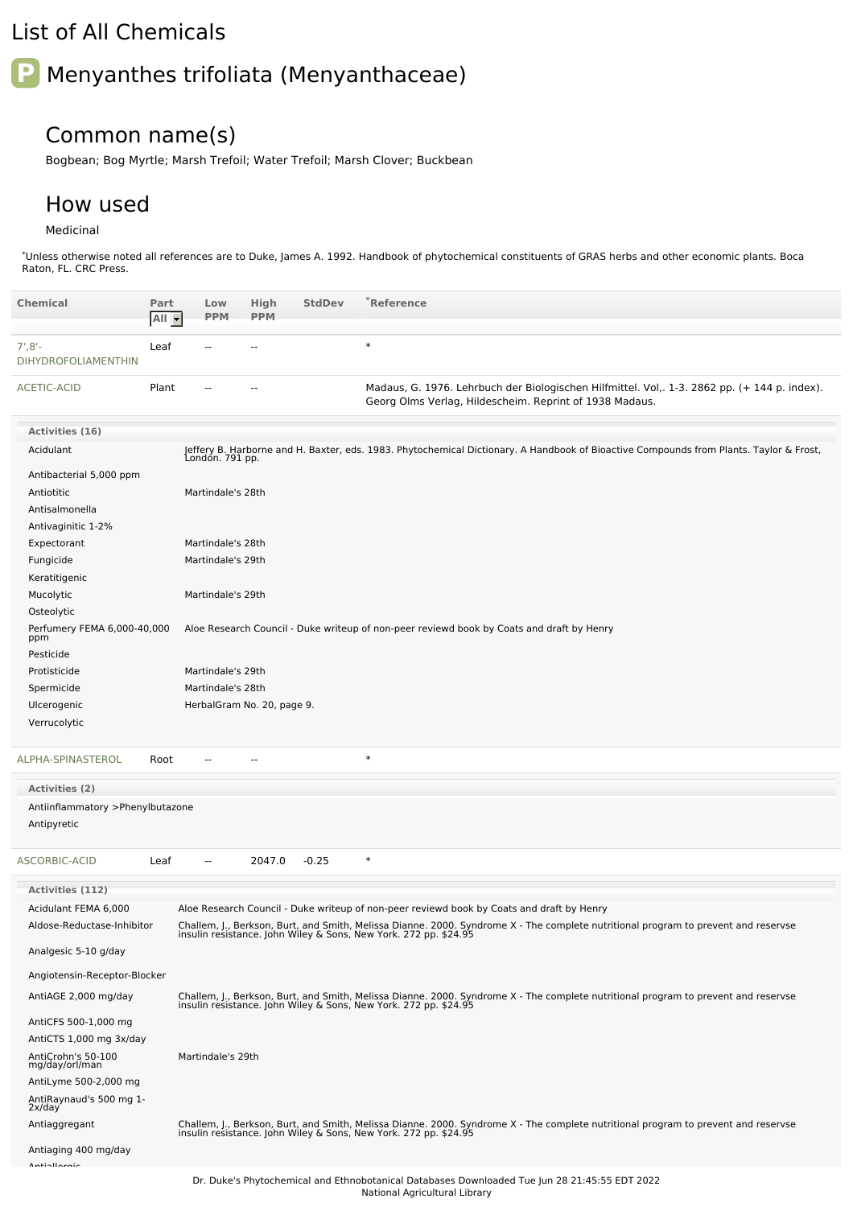# List of All Chemicals

## Menyanthes trifoliata (Menyanthaceae)

### Common name(s)

Bogbean; Bog Myrtle; Marsh Trefoil; Water Trefoil; Marsh Clover; Buckbean

### How used

Medicinal

*Unless otherwise noted all references are to Duke, James A. 1992. Handbook of phytochemical constituents of GRAS herbs and other economic plants. Boca Raton, FL. CRC Press.

| Chemical | Part | Low PPM | High PPM | StdDev | *Reference |
|---|---|---|---|---|---|
| 7',8'-DIHYDROFOLIAMENTHIN | Leaf | -- | -- | | * |
| ACETIC-ACID | Plant | -- | -- | | Madaus, G. 1976. Lehrbuch der Biologischen Hilfmittel. Vol,. 1-3. 2862 pp. (+ 144 p. index). Georg Olms Verlag, Hildescheim. Reprint of 1938 Madaus. |

**Activities (16)**

| Activity | Reference |
|---|---|
| Acidulant | Jeffery B. Harborne and H. Baxter, eds. 1983. Phytochemical Dictionary. A Handbook of Bioactive Compounds from Plants. Taylor & Frost, London. 791 pp. |
| Antibacterial 5,000 ppm | |
| Antiotitic | Martindale's 28th |
| Antisalmonella | |
| Antivaginitic 1-2% | |
| Expectorant | Martindale's 28th |
| Fungicide | Martindale's 29th |
| Keratitigenic | |
| Mucolytic | Martindale's 29th |
| Osteolytic | |
| Perfumery FEMA 6,000-40,000 ppm | Aloe Research Council - Duke writeup of non-peer reviewd book by Coats and draft by Henry |
| Pesticide | |
| Protisticide | Martindale's 29th |
| Spermicide | Martindale's 28th |
| Ulcerogenic | HerbalGram No. 20, page 9. |
| Verrucolytic | |

| Chemical | Part | Low PPM | High PPM | StdDev | *Reference |
|---|---|---|---|---|---|
| ALPHA-SPINASTEROL | Root | -- | -- | | * |

**Activities (2)**

| Activity | Reference |
|---|---|
| Antiinflammatory >Phenylbutazone | |
| Antipyretic | |

| Chemical | Part | Low PPM | High PPM | StdDev | *Reference |
|---|---|---|---|---|---|
| ASCORBIC-ACID | Leaf | -- | 2047.0 | -0.25 | * |

**Activities (112)**

| Activity | Reference |
|---|---|
| Acidulant FEMA 6,000 | Aloe Research Council - Duke writeup of non-peer reviewd book by Coats and draft by Henry |
| Aldose-Reductase-Inhibitor | Challem, J., Berkson, Burt, and Smith, Melissa Dianne. 2000. Syndrome X - The complete nutritional program to prevent and reservse insulin resistance. John Wiley & Sons, New York. 272 pp. $24.95 |
| Analgesic 5-10 g/day | |
| Angiotensin-Receptor-Blocker | |
| AntiAGE 2,000 mg/day | Challem, J., Berkson, Burt, and Smith, Melissa Dianne. 2000. Syndrome X - The complete nutritional program to prevent and reservse insulin resistance. John Wiley & Sons, New York. 272 pp. $24.95 |
| AntiCFS 500-1,000 mg | |
| AntiCTS 1,000 mg 3x/day | |
| AntiCrohn's 50-100 mg/day/orl/man | Martindale's 29th |
| AntiLyme 500-2,000 mg | |
| AntiRaynaud's 500 mg 1-2x/day | |
| Antiaggregant | Challem, J., Berkson, Burt, and Smith, Melissa Dianne. 2000. Syndrome X - The complete nutritional program to prevent and reservse insulin resistance. John Wiley & Sons, New York. 272 pp. $24.95 |
| Antiaging 400 mg/day | |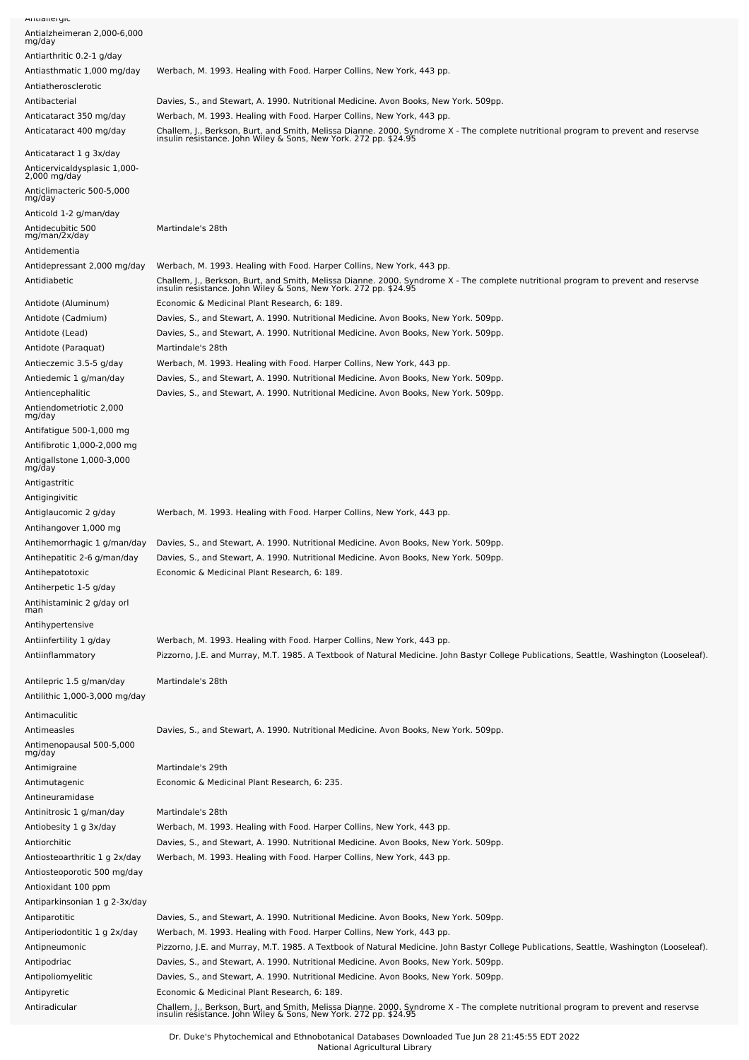| | |
|---|---|
| Antiallergic | |
| Antialzheimeran 2,000-6,000 mg/day | |
| Antiarthritic 0.2-1 g/day | |
| Antiasthmatic 1,000 mg/day | Werbach, M. 1993. Healing with Food. Harper Collins, New York, 443 pp. |
| Antiatherosclerotic | |
| Antibacterial | Davies, S., and Stewart, A. 1990. Nutritional Medicine. Avon Books, New York. 509pp. |
| Anticataract 350 mg/day | Werbach, M. 1993. Healing with Food. Harper Collins, New York, 443 pp. |
| Anticataract 400 mg/day | Challem, J., Berkson, Burt, and Smith, Melissa Dianne. 2000. Syndrome X - The complete nutritional program to prevent and reservse insulin resistance. John Wiley & Sons, New York. 272 pp. $24.95 |
| Anticataract 1 g 3x/day | |
| Anticervicaldysplasic 1,000-2,000 mg/day | |
| Anticlimacteric 500-5,000 mg/day | |
| Anticold 1-2 g/man/day | |
| Antidecubitic 500 mg/man/2x/day | Martindale's 28th |
| Antidementia | |
| Antidepressant 2,000 mg/day | Werbach, M. 1993. Healing with Food. Harper Collins, New York, 443 pp. |
| Antidiabetic | Challem, J., Berkson, Burt, and Smith, Melissa Dianne. 2000. Syndrome X - The complete nutritional program to prevent and reservse insulin resistance. John Wiley & Sons, New York. 272 pp. $24.95 |
| Antidote (Aluminum) | Economic & Medicinal Plant Research, 6: 189. |
| Antidote (Cadmium) | Davies, S., and Stewart, A. 1990. Nutritional Medicine. Avon Books, New York. 509pp. |
| Antidote (Lead) | Davies, S., and Stewart, A. 1990. Nutritional Medicine. Avon Books, New York. 509pp. |
| Antidote (Paraquat) | Martindale's 28th |
| Antieczemic 3.5-5 g/day | Werbach, M. 1993. Healing with Food. Harper Collins, New York, 443 pp. |
| Antiedemic 1 g/man/day | Davies, S., and Stewart, A. 1990. Nutritional Medicine. Avon Books, New York. 509pp. |
| Antiencephalitic | Davies, S., and Stewart, A. 1990. Nutritional Medicine. Avon Books, New York. 509pp. |
| Antiendometriotic 2,000 mg/day | |
| Antifatigue 500-1,000 mg | |
| Antifibrotic 1,000-2,000 mg | |
| Antigallstone 1,000-3,000 mg/day | |
| Antigastritic | |
| Antigingivitic | |
| Antiglaucomic 2 g/day | Werbach, M. 1993. Healing with Food. Harper Collins, New York, 443 pp. |
| Antihangover 1,000 mg | |
| Antihemorrhagic 1 g/man/day | Davies, S., and Stewart, A. 1990. Nutritional Medicine. Avon Books, New York. 509pp. |
| Antihepatitic 2-6 g/man/day | Davies, S., and Stewart, A. 1990. Nutritional Medicine. Avon Books, New York. 509pp. |
| Antihepatotoxic | Economic & Medicinal Plant Research, 6: 189. |
| Antiherpetic 1-5 g/day | |
| Antihistaminic 2 g/day orl man | |
| Antihypertensive | |
| Antiinfertility 1 g/day | Werbach, M. 1993. Healing with Food. Harper Collins, New York, 443 pp. |
| Antiinflammatory | Pizzorno, J.E. and Murray, M.T. 1985. A Textbook of Natural Medicine. John Bastyr College Publications, Seattle, Washington (Looseleaf). |
| Antilepric 1.5 g/man/day | Martindale's 28th |
| Antilithic 1,000-3,000 mg/day | |
| Antimaculitic | |
| Antimeasles | Davies, S., and Stewart, A. 1990. Nutritional Medicine. Avon Books, New York. 509pp. |
| Antimenopausal 500-5,000 mg/day | |
| Antimigraine | Martindale's 29th |
| Antimutagenic | Economic & Medicinal Plant Research, 6: 235. |
| Antineuramidase | |
| Antinitrosic 1 g/man/day | Martindale's 28th |
| Antiobesity 1 g 3x/day | Werbach, M. 1993. Healing with Food. Harper Collins, New York, 443 pp. |
| Antiorchitic | Davies, S., and Stewart, A. 1990. Nutritional Medicine. Avon Books, New York. 509pp. |
| Antiosteoarthritic 1 g 2x/day | Werbach, M. 1993. Healing with Food. Harper Collins, New York, 443 pp. |
| Antiosteoporotic 500 mg/day | |
| Antioxidant 100 ppm | |
| Antiparkinsonian 1 g 2-3x/day | |
| Antiparotitic | Davies, S., and Stewart, A. 1990. Nutritional Medicine. Avon Books, New York. 509pp. |
| Antiperiodontitic 1 g 2x/day | Werbach, M. 1993. Healing with Food. Harper Collins, New York, 443 pp. |
| Antipneumonic | Pizzorno, J.E. and Murray, M.T. 1985. A Textbook of Natural Medicine. John Bastyr College Publications, Seattle, Washington (Looseleaf). |
| Antipodriac | Davies, S., and Stewart, A. 1990. Nutritional Medicine. Avon Books, New York. 509pp. |
| Antipoliomyelitic | Davies, S., and Stewart, A. 1990. Nutritional Medicine. Avon Books, New York. 509pp. |
| Antipyretic | Economic & Medicinal Plant Research, 6: 189. |
| Antiradicular | Challem, J., Berkson, Burt, and Smith, Melissa Dianne. 2000. Syndrome X - The complete nutritional program to prevent and reservse insulin resistance. John Wiley & Sons, New York. 272 pp. $24.95 |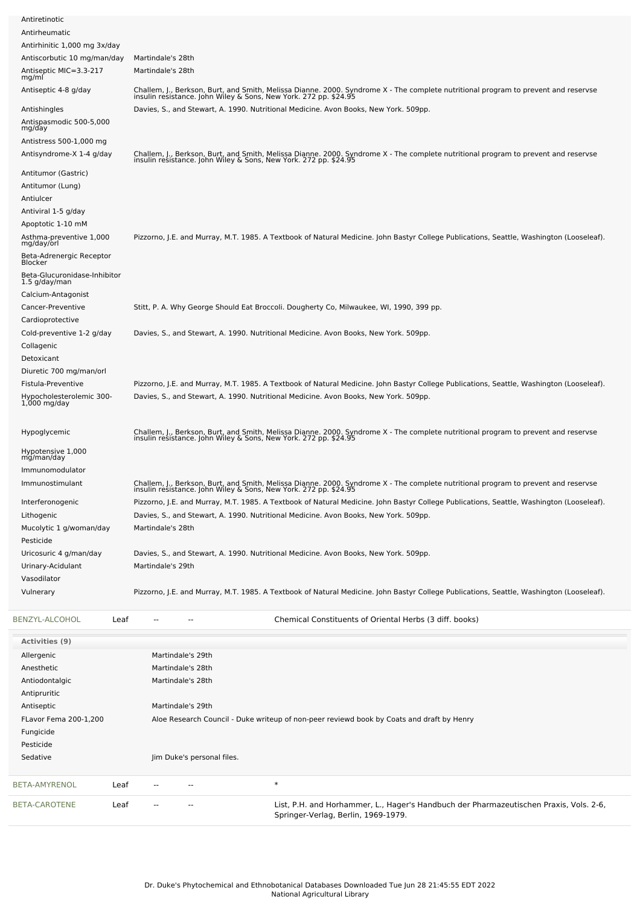| Activity | Reference |
|---|---|
| Antiretinotic | |
| Antirheumatic | |
| Antirhinitic 1,000 mg 3x/day | |
| Antiscorbutic 10 mg/man/day | Martindale's 28th |
| Antiseptic MIC=3.3-217 mg/ml | Martindale's 28th |
| Antiseptic 4-8 g/day | Challem, J., Berkson, Burt, and Smith, Melissa Dianne. 2000. Syndrome X - The complete nutritional program to prevent and reservse insulin resistance. John Wiley & Sons, New York. 272 pp. $24.95 |
| Antishingles | Davies, S., and Stewart, A. 1990. Nutritional Medicine. Avon Books, New York. 509pp. |
| Antispasmodic 500-5,000 mg/day | |
| Antistress 500-1,000 mg | |
| Antisyndrome-X 1-4 g/day | Challem, J., Berkson, Burt, and Smith, Melissa Dianne. 2000. Syndrome X - The complete nutritional program to prevent and reservse insulin resistance. John Wiley & Sons, New York. 272 pp. $24.95 |
| Antitumor (Gastric) | |
| Antitumor (Lung) | |
| Antiulcer | |
| Antiviral 1-5 g/day | |
| Apoptotic 1-10 mM | |
| Asthma-preventive 1,000 mg/day/orl | Pizzorno, J.E. and Murray, M.T. 1985. A Textbook of Natural Medicine. John Bastyr College Publications, Seattle, Washington (Looseleaf). |
| Beta-Adrenergic Receptor Blocker | |
| Beta-Glucuronidase-Inhibitor 1.5 g/day/man | |
| Calcium-Antagonist | |
| Cancer-Preventive | Stitt, P. A. Why George Should Eat Broccoli. Dougherty Co, Milwaukee, WI, 1990, 399 pp. |
| Cardioprotective | |
| Cold-preventive 1-2 g/day | Davies, S., and Stewart, A. 1990. Nutritional Medicine. Avon Books, New York. 509pp. |
| Collagenic | |
| Detoxicant | |
| Diuretic 700 mg/man/orl | |
| Fistula-Preventive | Pizzorno, J.E. and Murray, M.T. 1985. A Textbook of Natural Medicine. John Bastyr College Publications, Seattle, Washington (Looseleaf). |
| Hypocholesterolemic 300-1,000 mg/day | Davies, S., and Stewart, A. 1990. Nutritional Medicine. Avon Books, New York. 509pp. |
| Hypoglycemic | Challem, J., Berkson, Burt, and Smith, Melissa Dianne. 2000. Syndrome X - The complete nutritional program to prevent and reservse insulin resistance. John Wiley & Sons, New York. 272 pp. $24.95 |
| Hypotensive 1,000 mg/man/day | |
| Immunomodulator | |
| Immunostimulant | Challem, J., Berkson, Burt, and Smith, Melissa Dianne. 2000. Syndrome X - The complete nutritional program to prevent and reservse insulin resistance. John Wiley & Sons, New York. 272 pp. $24.95 |
| Interferonogenic | Pizzorno, J.E. and Murray, M.T. 1985. A Textbook of Natural Medicine. John Bastyr College Publications, Seattle, Washington (Looseleaf). |
| Lithogenic | Davies, S., and Stewart, A. 1990. Nutritional Medicine. Avon Books, New York. 509pp. |
| Mucolytic 1 g/woman/day | Martindale's 28th |
| Pesticide | |
| Uricosuric 4 g/man/day | Davies, S., and Stewart, A. 1990. Nutritional Medicine. Avon Books, New York. 509pp. |
| Urinary-Acidulant | Martindale's 29th |
| Vasodilator | |
| Vulnerary | Pizzorno, J.E. and Murray, M.T. 1985. A Textbook of Natural Medicine. John Bastyr College Publications, Seattle, Washington (Looseleaf). |

| Chemical | Part | Low | High | Reference |
|---|---|---|---|---|
| BENZYL-ALCOHOL | Leaf | -- | -- | Chemical Constituents of Oriental Herbs (3 diff. books) |

**Activities (9)**

| Activity | Reference |
|---|---|
| Allergenic | Martindale's 29th |
| Anesthetic | Martindale's 28th |
| Antiodontalgic | Martindale's 28th |
| Antipruritic | |
| Antiseptic | Martindale's 29th |
| FLavor Fema 200-1,200 | Aloe Research Council - Duke writeup of non-peer reviewd book by Coats and draft by Henry |
| Fungicide | |
| Pesticide | |
| Sedative | Jim Duke's personal files. |

| Chemical | Part | Low | High | Reference |
|---|---|---|---|---|
| BETA-AMYRENOL | Leaf | -- | -- | * |
| BETA-CAROTENE | Leaf | -- | -- | List, P.H. and Horhammer, L., Hager's Handbuch der Pharmazeutischen Praxis, Vols. 2-6, Springer-Verlag, Berlin, 1969-1979. |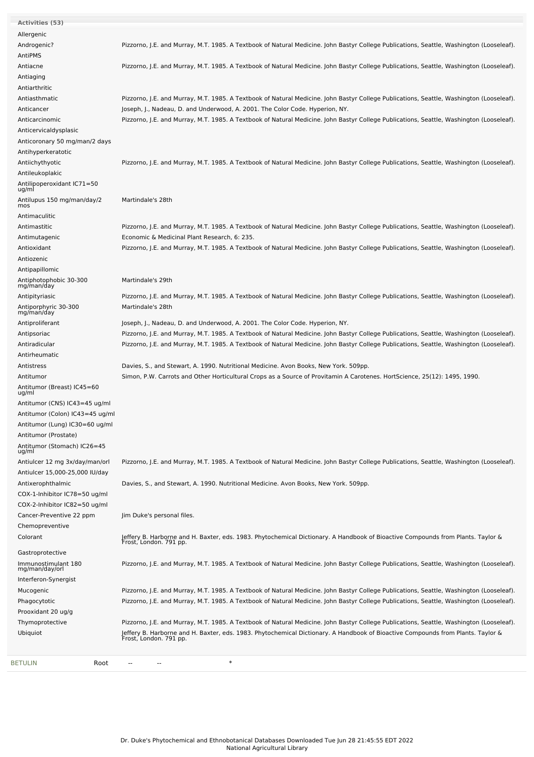| Activities (53) | |
|---|---|
| Allergenic | |
| Androgenic? | Pizzorno, J.E. and Murray, M.T. 1985. A Textbook of Natural Medicine. John Bastyr College Publications, Seattle, Washington (Looseleaf). |
| AntiPMS | |
| Antiacne | Pizzorno, J.E. and Murray, M.T. 1985. A Textbook of Natural Medicine. John Bastyr College Publications, Seattle, Washington (Looseleaf). |
| Antiaging | |
| Antiarthritic | |
| Antiasthmatic | Pizzorno, J.E. and Murray, M.T. 1985. A Textbook of Natural Medicine. John Bastyr College Publications, Seattle, Washington (Looseleaf). |
| Anticancer | Joseph, J., Nadeau, D. and Underwood, A. 2001. The Color Code. Hyperion, NY. |
| Anticarcinomic | Pizzorno, J.E. and Murray, M.T. 1985. A Textbook of Natural Medicine. John Bastyr College Publications, Seattle, Washington (Looseleaf). |
| Anticervicaldysplasic | |
| Anticoronary 50 mg/man/2 days | |
| Antihyperkeratotic | |
| Antiichythyotic | Pizzorno, J.E. and Murray, M.T. 1985. A Textbook of Natural Medicine. John Bastyr College Publications, Seattle, Washington (Looseleaf). |
| Antileukoplakic | |
| Antilipoperoxidant IC71=50 ug/ml | |
| Antilupus 150 mg/man/day/2 mos | Martindale's 28th |
| Antimaculitic | |
| Antimastitic | Pizzorno, J.E. and Murray, M.T. 1985. A Textbook of Natural Medicine. John Bastyr College Publications, Seattle, Washington (Looseleaf). |
| Antimutagenic | Economic & Medicinal Plant Research, 6: 235. |
| Antioxidant | Pizzorno, J.E. and Murray, M.T. 1985. A Textbook of Natural Medicine. John Bastyr College Publications, Seattle, Washington (Looseleaf). |
| Antiozenic | |
| Antipapillomic | |
| Antiphotophobic 30-300 mg/man/day | Martindale's 29th |
| Antipityriasic | Pizzorno, J.E. and Murray, M.T. 1985. A Textbook of Natural Medicine. John Bastyr College Publications, Seattle, Washington (Looseleaf). |
| Antiporphyric 30-300 mg/man/day | Martindale's 28th |
| Antiproliferant | Joseph, J., Nadeau, D. and Underwood, A. 2001. The Color Code. Hyperion, NY. |
| Antipsoriac | Pizzorno, J.E. and Murray, M.T. 1985. A Textbook of Natural Medicine. John Bastyr College Publications, Seattle, Washington (Looseleaf). |
| Antiradicular | Pizzorno, J.E. and Murray, M.T. 1985. A Textbook of Natural Medicine. John Bastyr College Publications, Seattle, Washington (Looseleaf). |
| Antirheumatic | |
| Antistress | Davies, S., and Stewart, A. 1990. Nutritional Medicine. Avon Books, New York. 509pp. |
| Antitumor | Simon, P.W. Carrots and Other Horticultural Crops as a Source of Provitamin A Carotenes. HortScience, 25(12): 1495, 1990. |
| Antitumor (Breast) IC45=60 ug/ml | |
| Antitumor (CNS) IC43=45 ug/ml | |
| Antitumor (Colon) IC43=45 ug/ml | |
| Antitumor (Lung) IC30=60 ug/ml | |
| Antitumor (Prostate) | |
| Antitumor (Stomach) IC26=45 ug/ml | |
| Antiulcer 12 mg 3x/day/man/orl | Pizzorno, J.E. and Murray, M.T. 1985. A Textbook of Natural Medicine. John Bastyr College Publications, Seattle, Washington (Looseleaf). |
| Antiulcer 15,000-25,000 IU/day | |
| Antixerophthalmic | Davies, S., and Stewart, A. 1990. Nutritional Medicine. Avon Books, New York. 509pp. |
| COX-1-Inhibitor IC78=50 ug/ml | |
| COX-2-Inhibitor IC82=50 ug/ml | |
| Cancer-Preventive 22 ppm | Jim Duke's personal files. |
| Chemopreventive | |
| Colorant | Jeffery B. Harborne and H. Baxter, eds. 1983. Phytochemical Dictionary. A Handbook of Bioactive Compounds from Plants. Taylor & Frost, London. 791 pp. |
| Gastroprotective | |
| Immunostimulant 180 mg/man/day/orl | Pizzorno, J.E. and Murray, M.T. 1985. A Textbook of Natural Medicine. John Bastyr College Publications, Seattle, Washington (Looseleaf). |
| Interferon-Synergist | |
| Mucogenic | Pizzorno, J.E. and Murray, M.T. 1985. A Textbook of Natural Medicine. John Bastyr College Publications, Seattle, Washington (Looseleaf). |
| Phagocytotic | Pizzorno, J.E. and Murray, M.T. 1985. A Textbook of Natural Medicine. John Bastyr College Publications, Seattle, Washington (Looseleaf). |
| Prooxidant 20 ug/g | |
| Thymoprotective | Pizzorno, J.E. and Murray, M.T. 1985. A Textbook of Natural Medicine. John Bastyr College Publications, Seattle, Washington (Looseleaf). |
| Ubiquiot | Jeffery B. Harborne and H. Baxter, eds. 1983. Phytochemical Dictionary. A Handbook of Bioactive Compounds from Plants. Taylor & Frost, London. 791 pp. |

| BETULIN | Root | -- | -- | * |
|---|---|---|---|---|

Dr. Duke's Phytochemical and Ethnobotanical Databases Downloaded Tue Jun 28 21:45:55 EDT 2022
National Agricultural Library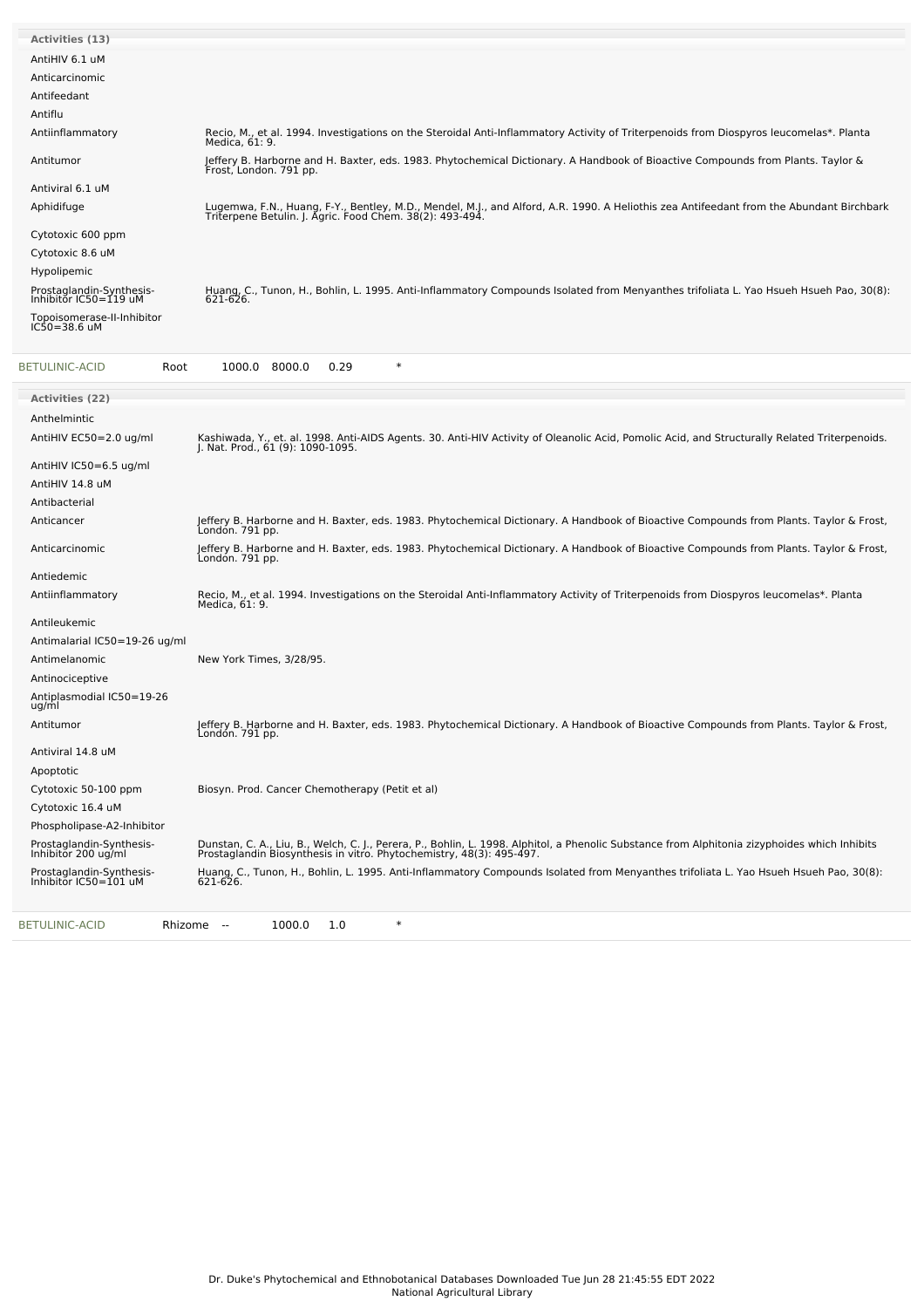**Activities (13)**

| Activity | Reference |
|---|---|
| AntiHIV 6.1 uM | |
| Anticarcinomic | |
| Antifeedant | |
| Antiflu | |
| Antiinflammatory | Recio, M., et al. 1994. Investigations on the Steroidal Anti-Inflammatory Activity of Triterpenoids from Diospyros leucomelas*. Planta Medica, 61: 9. |
| Antitumor | Jeffery B. Harborne and H. Baxter, eds. 1983. Phytochemical Dictionary. A Handbook of Bioactive Compounds from Plants. Taylor & Frost, London. 791 pp. |
| Antiviral 6.1 uM | |
| Aphidifuge | Lugemwa, F.N., Huang, F-Y., Bentley, M.D., Mendel, M.J., and Alford, A.R. 1990. A Heliothis zea Antifeedant from the Abundant Birchbark Triterpene Betulin. J. Agric. Food Chem. 38(2): 493-494. |
| Cytotoxic 600 ppm | |
| Cytotoxic 8.6 uM | |
| Hypolipemic | |
| Prostaglandin-Synthesis-Inhibitor IC50=119 uM | Huang, C., Tunon, H., Bohlin, L. 1995. Anti-Inflammatory Compounds Isolated from Menyanthes trifoliata L. Yao Hsueh Hsueh Pao, 30(8): 621-626. |
| Topoisomerase-II-Inhibitor IC50=38.6 uM | |

| BETULINIC-ACID | Root | 1000.0 | 8000.0 | 0.29 | * |
|---|---|---|---|---|---|

**Activities (22)**

| Activity | Reference |
|---|---|
| Anthelmintic | |
| AntiHIV EC50=2.0 ug/ml | Kashiwada, Y., et. al. 1998. Anti-AIDS Agents. 30. Anti-HIV Activity of Oleanolic Acid, Pomolic Acid, and Structurally Related Triterpenoids. J. Nat. Prod., 61 (9): 1090-1095. |
| AntiHIV IC50=6.5 ug/ml | |
| AntiHIV 14.8 uM | |
| Antibacterial | |
| Anticancer | Jeffery B. Harborne and H. Baxter, eds. 1983. Phytochemical Dictionary. A Handbook of Bioactive Compounds from Plants. Taylor & Frost, London. 791 pp. |
| Anticarcinomic | Jeffery B. Harborne and H. Baxter, eds. 1983. Phytochemical Dictionary. A Handbook of Bioactive Compounds from Plants. Taylor & Frost, London. 791 pp. |
| Antiedemic | |
| Antiinflammatory | Recio, M., et al. 1994. Investigations on the Steroidal Anti-Inflammatory Activity of Triterpenoids from Diospyros leucomelas*. Planta Medica, 61: 9. |
| Antileukemic | |
| Antimalarial IC50=19-26 ug/ml | |
| Antimelanomic | New York Times, 3/28/95. |
| Antinociceptive | |
| Antiplasmodial IC50=19-26 ug/ml | |
| Antitumor | Jeffery B. Harborne and H. Baxter, eds. 1983. Phytochemical Dictionary. A Handbook of Bioactive Compounds from Plants. Taylor & Frost, London. 791 pp. |
| Antiviral 14.8 uM | |
| Apoptotic | |
| Cytotoxic 50-100 ppm | Biosyn. Prod. Cancer Chemotherapy (Petit et al) |
| Cytotoxic 16.4 uM | |
| Phospholipase-A2-Inhibitor | |
| Prostaglandin-Synthesis-Inhibitor 200 ug/ml | Dunstan, C. A., Liu, B., Welch, C. J., Perera, P., Bohlin, L. 1998. Alphitol, a Phenolic Substance from Alphitonia zizyphoides which Inhibits Prostaglandin Biosynthesis in vitro. Phytochemistry, 48(3): 495-497. |
| Prostaglandin-Synthesis-Inhibitor IC50=101 uM | Huang, C., Tunon, H., Bohlin, L. 1995. Anti-Inflammatory Compounds Isolated from Menyanthes trifoliata L. Yao Hsueh Hsueh Pao, 30(8): 621-626. |

| BETULINIC-ACID | Rhizome | -- | 1000.0 | 1.0 | * |
|---|---|---|---|---|---|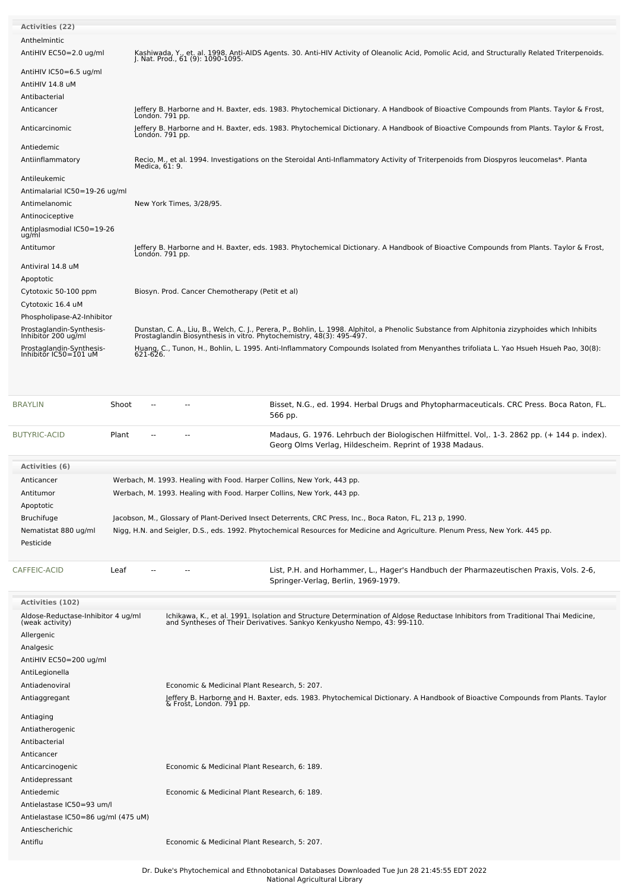**Activities (22)**

| Activity | Reference |
|---|---|
| Anthelmintic | |
| AntiHIV EC50=2.0 ug/ml | Kashiwada, Y., et. al. 1998. Anti-AIDS Agents. 30. Anti-HIV Activity of Oleanolic Acid, Pomolic Acid, and Structurally Related Triterpenoids. J. Nat. Prod., 61 (9): 1090-1095. |
| AntiHIV IC50=6.5 ug/ml | |
| AntiHIV 14.8 uM | |
| Antibacterial | |
| Anticancer | Jeffery B. Harborne and H. Baxter, eds. 1983. Phytochemical Dictionary. A Handbook of Bioactive Compounds from Plants. Taylor & Frost, London. 791 pp. |
| Anticarcinomic | Jeffery B. Harborne and H. Baxter, eds. 1983. Phytochemical Dictionary. A Handbook of Bioactive Compounds from Plants. Taylor & Frost, London. 791 pp. |
| Antiedemic | |
| Antiinflammatory | Recio, M., et al. 1994. Investigations on the Steroidal Anti-Inflammatory Activity of Triterpenoids from Diospyros leucomelas*. Planta Medica, 61: 9. |
| Antileukemic | |
| Antimalarial IC50=19-26 ug/ml | |
| Antimelanomic | New York Times, 3/28/95. |
| Antinociceptive | |
| Antiplasmodial IC50=19-26 ug/ml | |
| Antitumor | Jeffery B. Harborne and H. Baxter, eds. 1983. Phytochemical Dictionary. A Handbook of Bioactive Compounds from Plants. Taylor & Frost, London. 791 pp. |
| Antiviral 14.8 uM | |
| Apoptotic | |
| Cytotoxic 50-100 ppm | Biosyn. Prod. Cancer Chemotherapy (Petit et al) |
| Cytotoxic 16.4 uM | |
| Phospholipase-A2-Inhibitor | |
| Prostaglandin-Synthesis-Inhibitor 200 ug/ml | Dunstan, C. A., Liu, B., Welch, C. J., Perera, P., Bohlin, L. 1998. Alphitol, a Phenolic Substance from Alphitonia zizyphoides which Inhibits Prostaglandin Biosynthesis in vitro. Phytochemistry, 48(3): 495-497. |
| Prostaglandin-Synthesis-Inhibitor IC50=101 uM | Huang, C., Tunon, H., Bohlin, L. 1995. Anti-Inflammatory Compounds Isolated from Menyanthes trifoliata L. Yao Hsueh Hsueh Pao, 30(8): 621-626. |

| Chemical | Part | Low | High | Reference |
|---|---|---|---|---|
| BRAYLIN | Shoot | -- | -- | Bisset, N.G., ed. 1994. Herbal Drugs and Phytopharmaceuticals. CRC Press. Boca Raton, FL. 566 pp. |
| BUTYRIC-ACID | Plant | -- | -- | Madaus, G. 1976. Lehrbuch der Biologischen Hilfmittel. Vol,. 1-3. 2862 pp. (+ 144 p. index). Georg Olms Verlag, Hildescheim. Reprint of 1938 Madaus. |

**Activities (6)**

| Activity | Reference |
|---|---|
| Anticancer | Werbach, M. 1993. Healing with Food. Harper Collins, New York, 443 pp. |
| Antitumor | Werbach, M. 1993. Healing with Food. Harper Collins, New York, 443 pp. |
| Apoptotic | |
| Bruchifuge | Jacobson, M., Glossary of Plant-Derived Insect Deterrents, CRC Press, Inc., Boca Raton, FL, 213 p, 1990. |
| Nematistat 880 ug/ml | Nigg, H.N. and Seigler, D.S., eds. 1992. Phytochemical Resources for Medicine and Agriculture. Plenum Press, New York. 445 pp. |
| Pesticide | |

| Chemical | Part | Low | High | Reference |
|---|---|---|---|---|
| CAFFEIC-ACID | Leaf | -- | -- | List, P.H. and Horhammer, L., Hager's Handbuch der Pharmazeutischen Praxis, Vols. 2-6, Springer-Verlag, Berlin, 1969-1979. |

**Activities (102)**

| Activity | Reference |
|---|---|
| Aldose-Reductase-Inhibitor 4 ug/ml (weak activity) | Ichikawa, K., et al. 1991. Isolation and Structure Determination of Aldose Reductase Inhibitors from Traditional Thai Medicine, and Syntheses of Their Derivatives. Sankyo Kenkyusho Nempo, 43: 99-110. |
| Allergenic | |
| Analgesic | |
| AntiHIV EC50=200 ug/ml | |
| AntiLegionella | |
| Antiadenoviral | Economic & Medicinal Plant Research, 5: 207. |
| Antiaggregant | Jeffery B. Harborne and H. Baxter, eds. 1983. Phytochemical Dictionary. A Handbook of Bioactive Compounds from Plants. Taylor & Frost, London. 791 pp. |
| Antiaging | |
| Antiatherogenic | |
| Antibacterial | |
| Anticancer | |
| Anticarcinogenic | Economic & Medicinal Plant Research, 6: 189. |
| Antidepressant | |
| Antiedemic | Economic & Medicinal Plant Research, 6: 189. |
| Antielastase IC50=93 um/l | |
| Antielastase IC50=86 ug/ml (475 uM) | |
| Antiescherichic | |
| Antiflu | Economic & Medicinal Plant Research, 5: 207. |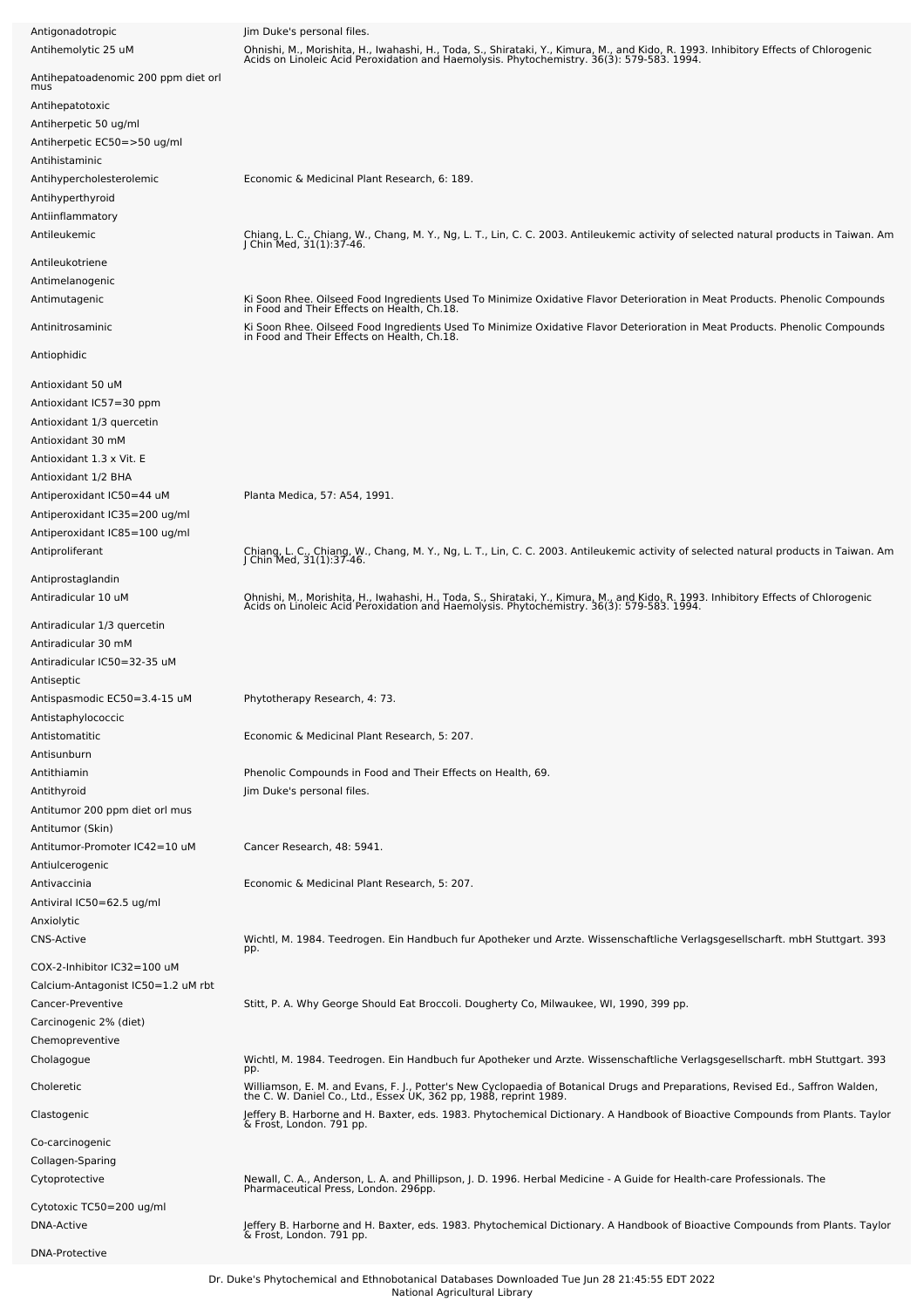| | |
|---|---|
| Antigonadotropic | Jim Duke's personal files. |
| Antihemolytic 25 uM | Ohnishi, M., Morishita, H., Iwahashi, H., Toda, S., Shirataki, Y., Kimura, M., and Kido, R. 1993. Inhibitory Effects of Chlorogenic Acids on Linoleic Acid Peroxidation and Haemolysis. Phytochemistry. 36(3): 579-583. 1994. |
| Antihepatoadenomic 200 ppm diet orl mus | |
| Antihepatotoxic | |
| Antiherpetic 50 ug/ml | |
| Antiherpetic EC50=>50 ug/ml | |
| Antihistaminic | |
| Antihypercholesterolemic | Economic & Medicinal Plant Research, 6: 189. |
| Antihyperthyroid | |
| Antiinflammatory | |
| Antileukemic | Chiang, L. C., Chiang, W., Chang, M. Y., Ng, L. T., Lin, C. C. 2003. Antileukemic activity of selected natural products in Taiwan. Am J Chin Med, 31(1):37-46. |
| Antileukotriene | |
| Antimelanogenic | |
| Antimutagenic | Ki Soon Rhee. Oilseed Food Ingredients Used To Minimize Oxidative Flavor Deterioration in Meat Products. Phenolic Compounds in Food and Their Effects on Health, Ch.18. |
| Antinitrosaminic | Ki Soon Rhee. Oilseed Food Ingredients Used To Minimize Oxidative Flavor Deterioration in Meat Products. Phenolic Compounds in Food and Their Effects on Health, Ch.18. |
| Antiophidic | |
| Antioxidant 50 uM | |
| Antioxidant IC57=30 ppm | |
| Antioxidant 1/3 quercetin | |
| Antioxidant 30 mM | |
| Antioxidant 1.3 x Vit. E | |
| Antioxidant 1/2 BHA | |
| Antiperoxidant IC50=44 uM | Planta Medica, 57: A54, 1991. |
| Antiperoxidant IC35=200 ug/ml | |
| Antiperoxidant IC85=100 ug/ml | |
| Antiproliferant | Chiang, L. C., Chiang, W., Chang, M. Y., Ng, L. T., Lin, C. C. 2003. Antileukemic activity of selected natural products in Taiwan. Am J Chin Med, 31(1):37-46. |
| Antiprostaglandin | |
| Antiradicular 10 uM | Ohnishi, M., Morishita, H., Iwahashi, H., Toda, S., Shirataki, Y., Kimura, M., and Kido, R. 1993. Inhibitory Effects of Chlorogenic Acids on Linoleic Acid Peroxidation and Haemolysis. Phytochemistry. 36(3): 579-583. 1994. |
| Antiradicular 1/3 quercetin | |
| Antiradicular 30 mM | |
| Antiradicular IC50=32-35 uM | |
| Antiseptic | |
| Antispasmodic EC50=3.4-15 uM | Phytotherapy Research, 4: 73. |
| Antistaphylococcic | |
| Antistomatitic | Economic & Medicinal Plant Research, 5: 207. |
| Antisunburn | |
| Antithiamin | Phenolic Compounds in Food and Their Effects on Health, 69. |
| Antithyroid | Jim Duke's personal files. |
| Antitumor 200 ppm diet orl mus | |
| Antitumor (Skin) | |
| Antitumor-Promoter IC42=10 uM | Cancer Research, 48: 5941. |
| Antiulcerogenic | |
| Antivaccinia | Economic & Medicinal Plant Research, 5: 207. |
| Antiviral IC50=62.5 ug/ml | |
| Anxiolytic | |
| CNS-Active | Wichtl, M. 1984. Teedrogen. Ein Handbuch fur Apotheker und Arzte. Wissenschaftliche Verlagsgesellscharft. mbH Stuttgart. 393 pp. |
| COX-2-Inhibitor IC32=100 uM | |
| Calcium-Antagonist IC50=1.2 uM rbt | |
| Cancer-Preventive | Stitt, P. A. Why George Should Eat Broccoli. Dougherty Co, Milwaukee, WI, 1990, 399 pp. |
| Carcinogenic 2% (diet) | |
| Chemopreventive | |
| Cholagogue | Wichtl, M. 1984. Teedrogen. Ein Handbuch fur Apotheker und Arzte. Wissenschaftliche Verlagsgesellscharft. mbH Stuttgart. 393 pp. |
| Choleretic | Williamson, E. M. and Evans, F. J., Potter's New Cyclopaedia of Botanical Drugs and Preparations, Revised Ed., Saffron Walden, the C. W. Daniel Co., Ltd., Essex UK, 362 pp, 1988, reprint 1989. |
| Clastogenic | Jeffery B. Harborne and H. Baxter, eds. 1983. Phytochemical Dictionary. A Handbook of Bioactive Compounds from Plants. Taylor & Frost, London. 791 pp. |
| Co-carcinogenic | |
| Collagen-Sparing | |
| Cytoprotective | Newall, C. A., Anderson, L. A. and Phillipson, J. D. 1996. Herbal Medicine - A Guide for Health-care Professionals. The Pharmaceutical Press, London. 296pp. |
| Cytotoxic TC50=200 ug/ml | |
| DNA-Active | Jeffery B. Harborne and H. Baxter, eds. 1983. Phytochemical Dictionary. A Handbook of Bioactive Compounds from Plants. Taylor & Frost, London. 791 pp. |
| DNA-Protective | |

Dr. Duke's Phytochemical and Ethnobotanical Databases Downloaded Tue Jun 28 21:45:55 EDT 2022
National Agricultural Library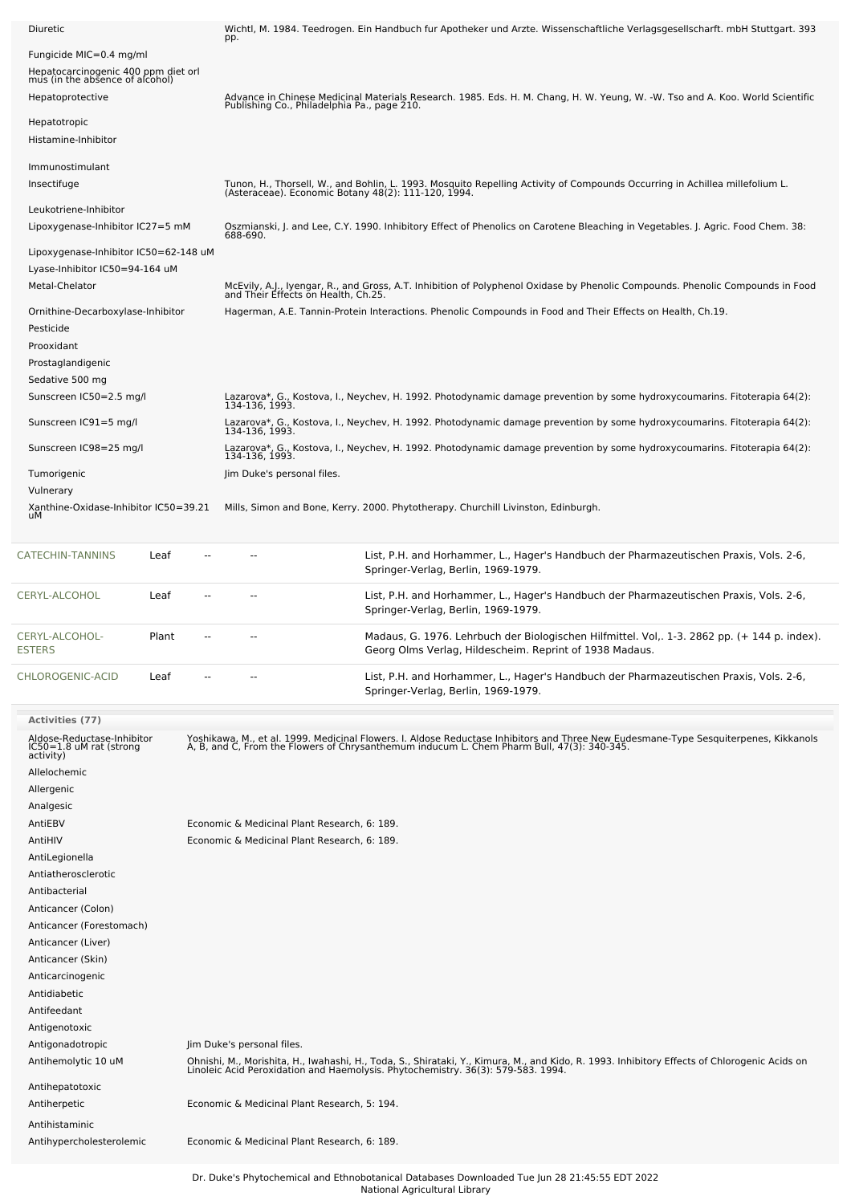| Activity | Reference |
|---|---|
| Diuretic | Wichtl, M. 1984. Teedrogen. Ein Handbuch fur Apotheker und Arzte. Wissenschaftliche Verlagsgesellscharft. mbH Stuttgart. 393 pp. |
| Fungicide MIC=0.4 mg/ml | |
| Hepatocarcinogenic 400 ppm diet orl mus (in the absence of alcohol) | |
| Hepatoprotective | Advance in Chinese Medicinal Materials Research. 1985. Eds. H. M. Chang, H. W. Yeung, W. -W. Tso and A. Koo. World Scientific Publishing Co., Philadelphia Pa., page 210. |
| Hepatotropic | |
| Histamine-Inhibitor | |
| Immunostimulant | |
| Insectifuge | Tunon, H., Thorsell, W., and Bohlin, L. 1993. Mosquito Repelling Activity of Compounds Occurring in Achillea millefolium L. (Asteraceae). Economic Botany 48(2): 111-120, 1994. |
| Leukotriene-Inhibitor | |
| Lipoxygenase-Inhibitor IC27=5 mM | Oszmianski, J. and Lee, C.Y. 1990. Inhibitory Effect of Phenolics on Carotene Bleaching in Vegetables. J. Agric. Food Chem. 38: 688-690. |
| Lipoxygenase-Inhibitor IC50=62-148 uM | |
| Lyase-Inhibitor IC50=94-164 uM | |
| Metal-Chelator | McEvily, A.J., Iyengar, R., and Gross, A.T. Inhibition of Polyphenol Oxidase by Phenolic Compounds. Phenolic Compounds in Food and Their Effects on Health, Ch.25. |
| Ornithine-Decarboxylase-Inhibitor | Hagerman, A.E. Tannin-Protein Interactions. Phenolic Compounds in Food and Their Effects on Health, Ch.19. |
| Pesticide | |
| Prooxidant | |
| Prostaglandigenic | |
| Sedative 500 mg | |
| Sunscreen IC50=2.5 mg/l | Lazarova*, G., Kostova, I., Neychev, H. 1992. Photodynamic damage prevention by some hydroxycoumarins. Fitoterapia 64(2): 134-136, 1993. |
| Sunscreen IC91=5 mg/l | Lazarova*, G., Kostova, I., Neychev, H. 1992. Photodynamic damage prevention by some hydroxycoumarins. Fitoterapia 64(2): 134-136, 1993. |
| Sunscreen IC98=25 mg/l | Lazarova*, G., Kostova, I., Neychev, H. 1992. Photodynamic damage prevention by some hydroxycoumarins. Fitoterapia 64(2): 134-136, 1993. |
| Tumorigenic | Jim Duke's personal files. |
| Vulnerary | |
| Xanthine-Oxidase-Inhibitor IC50=39.21 uM | Mills, Simon and Bone, Kerry. 2000. Phytotherapy. Churchill Livinston, Edinburgh. |

| Chemical | Part | Low | High | Reference |
|---|---|---|---|---|
| CATECHIN-TANNINS | Leaf | -- | -- | List, P.H. and Horhammer, L., Hager's Handbuch der Pharmazeutischen Praxis, Vols. 2-6, Springer-Verlag, Berlin, 1969-1979. |
| CERYL-ALCOHOL | Leaf | -- | -- | List, P.H. and Horhammer, L., Hager's Handbuch der Pharmazeutischen Praxis, Vols. 2-6, Springer-Verlag, Berlin, 1969-1979. |
| CERYL-ALCOHOL-ESTERS | Plant | -- | -- | Madaus, G. 1976. Lehrbuch der Biologischen Hilfmittel. Vol,. 1-3. 2862 pp. (+ 144 p. index). Georg Olms Verlag, Hildescheim. Reprint of 1938 Madaus. |
| CHLOROGENIC-ACID | Leaf | -- | -- | List, P.H. and Horhammer, L., Hager's Handbuch der Pharmazeutischen Praxis, Vols. 2-6, Springer-Verlag, Berlin, 1969-1979. |

**Activities (77)**

| Activity | Reference |
|---|---|
| Aldose-Reductase-Inhibitor IC50=1.8 uM rat (strong activity) | Yoshikawa, M., et al. 1999. Medicinal Flowers. I. Aldose Reductase Inhibitors and Three New Eudesmane-Type Sesquiterpenes, Kikkanols A, B, and C, From the Flowers of Chrysanthemum inducum L. Chem Pharm Bull, 47(3): 340-345. |
| Allelochemic | |
| Allergenic | |
| Analgesic | |
| AntiEBV | Economic & Medicinal Plant Research, 6: 189. |
| AntiHIV | Economic & Medicinal Plant Research, 6: 189. |
| AntiLegionella | |
| Antiatherosclerotic | |
| Antibacterial | |
| Anticancer (Colon) | |
| Anticancer (Forestomach) | |
| Anticancer (Liver) | |
| Anticancer (Skin) | |
| Anticarcinogenic | |
| Antidiabetic | |
| Antifeedant | |
| Antigenotoxic | |
| Antigonadotropic | Jim Duke's personal files. |
| Antihemolytic 10 uM | Ohnishi, M., Morishita, H., Iwahashi, H., Toda, S., Shirataki, Y., Kimura, M., and Kido, R. 1993. Inhibitory Effects of Chlorogenic Acids on Linoleic Acid Peroxidation and Haemolysis. Phytochemistry. 36(3): 579-583. 1994. |
| Antihepatotoxic | |
| Antiherpetic | Economic & Medicinal Plant Research, 5: 194. |
| Antihistaminic | |
| Antihypercholesterolemic | Economic & Medicinal Plant Research, 6: 189. |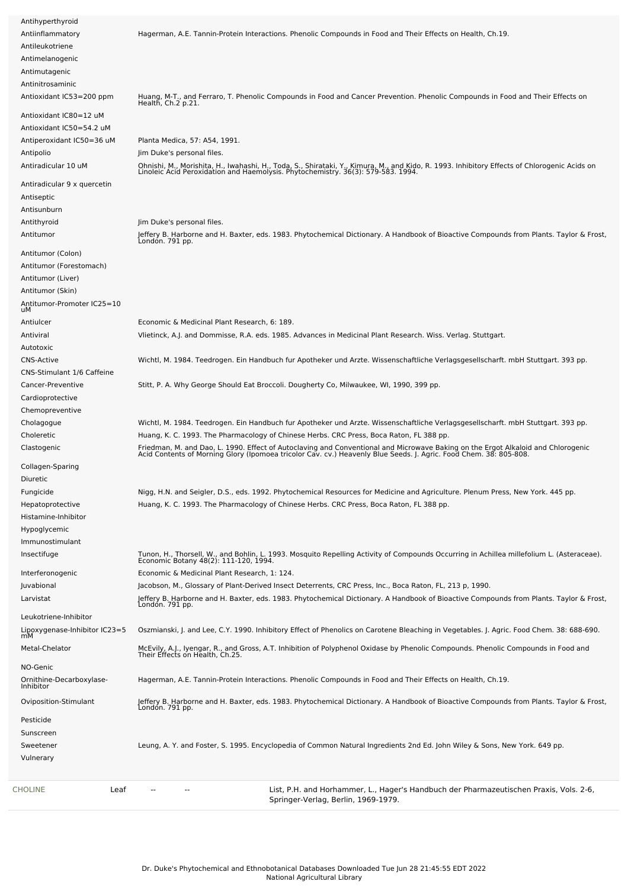| Activity | Reference |
| --- | --- |
| Antihyperthyroid | |
| Antiinflammatory | Hagerman, A.E. Tannin-Protein Interactions. Phenolic Compounds in Food and Their Effects on Health, Ch.19. |
| Antileukotriene | |
| Antimelanogenic | |
| Antimutagenic | |
| Antinitrosaminic | |
| Antioxidant IC53=200 ppm | Huang, M-T., and Ferraro, T. Phenolic Compounds in Food and Cancer Prevention. Phenolic Compounds in Food and Their Effects on Health, Ch.2 p.21. |
| Antioxidant IC80=12 uM | |
| Antioxidant IC50=54.2 uM | |
| Antiperoxidant IC50=36 uM | Planta Medica, 57: A54, 1991. |
| Antipolio | Jim Duke's personal files. |
| Antiradicular 10 uM | Ohnishi, M., Morishita, H., Iwahashi, H., Toda, S., Shirataki, Y., Kimura, M., and Kido, R. 1993. Inhibitory Effects of Chlorogenic Acids on Linoleic Acid Peroxidation and Haemolysis. Phytochemistry. 36(3): 579-583. 1994. |
| Antiradicular 9 x quercetin | |
| Antiseptic | |
| Antisunburn | |
| Antithyroid | Jim Duke's personal files. |
| Antitumor | Jeffery B. Harborne and H. Baxter, eds. 1983. Phytochemical Dictionary. A Handbook of Bioactive Compounds from Plants. Taylor & Frost, London. 791 pp. |
| Antitumor (Colon) | |
| Antitumor (Forestomach) | |
| Antitumor (Liver) | |
| Antitumor (Skin) | |
| Antitumor-Promoter IC25=10 uM | |
| Antiulcer | Economic & Medicinal Plant Research, 6: 189. |
| Antiviral | Vlietinck, A.J. and Dommisse, R.A. eds. 1985. Advances in Medicinal Plant Research. Wiss. Verlag. Stuttgart. |
| Autotoxic | |
| CNS-Active | Wichtl, M. 1984. Teedrogen. Ein Handbuch fur Apotheker und Arzte. Wissenschaftliche Verlagsgesellscharft. mbH Stuttgart. 393 pp. |
| CNS-Stimulant 1/6 Caffeine | |
| Cancer-Preventive | Stitt, P. A. Why George Should Eat Broccoli. Dougherty Co, Milwaukee, WI, 1990, 399 pp. |
| Cardioprotective | |
| Chemopreventive | |
| Cholagogue | Wichtl, M. 1984. Teedrogen. Ein Handbuch fur Apotheker und Arzte. Wissenschaftliche Verlagsgesellscharft. mbH Stuttgart. 393 pp. |
| Choleretic | Huang, K. C. 1993. The Pharmacology of Chinese Herbs. CRC Press, Boca Raton, FL 388 pp. |
| Clastogenic | Friedman, M. and Dao, L. 1990. Effect of Autoclaving and Conventional and Microwave Baking on the Ergot Alkaloid and Chlorogenic Acid Contents of Morning Glory (Ipomoea tricolor Cav. cv.) Heavenly Blue Seeds. J. Agric. Food Chem. 38: 805-808. |
| Collagen-Sparing | |
| Diuretic | |
| Fungicide | Nigg, H.N. and Seigler, D.S., eds. 1992. Phytochemical Resources for Medicine and Agriculture. Plenum Press, New York. 445 pp. |
| Hepatoprotective | Huang, K. C. 1993. The Pharmacology of Chinese Herbs. CRC Press, Boca Raton, FL 388 pp. |
| Histamine-Inhibitor | |
| Hypoglycemic | |
| Immunostimulant | |
| Insectifuge | Tunon, H., Thorsell, W., and Bohlin, L. 1993. Mosquito Repelling Activity of Compounds Occurring in Achillea millefolium L. (Asteraceae). Economic Botany 48(2): 111-120, 1994. |
| Interferonogenic | Economic & Medicinal Plant Research, 1: 124. |
| Juvabional | Jacobson, M., Glossary of Plant-Derived Insect Deterrents, CRC Press, Inc., Boca Raton, FL, 213 p, 1990. |
| Larvistat | Jeffery B. Harborne and H. Baxter, eds. 1983. Phytochemical Dictionary. A Handbook of Bioactive Compounds from Plants. Taylor & Frost, London. 791 pp. |
| Leukotriene-Inhibitor | |
| Lipoxygenase-Inhibitor IC23=5 mM | Oszmianski, J. and Lee, C.Y. 1990. Inhibitory Effect of Phenolics on Carotene Bleaching in Vegetables. J. Agric. Food Chem. 38: 688-690. |
| Metal-Chelator | McEvily, A.J., Iyengar, R., and Gross, A.T. Inhibition of Polyphenol Oxidase by Phenolic Compounds. Phenolic Compounds in Food and Their Effects on Health, Ch.25. |
| NO-Genic | |
| Ornithine-Decarboxylase-Inhibitor | Hagerman, A.E. Tannin-Protein Interactions. Phenolic Compounds in Food and Their Effects on Health, Ch.19. |
| Oviposition-Stimulant | Jeffery B. Harborne and H. Baxter, eds. 1983. Phytochemical Dictionary. A Handbook of Bioactive Compounds from Plants. Taylor & Frost, London. 791 pp. |
| Pesticide | |
| Sunscreen | |
| Sweetener | Leung, A. Y. and Foster, S. 1995. Encyclopedia of Common Natural Ingredients 2nd Ed. John Wiley & Sons, New York. 649 pp. |
| Vulnerary | |

| Chemical | Part | Low | High | Reference |
| --- | --- | --- | --- | --- |
| CHOLINE | Leaf | -- | -- | List, P.H. and Horhammer, L., Hager's Handbuch der Pharmazeutischen Praxis, Vols. 2-6, Springer-Verlag, Berlin, 1969-1979. |

Dr. Duke's Phytochemical and Ethnobotanical Databases Downloaded Tue Jun 28 21:45:55 EDT 2022
National Agricultural Library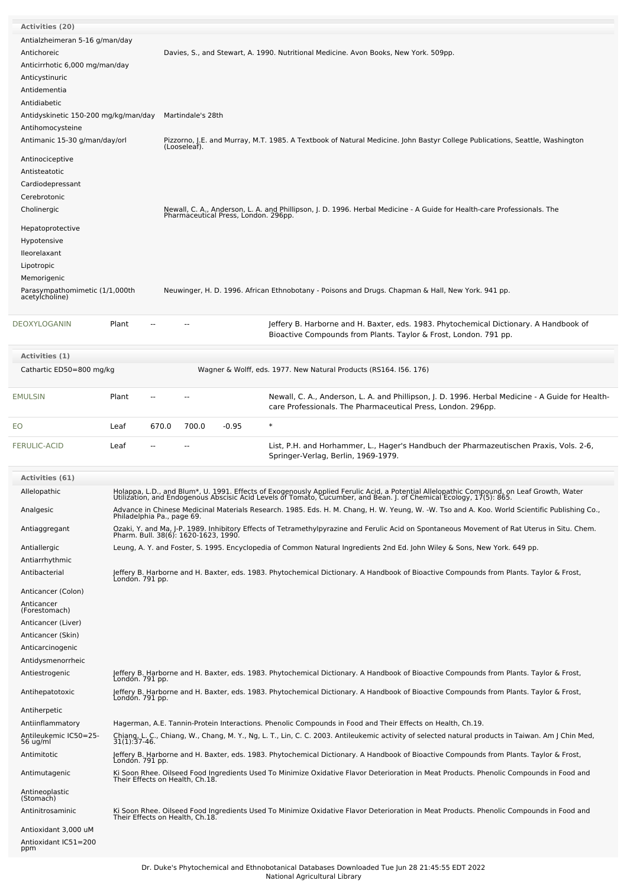| Activities (20) | |
|---|---|
| Antialzheimeran 5-16 g/man/day | |
| Antichoreic | Davies, S., and Stewart, A. 1990. Nutritional Medicine. Avon Books, New York. 509pp. |
| Anticirrhotic 6,000 mg/man/day | |
| Anticystinuric | |
| Antidementia | |
| Antidiabetic | |
| Antidyskinetic 150-200 mg/kg/man/day | Martindale's 28th |
| Antihomocysteine | |
| Antimanic 15-30 g/man/day/orl | Pizzorno, J.E. and Murray, M.T. 1985. A Textbook of Natural Medicine. John Bastyr College Publications, Seattle, Washington (Looseleaf). |
| Antinociceptive | |
| Antisteatotic | |
| Cardiodepressant | |
| Cerebrotonic | |
| Cholinergic | Newall, C. A., Anderson, L. A. and Phillipson, J. D. 1996. Herbal Medicine - A Guide for Health-care Professionals. The Pharmaceutical Press, London. 296pp. |
| Hepatoprotective | |
| Hypotensive | |
| Ileorelaxant | |
| Lipotropic | |
| Memorigenic | |
| Parasympathomimetic (1/1,000th acetylcholine) | Neuwinger, H. D. 1996. African Ethnobotany - Poisons and Drugs. Chapman & Hall, New York. 941 pp. |

| DEOXYLOGANIN | Plant | -- | -- | | Jeffery B. Harborne and H. Baxter, eds. 1983. Phytochemical Dictionary. A Handbook of Bioactive Compounds from Plants. Taylor & Frost, London. 791 pp. |
|---|---|---|---|---|---|

| Activities (1) | |
|---|---|
| Cathartic ED50=800 mg/kg | Wagner & Wolff, eds. 1977. New Natural Products (RS164. I56. 176) |

| EMULSIN | Plant | -- | -- | | Newall, C. A., Anderson, L. A. and Phillipson, J. D. 1996. Herbal Medicine - A Guide for Health-care Professionals. The Pharmaceutical Press, London. 296pp. |
|---|---|---|---|---|---|
| EO | Leaf | 670.0 | 700.0 | -0.95 | * |
| FERULIC-ACID | Leaf | -- | -- | | List, P.H. and Horhammer, L., Hager's Handbuch der Pharmazeutischen Praxis, Vols. 2-6, Springer-Verlag, Berlin, 1969-1979. |

| Activities (61) | |
|---|---|
| Allelopathic | Holappa, L.D., and Blum*, U. 1991. Effects of Exogenously Applied Ferulic Acid, a Potential Allelopathic Compound, on Leaf Growth, Water Utilization, and Endogenous Abscisic Acid Levels of Tomato, Cucumber, and Bean. J. of Chemical Ecology, 17(5): 865. |
| Analgesic | Advance in Chinese Medicinal Materials Research. 1985. Eds. H. M. Chang, H. W. Yeung, W. -W. Tso and A. Koo. World Scientific Publishing Co., Philadelphia Pa., page 69. |
| Antiaggregant | Ozaki, Y. and Ma, J-P. 1989. Inhibitory Effects of Tetramethylpyrazine and Ferulic Acid on Spontaneous Movement of Rat Uterus in Situ. Chem. Pharm. Bull. 38(6): 1620-1623, 1990. |
| Antiallergic | Leung, A. Y. and Foster, S. 1995. Encyclopedia of Common Natural Ingredients 2nd Ed. John Wiley & Sons, New York. 649 pp. |
| Antiarrhythmic | |
| Antibacterial | Jeffery B. Harborne and H. Baxter, eds. 1983. Phytochemical Dictionary. A Handbook of Bioactive Compounds from Plants. Taylor & Frost, London. 791 pp. |
| Anticancer (Colon) | |
| Anticancer (Forestomach) | |
| Anticancer (Liver) | |
| Anticancer (Skin) | |
| Anticarcinogenic | |
| Antidysmenorrheic | |
| Antiestrogenic | Jeffery B. Harborne and H. Baxter, eds. 1983. Phytochemical Dictionary. A Handbook of Bioactive Compounds from Plants. Taylor & Frost, London. 791 pp. |
| Antihepatotoxic | Jeffery B. Harborne and H. Baxter, eds. 1983. Phytochemical Dictionary. A Handbook of Bioactive Compounds from Plants. Taylor & Frost, London. 791 pp. |
| Antiherpetic | |
| Antiinflammatory | Hagerman, A.E. Tannin-Protein Interactions. Phenolic Compounds in Food and Their Effects on Health, Ch.19. |
| Antileukemic IC50=25-56 ug/ml | Chiang, L. C., Chiang, W., Chang, M. Y., Ng, L. T., Lin, C. C. 2003. Antileukemic activity of selected natural products in Taiwan. Am J Chin Med, 31(1):37-46. |
| Antimitotic | Jeffery B. Harborne and H. Baxter, eds. 1983. Phytochemical Dictionary. A Handbook of Bioactive Compounds from Plants. Taylor & Frost, London. 791 pp. |
| Antimutagenic | Ki Soon Rhee. Oilseed Food Ingredients Used To Minimize Oxidative Flavor Deterioration in Meat Products. Phenolic Compounds in Food and Their Effects on Health, Ch.18. |
| Antineoplastic (Stomach) | |
| Antinitrosaminic | Ki Soon Rhee. Oilseed Food Ingredients Used To Minimize Oxidative Flavor Deterioration in Meat Products. Phenolic Compounds in Food and Their Effects on Health, Ch.18. |
| Antioxidant 3,000 uM | |
| Antioxidant IC51=200 ppm | |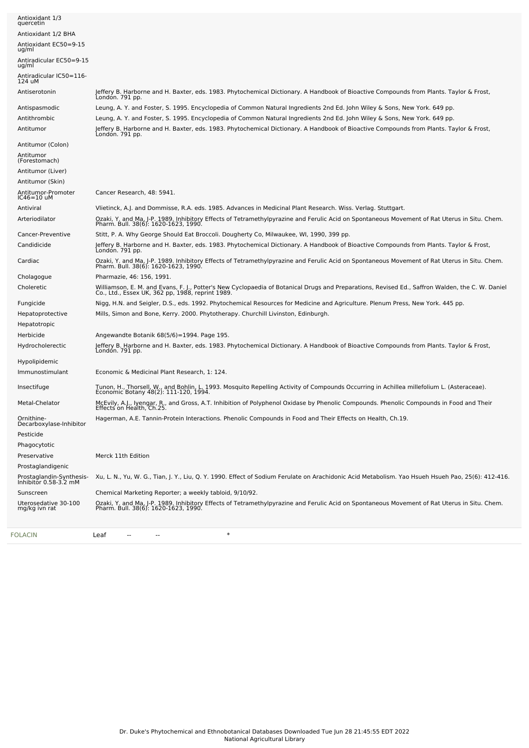| | |
|---|---|
| Antioxidant 1/3 quercetin | |
| Antioxidant 1/2 BHA | |
| Antioxidant EC50=9-15 ug/ml | |
| Antiradicular EC50=9-15 ug/ml | |
| Antiradicular IC50=116-124 uM | |
| Antiserotonin | Jeffery B. Harborne and H. Baxter, eds. 1983. Phytochemical Dictionary. A Handbook of Bioactive Compounds from Plants. Taylor & Frost, London. 791 pp. |
| Antispasmodic | Leung, A. Y. and Foster, S. 1995. Encyclopedia of Common Natural Ingredients 2nd Ed. John Wiley & Sons, New York. 649 pp. |
| Antithrombic | Leung, A. Y. and Foster, S. 1995. Encyclopedia of Common Natural Ingredients 2nd Ed. John Wiley & Sons, New York. 649 pp. |
| Antitumor | Jeffery B. Harborne and H. Baxter, eds. 1983. Phytochemical Dictionary. A Handbook of Bioactive Compounds from Plants. Taylor & Frost, London. 791 pp. |
| Antitumor (Colon) | |
| Antitumor (Forestomach) | |
| Antitumor (Liver) | |
| Antitumor (Skin) | |
| Antitumor-Promoter IC46=10 uM | Cancer Research, 48: 5941. |
| Antiviral | Vlietinck, A.J. and Dommisse, R.A. eds. 1985. Advances in Medicinal Plant Research. Wiss. Verlag. Stuttgart. |
| Arteriodilator | Ozaki, Y. and Ma, J-P. 1989. Inhibitory Effects of Tetramethylpyrazine and Ferulic Acid on Spontaneous Movement of Rat Uterus in Situ. Chem. Pharm. Bull. 38(6): 1620-1623, 1990. |
| Cancer-Preventive | Stitt, P. A. Why George Should Eat Broccoli. Dougherty Co, Milwaukee, WI, 1990, 399 pp. |
| Candidicide | Jeffery B. Harborne and H. Baxter, eds. 1983. Phytochemical Dictionary. A Handbook of Bioactive Compounds from Plants. Taylor & Frost, London. 791 pp. |
| Cardiac | Ozaki, Y. and Ma, J-P. 1989. Inhibitory Effects of Tetramethylpyrazine and Ferulic Acid on Spontaneous Movement of Rat Uterus in Situ. Chem. Pharm. Bull. 38(6): 1620-1623, 1990. |
| Cholagogue | Pharmazie, 46: 156, 1991. |
| Choleretic | Williamson, E. M. and Evans, F. J., Potter's New Cyclopaedia of Botanical Drugs and Preparations, Revised Ed., Saffron Walden, the C. W. Daniel Co., Ltd., Essex UK, 362 pp, 1988, reprint 1989. |
| Fungicide | Nigg, H.N. and Seigler, D.S., eds. 1992. Phytochemical Resources for Medicine and Agriculture. Plenum Press, New York. 445 pp. |
| Hepatoprotective | Mills, Simon and Bone, Kerry. 2000. Phytotherapy. Churchill Livinston, Edinburgh. |
| Hepatotropic | |
| Herbicide | Angewandte Botanik 68(5/6)=1994. Page 195. |
| Hydrocholerectic | Jeffery B. Harborne and H. Baxter, eds. 1983. Phytochemical Dictionary. A Handbook of Bioactive Compounds from Plants. Taylor & Frost, London. 791 pp. |
| Hypolipidemic | |
| Immunostimulant | Economic & Medicinal Plant Research, 1: 124. |
| Insectifuge | Tunon, H., Thorsell, W., and Bohlin, L. 1993. Mosquito Repelling Activity of Compounds Occurring in Achillea millefolium L. (Asteraceae). Economic Botany 48(2): 111-120, 1994. |
| Metal-Chelator | McEvily, A.J., Iyengar, R., and Gross, A.T. Inhibition of Polyphenol Oxidase by Phenolic Compounds. Phenolic Compounds in Food and Their Effects on Health, Ch.25. |
| Ornithine-Decarboxylase-Inhibitor | Hagerman, A.E. Tannin-Protein Interactions. Phenolic Compounds in Food and Their Effects on Health, Ch.19. |
| Pesticide | |
| Phagocytotic | |
| Preservative | Merck 11th Edition |
| Prostaglandigenic | |
| Prostaglandin-Synthesis-Inhibitor 0.58-3.2 mM | Xu, L. N., Yu, W. G., Tian, J. Y., Liu, Q. Y. 1990. Effect of Sodium Ferulate on Arachidonic Acid Metabolism. Yao Hsueh Hsueh Pao, 25(6): 412-416. |
| Sunscreen | Chemical Marketing Reporter; a weekly tabloid, 9/10/92. |
| Uterosedative 30-100 mg/kg ivn rat | Ozaki, Y. and Ma, J-P. 1989. Inhibitory Effects of Tetramethylpyrazine and Ferulic Acid on Spontaneous Movement of Rat Uterus in Situ. Chem. Pharm. Bull. 38(6): 1620-1623, 1990. |

| | | | | |
|---|---|---|---|---|
| FOLACIN | Leaf | -- | -- | * |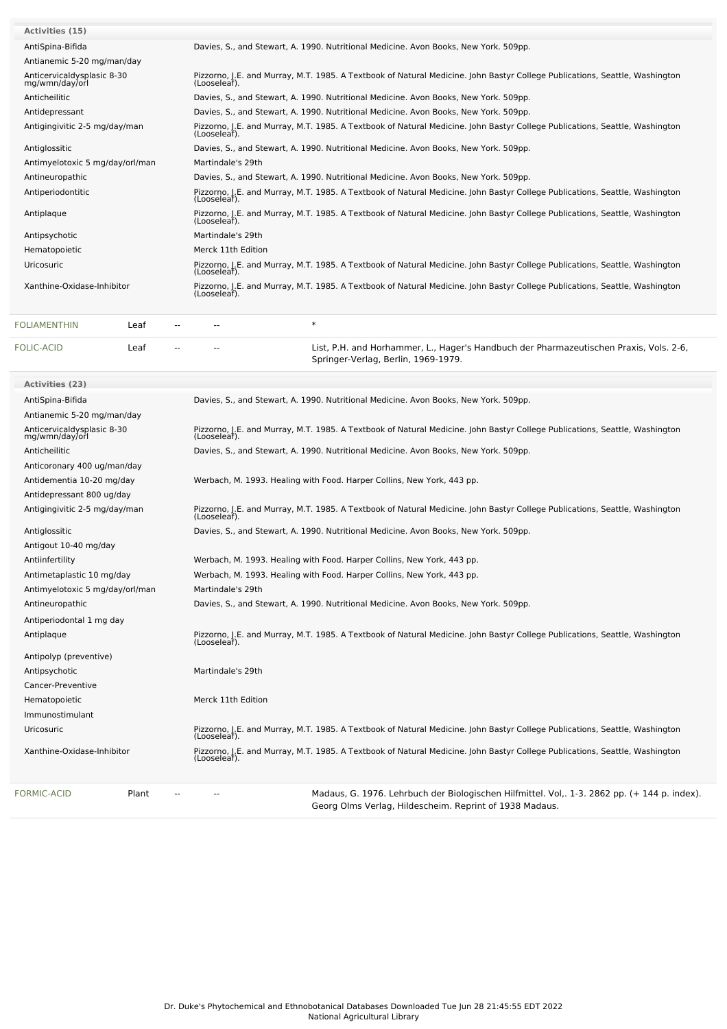**Activities (15)**

| Activity | Reference |
|---|---|
| AntiSpina-Bifida | Davies, S., and Stewart, A. 1990. Nutritional Medicine. Avon Books, New York. 509pp. |
| Antianemic 5-20 mg/man/day | |
| Anticervicaldysplasic 8-30 mg/wmn/day/orl | Pizzorno, J.E. and Murray, M.T. 1985. A Textbook of Natural Medicine. John Bastyr College Publications, Seattle, Washington (Looseleaf). |
| Anticheilitic | Davies, S., and Stewart, A. 1990. Nutritional Medicine. Avon Books, New York. 509pp. |
| Antidepressant | Davies, S., and Stewart, A. 1990. Nutritional Medicine. Avon Books, New York. 509pp. |
| Antigingivitic 2-5 mg/day/man | Pizzorno, J.E. and Murray, M.T. 1985. A Textbook of Natural Medicine. John Bastyr College Publications, Seattle, Washington (Looseleaf). |
| Antiglossitic | Davies, S., and Stewart, A. 1990. Nutritional Medicine. Avon Books, New York. 509pp. |
| Antimyelotoxic 5 mg/day/orl/man | Martindale's 29th |
| Antineuropathic | Davies, S., and Stewart, A. 1990. Nutritional Medicine. Avon Books, New York. 509pp. |
| Antiperiodontitic | Pizzorno, J.E. and Murray, M.T. 1985. A Textbook of Natural Medicine. John Bastyr College Publications, Seattle, Washington (Looseleaf). |
| Antiplaque | Pizzorno, J.E. and Murray, M.T. 1985. A Textbook of Natural Medicine. John Bastyr College Publications, Seattle, Washington (Looseleaf). |
| Antipsychotic | Martindale's 29th |
| Hematopoietic | Merck 11th Edition |
| Uricosuric | Pizzorno, J.E. and Murray, M.T. 1985. A Textbook of Natural Medicine. John Bastyr College Publications, Seattle, Washington (Looseleaf). |
| Xanthine-Oxidase-Inhibitor | Pizzorno, J.E. and Murray, M.T. 1985. A Textbook of Natural Medicine. John Bastyr College Publications, Seattle, Washington (Looseleaf). |

| Chemical | Part | Low | High | Reference |
|---|---|---|---|---|
| FOLIAMENTHIN | Leaf | -- | -- | * |
| FOLIC-ACID | Leaf | -- | -- | List, P.H. and Horhammer, L., Hager's Handbuch der Pharmazeutischen Praxis, Vols. 2-6, Springer-Verlag, Berlin, 1969-1979. |

**Activities (23)**

| Activity | Reference |
|---|---|
| AntiSpina-Bifida | Davies, S., and Stewart, A. 1990. Nutritional Medicine. Avon Books, New York. 509pp. |
| Antianemic 5-20 mg/man/day | |
| Anticervicaldysplasic 8-30 mg/wmn/day/orl | Pizzorno, J.E. and Murray, M.T. 1985. A Textbook of Natural Medicine. John Bastyr College Publications, Seattle, Washington (Looseleaf). |
| Anticheilitic | Davies, S., and Stewart, A. 1990. Nutritional Medicine. Avon Books, New York. 509pp. |
| Anticoronary 400 ug/man/day | |
| Antidementia 10-20 mg/day | Werbach, M. 1993. Healing with Food. Harper Collins, New York, 443 pp. |
| Antidepressant 800 ug/day | |
| Antigingivitic 2-5 mg/day/man | Pizzorno, J.E. and Murray, M.T. 1985. A Textbook of Natural Medicine. John Bastyr College Publications, Seattle, Washington (Looseleaf). |
| Antiglossitic | Davies, S., and Stewart, A. 1990. Nutritional Medicine. Avon Books, New York. 509pp. |
| Antigout 10-40 mg/day | |
| Antiinfertility | Werbach, M. 1993. Healing with Food. Harper Collins, New York, 443 pp. |
| Antimetaplastic 10 mg/day | Werbach, M. 1993. Healing with Food. Harper Collins, New York, 443 pp. |
| Antimyelotoxic 5 mg/day/orl/man | Martindale's 29th |
| Antineuropathic | Davies, S., and Stewart, A. 1990. Nutritional Medicine. Avon Books, New York. 509pp. |
| Antiperiodontal 1 mg day | |
| Antiplaque | Pizzorno, J.E. and Murray, M.T. 1985. A Textbook of Natural Medicine. John Bastyr College Publications, Seattle, Washington (Looseleaf). |
| Antipolyp (preventive) | |
| Antipsychotic | Martindale's 29th |
| Cancer-Preventive | |
| Hematopoietic | Merck 11th Edition |
| Immunostimulant | |
| Uricosuric | Pizzorno, J.E. and Murray, M.T. 1985. A Textbook of Natural Medicine. John Bastyr College Publications, Seattle, Washington (Looseleaf). |
| Xanthine-Oxidase-Inhibitor | Pizzorno, J.E. and Murray, M.T. 1985. A Textbook of Natural Medicine. John Bastyr College Publications, Seattle, Washington (Looseleaf). |

| Chemical | Part | Low | High | Reference |
|---|---|---|---|---|
| FORMIC-ACID | Plant | -- | -- | Madaus, G. 1976. Lehrbuch der Biologischen Hilfmittel. Vol,. 1-3. 2862 pp. (+ 144 p. index). Georg Olms Verlag, Hildescheim. Reprint of 1938 Madaus. |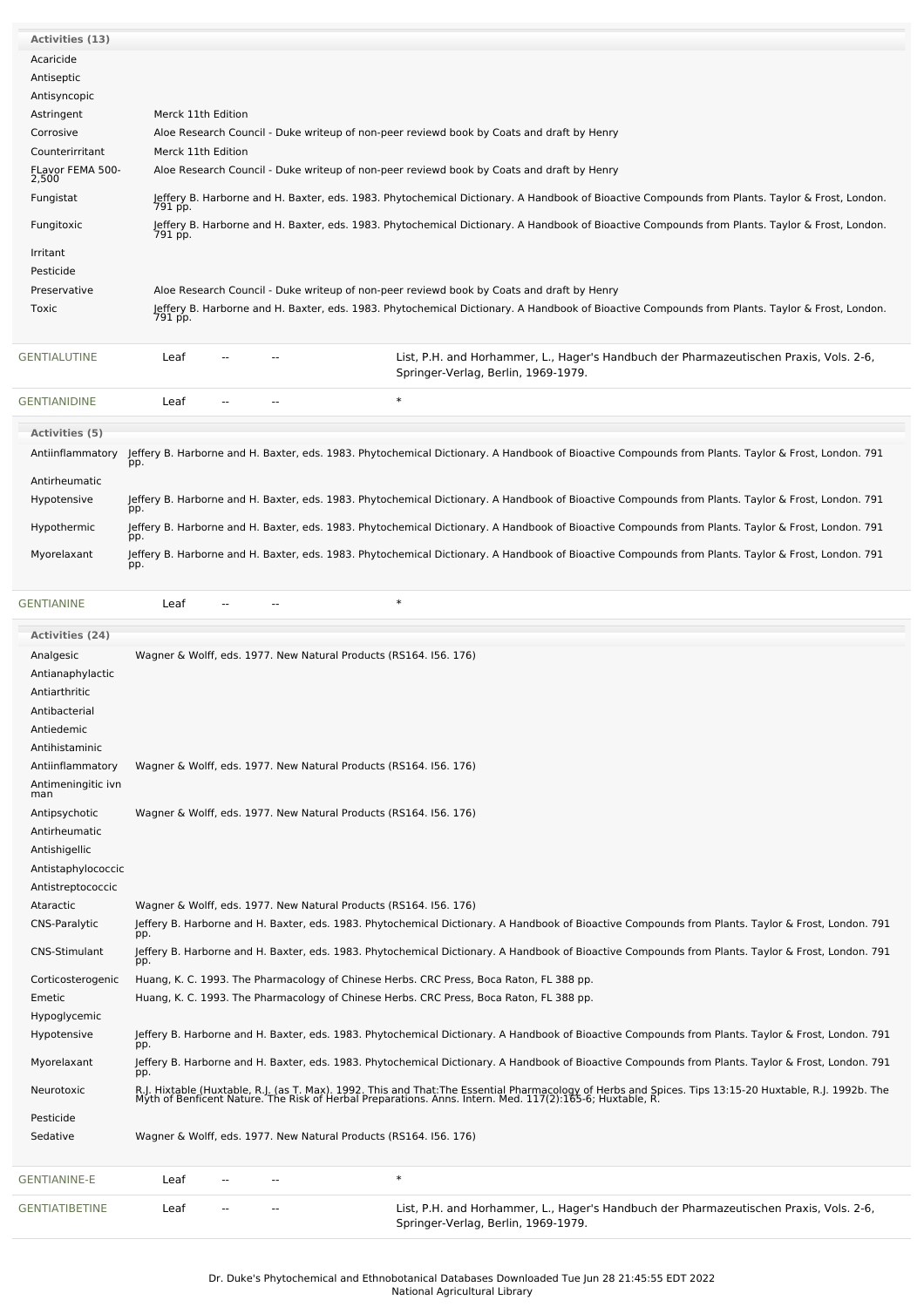| Activities (13) | |
|---|---|
| Acaricide | |
| Antiseptic | |
| Antisyncopic | |
| Astringent | Merck 11th Edition |
| Corrosive | Aloe Research Council - Duke writeup of non-peer reviewd book by Coats and draft by Henry |
| Counterirritant | Merck 11th Edition |
| FLavor FEMA 500-2,500 | Aloe Research Council - Duke writeup of non-peer reviewd book by Coats and draft by Henry |
| Fungistat | Jeffery B. Harborne and H. Baxter, eds. 1983. Phytochemical Dictionary. A Handbook of Bioactive Compounds from Plants. Taylor & Frost, London. 791 pp. |
| Fungitoxic | Jeffery B. Harborne and H. Baxter, eds. 1983. Phytochemical Dictionary. A Handbook of Bioactive Compounds from Plants. Taylor & Frost, London. 791 pp. |
| Irritant | |
| Pesticide | |
| Preservative | Aloe Research Council - Duke writeup of non-peer reviewd book by Coats and draft by Henry |
| Toxic | Jeffery B. Harborne and H. Baxter, eds. 1983. Phytochemical Dictionary. A Handbook of Bioactive Compounds from Plants. Taylor & Frost, London. 791 pp. |

| GENTIALUTINE | Leaf | -- | -- | List, P.H. and Horhammer, L., Hager's Handbuch der Pharmazeutischen Praxis, Vols. 2-6, Springer-Verlag, Berlin, 1969-1979. |
|---|---|---|---|---|
| GENTIANIDINE | Leaf | -- | -- | * |

| Activities (5) | |
|---|---|
| Antiinflammatory | Jeffery B. Harborne and H. Baxter, eds. 1983. Phytochemical Dictionary. A Handbook of Bioactive Compounds from Plants. Taylor & Frost, London. 791 pp. |
| Antirheumatic | |
| Hypotensive | Jeffery B. Harborne and H. Baxter, eds. 1983. Phytochemical Dictionary. A Handbook of Bioactive Compounds from Plants. Taylor & Frost, London. 791 pp. |
| Hypothermic | Jeffery B. Harborne and H. Baxter, eds. 1983. Phytochemical Dictionary. A Handbook of Bioactive Compounds from Plants. Taylor & Frost, London. 791 pp. |
| Myorelaxant | Jeffery B. Harborne and H. Baxter, eds. 1983. Phytochemical Dictionary. A Handbook of Bioactive Compounds from Plants. Taylor & Frost, London. 791 pp. |

| GENTIANINE | Leaf | -- | -- | * |
|---|---|---|---|---|

| Activities (24) | |
|---|---|
| Analgesic | Wagner & Wolff, eds. 1977. New Natural Products (RS164. I56. 176) |
| Antianaphylactic | |
| Antiarthritic | |
| Antibacterial | |
| Antiedemic | |
| Antihistaminic | |
| Antiinflammatory | Wagner & Wolff, eds. 1977. New Natural Products (RS164. I56. 176) |
| Antimeningitic ivn man | |
| Antipsychotic | Wagner & Wolff, eds. 1977. New Natural Products (RS164. I56. 176) |
| Antirheumatic | |
| Antishigellic | |
| Antistaphylococcic | |
| Antistreptococcic | |
| Ataractic | Wagner & Wolff, eds. 1977. New Natural Products (RS164. I56. 176) |
| CNS-Paralytic | Jeffery B. Harborne and H. Baxter, eds. 1983. Phytochemical Dictionary. A Handbook of Bioactive Compounds from Plants. Taylor & Frost, London. 791 pp. |
| CNS-Stimulant | Jeffery B. Harborne and H. Baxter, eds. 1983. Phytochemical Dictionary. A Handbook of Bioactive Compounds from Plants. Taylor & Frost, London. 791 pp. |
| Corticosterogenic | Huang, K. C. 1993. The Pharmacology of Chinese Herbs. CRC Press, Boca Raton, FL 388 pp. |
| Emetic | Huang, K. C. 1993. The Pharmacology of Chinese Herbs. CRC Press, Boca Raton, FL 388 pp. |
| Hypoglycemic | |
| Hypotensive | Jeffery B. Harborne and H. Baxter, eds. 1983. Phytochemical Dictionary. A Handbook of Bioactive Compounds from Plants. Taylor & Frost, London. 791 pp. |
| Myorelaxant | Jeffery B. Harborne and H. Baxter, eds. 1983. Phytochemical Dictionary. A Handbook of Bioactive Compounds from Plants. Taylor & Frost, London. 791 pp. |
| Neurotoxic | R.J. Hixtable (Huxtable, R.J. (as T. Max). 1992. This and That:The Essential Pharmacology of Herbs and Spices. Tips 13:15-20 Huxtable, R.J. 1992b. The Myth of Benficent Nature. The Risk of Herbal Preparations. Anns. Intern. Med. 117(2):165-6; Huxtable, R. |
| Pesticide | |
| Sedative | Wagner & Wolff, eds. 1977. New Natural Products (RS164. I56. 176) |

| GENTIANINE-E | Leaf | -- | -- | * |
|---|---|---|---|---|
| GENTIATIBETINE | Leaf | -- | -- | List, P.H. and Horhammer, L., Hager's Handbuch der Pharmazeutischen Praxis, Vols. 2-6, Springer-Verlag, Berlin, 1969-1979. |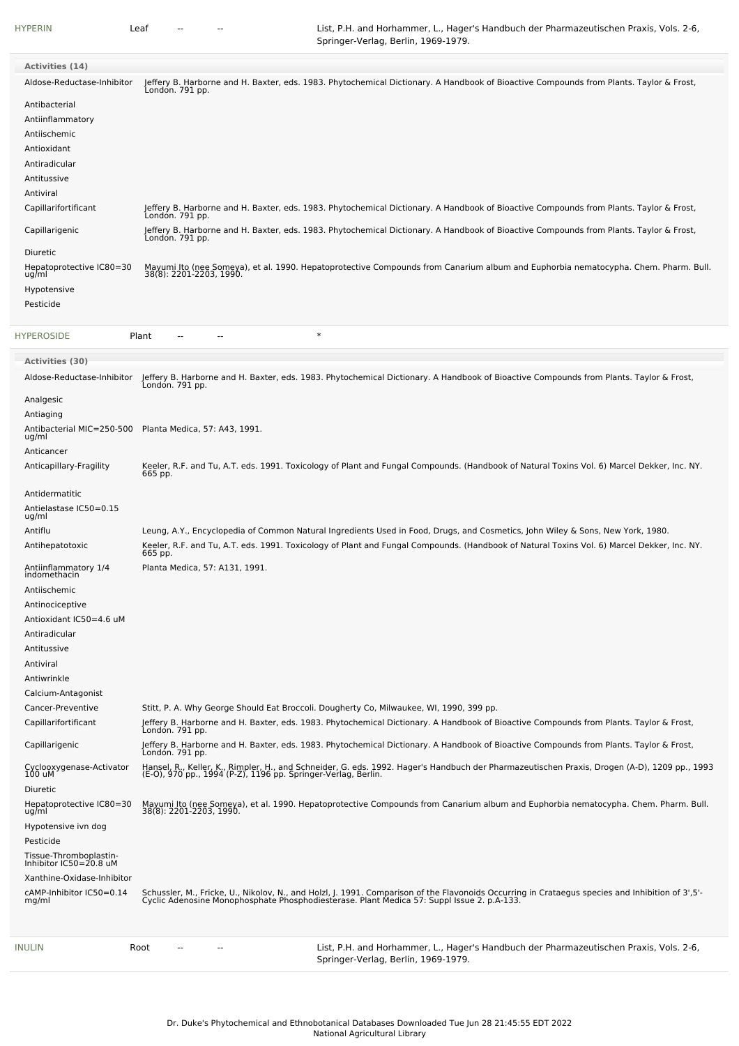| HYPERIN | Leaf | -- | -- | List, P.H. and Horhammer, L., Hager's Handbuch der Pharmazeutischen Praxis, Vols. 2-6, Springer-Verlag, Berlin, 1969-1979. |
|---|---|---|---|---|

**Activities (14)**

| Activity | Reference |
|---|---|
| Aldose-Reductase-Inhibitor | Jeffery B. Harborne and H. Baxter, eds. 1983. Phytochemical Dictionary. A Handbook of Bioactive Compounds from Plants. Taylor & Frost, London. 791 pp. |
| Antibacterial | |
| Antiinflammatory | |
| Antiischemic | |
| Antioxidant | |
| Antiradicular | |
| Antitussive | |
| Antiviral | |
| Capillarifortificant | Jeffery B. Harborne and H. Baxter, eds. 1983. Phytochemical Dictionary. A Handbook of Bioactive Compounds from Plants. Taylor & Frost, London. 791 pp. |
| Capillarigenic | Jeffery B. Harborne and H. Baxter, eds. 1983. Phytochemical Dictionary. A Handbook of Bioactive Compounds from Plants. Taylor & Frost, London. 791 pp. |
| Diuretic | |
| Hepatoprotective IC80=30 ug/ml | Mayumi Ito (nee Someya), et al. 1990. Hepatoprotective Compounds from Canarium album and Euphorbia nematocypha. Chem. Pharm. Bull. 38(8): 2201-2203, 1990. |
| Hypotensive | |
| Pesticide | |

| HYPEROSIDE | Plant | -- | -- | * |
|---|---|---|---|---|

**Activities (30)**

| Activity | Reference |
|---|---|
| Aldose-Reductase-Inhibitor | Jeffery B. Harborne and H. Baxter, eds. 1983. Phytochemical Dictionary. A Handbook of Bioactive Compounds from Plants. Taylor & Frost, London. 791 pp. |
| Analgesic | |
| Antiaging | |
| Antibacterial MIC=250-500 ug/ml | Planta Medica, 57: A43, 1991. |
| Anticancer | |
| Anticapillary-Fragility | Keeler, R.F. and Tu, A.T. eds. 1991. Toxicology of Plant and Fungal Compounds. (Handbook of Natural Toxins Vol. 6) Marcel Dekker, Inc. NY. 665 pp. |
| Antidermatitic | |
| Antielastase IC50=0.15 ug/ml | |
| Antiflu | Leung, A.Y., Encyclopedia of Common Natural Ingredients Used in Food, Drugs, and Cosmetics, John Wiley & Sons, New York, 1980. |
| Antihepatotoxic | Keeler, R.F. and Tu, A.T. eds. 1991. Toxicology of Plant and Fungal Compounds. (Handbook of Natural Toxins Vol. 6) Marcel Dekker, Inc. NY. 665 pp. |
| Antiinflammatory 1/4 indomethacin | Planta Medica, 57: A131, 1991. |
| Antiischemic | |
| Antinociceptive | |
| Antioxidant IC50=4.6 uM | |
| Antiradicular | |
| Antitussive | |
| Antiviral | |
| Antiwrinkle | |
| Calcium-Antagonist | |
| Cancer-Preventive | Stitt, P. A. Why George Should Eat Broccoli. Dougherty Co, Milwaukee, WI, 1990, 399 pp. |
| Capillarifortificant | Jeffery B. Harborne and H. Baxter, eds. 1983. Phytochemical Dictionary. A Handbook of Bioactive Compounds from Plants. Taylor & Frost, London. 791 pp. |
| Capillarigenic | Jeffery B. Harborne and H. Baxter, eds. 1983. Phytochemical Dictionary. A Handbook of Bioactive Compounds from Plants. Taylor & Frost, London. 791 pp. |
| Cyclooxygenase-Activator 100 uM | Hansel, R., Keller, K., Rimpler, H., and Schneider, G. eds. 1992. Hager's Handbuch der Pharmazeutischen Praxis, Drogen (A-D), 1209 pp., 1993 (E-O), 970 pp., 1994 (P-Z), 1196 pp. Springer-Verlag, Berlin. |
| Diuretic | |
| Hepatoprotective IC80=30 ug/ml | Mayumi Ito (nee Someya), et al. 1990. Hepatoprotective Compounds from Canarium album and Euphorbia nematocypha. Chem. Pharm. Bull. 38(8): 2201-2203, 1990. |
| Hypotensive ivn dog | |
| Pesticide | |
| Tissue-Thromboplastin-Inhibitor IC50=20.8 uM | |
| Xanthine-Oxidase-Inhibitor | |
| cAMP-Inhibitor IC50=0.14 mg/ml | Schussler, M., Fricke, U., Nikolov, N., and Holzl, J. 1991. Comparison of the Flavonoids Occurring in Crataegus species and Inhibition of 3',5'-Cyclic Adenosine Monophosphate Phosphodiesterase. Plant Medica 57: Suppl Issue 2. p.A-133. |

| INULIN | Root | -- | -- | List, P.H. and Horhammer, L., Hager's Handbuch der Pharmazeutischen Praxis, Vols. 2-6, Springer-Verlag, Berlin, 1969-1979. |
|---|---|---|---|---|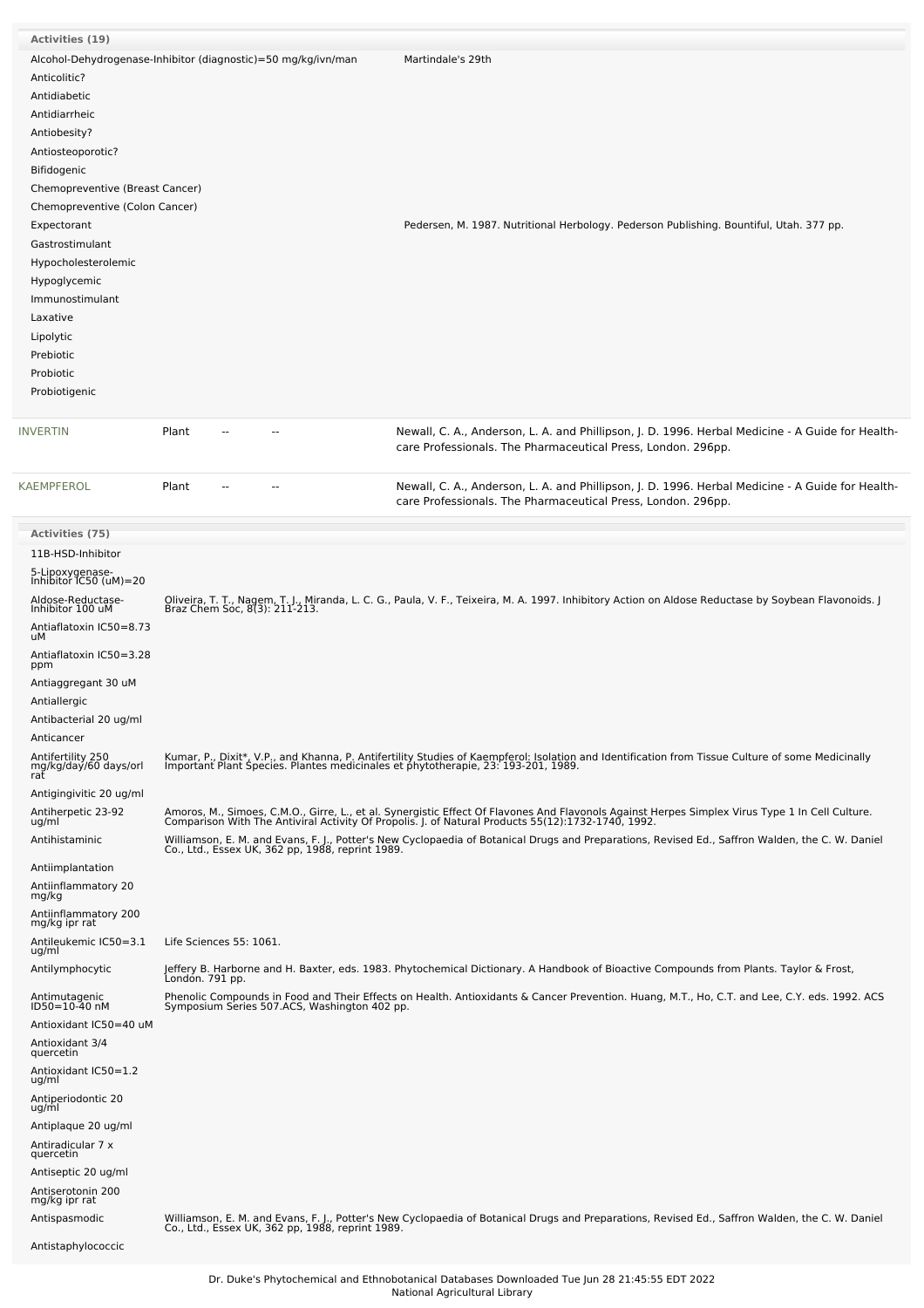| Activities (19) | |
|---|---|
| Alcohol-Dehydrogenase-Inhibitor (diagnostic)=50 mg/kg/ivn/man | Martindale's 29th |
| Anticolitic? | |
| Antidiabetic | |
| Antidiarrheic | |
| Antiobesity? | |
| Antiosteoporotic? | |
| Bifidogenic | |
| Chemopreventive (Breast Cancer) | |
| Chemopreventive (Colon Cancer) | |
| Expectorant | Pedersen, M. 1987. Nutritional Herbology. Pederson Publishing. Bountiful, Utah. 377 pp. |
| Gastrostimulant | |
| Hypocholesterolemic | |
| Hypoglycemic | |
| Immunostimulant | |
| Laxative | |
| Lipolytic | |
| Prebiotic | |
| Probiotic | |
| Probiotigenic | |

| | | | | |
|---|---|---|---|---|
| INVERTIN | Plant | -- | -- | Newall, C. A., Anderson, L. A. and Phillipson, J. D. 1996. Herbal Medicine - A Guide for Health-care Professionals. The Pharmaceutical Press, London. 296pp. |
| KAEMPFEROL | Plant | -- | -- | Newall, C. A., Anderson, L. A. and Phillipson, J. D. 1996. Herbal Medicine - A Guide for Health-care Professionals. The Pharmaceutical Press, London. 296pp. |

| Activities (75) | |
|---|---|
| 11B-HSD-Inhibitor | |
| 5-Lipoxygenase-Inhibitor IC50 (uM)=20 | |
| Aldose-Reductase-Inhibitor 100 uM | Oliveira, T. T., Nagem, T. J., Miranda, L. C. G., Paula, V. F., Teixeira, M. A. 1997. Inhibitory Action on Aldose Reductase by Soybean Flavonoids. J Braz Chem Soc, 8(3): 211-213. |
| Antiaflatoxin IC50=8.73 uM | |
| Antiaflatoxin IC50=3.28 ppm | |
| Antiaggregant 30 uM | |
| Antiallergic | |
| Antibacterial 20 ug/ml | |
| Anticancer | |
| Antifertility 250 mg/kg/day/60 days/orl rat | Kumar, P., Dixit*, V.P., and Khanna, P. Antifertility Studies of Kaempferol: Isolation and Identification from Tissue Culture of some Medicinally Important Plant Species. Plantes medicinales et phytotherapie, 23: 193-201, 1989. |
| Antigingivitic 20 ug/ml | |
| Antiherpetic 23-92 ug/ml | Amoros, M., Simoes, C.M.O., Girre, L., et al. Synergistic Effect Of Flavones And Flavonols Against Herpes Simplex Virus Type 1 In Cell Culture. Comparison With The Antiviral Activity Of Propolis. J. of Natural Products 55(12):1732-1740, 1992. |
| Antihistaminic | Williamson, E. M. and Evans, F. J., Potter's New Cyclopaedia of Botanical Drugs and Preparations, Revised Ed., Saffron Walden, the C. W. Daniel Co., Ltd., Essex UK, 362 pp, 1988, reprint 1989. |
| Antiimplantation | |
| Antiinflammatory 20 mg/kg | |
| Antiinflammatory 200 mg/kg ipr rat | |
| Antileukemic IC50=3.1 ug/ml | Life Sciences 55: 1061. |
| Antilymphocytic | Jeffery B. Harborne and H. Baxter, eds. 1983. Phytochemical Dictionary. A Handbook of Bioactive Compounds from Plants. Taylor & Frost, London. 791 pp. |
| Antimutagenic ID50=10-40 nM | Phenolic Compounds in Food and Their Effects on Health. Antioxidants & Cancer Prevention. Huang, M.T., Ho, C.T. and Lee, C.Y. eds. 1992. ACS Symposium Series 507.ACS, Washington 402 pp. |
| Antioxidant IC50=40 uM | |
| Antioxidant 3/4 quercetin | |
| Antioxidant IC50=1.2 ug/ml | |
| Antiperiodontic 20 ug/ml | |
| Antiplaque 20 ug/ml | |
| Antiradicular 7 x quercetin | |
| Antiseptic 20 ug/ml | |
| Antiserotonin 200 mg/kg ipr rat | |
| Antispasmodic | Williamson, E. M. and Evans, F. J., Potter's New Cyclopaedia of Botanical Drugs and Preparations, Revised Ed., Saffron Walden, the C. W. Daniel Co., Ltd., Essex UK, 362 pp, 1988, reprint 1989. |
| Antistaphylococcic | |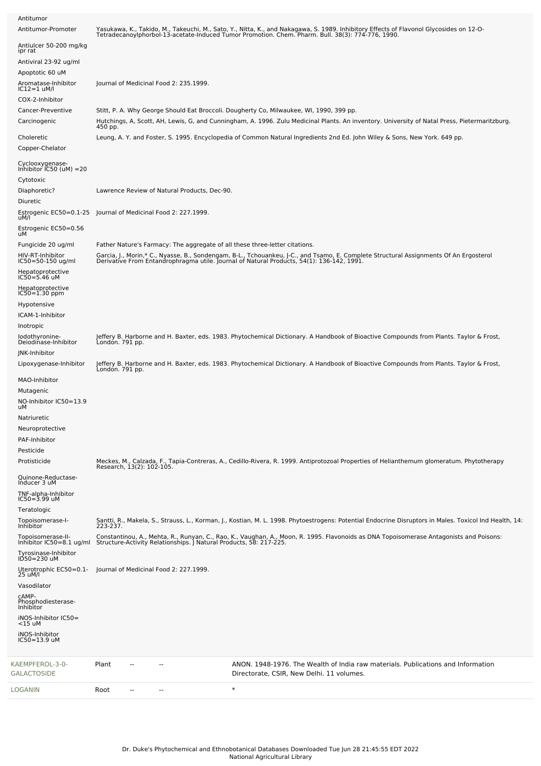| Activity | Reference |
|---|---|
| Antitumor | |
| Antitumor-Promoter | Yasukawa, K., Takido, M., Takeuchi, M., Sato, Y., Nitta, K., and Nakagawa, S. 1989. Inhibitory Effects of Flavonol Glycosides on 12-O-Tetradecanoylphorbol-13-acetate-Induced Tumor Promotion. Chem. Pharm. Bull. 38(3): 774-776, 1990. |
| Antiulcer 50-200 mg/kg ipr rat | |
| Antiviral 23-92 ug/ml | |
| Apoptotic 60 uM | |
| Aromatase-Inhibitor IC12=1 uM/l | Journal of Medicinal Food 2: 235.1999. |
| COX-2-Inhibitor | |
| Cancer-Preventive | Stitt, P. A. Why George Should Eat Broccoli. Dougherty Co, Milwaukee, WI, 1990, 399 pp. |
| Carcinogenic | Hutchings, A, Scott, AH, Lewis, G, and Cunningham, A. 1996. Zulu Medicinal Plants. An inventory. University of Natal Press, Pietermaritzburg. 450 pp. |
| Choleretic | Leung, A. Y. and Foster, S. 1995. Encyclopedia of Common Natural Ingredients 2nd Ed. John Wiley & Sons, New York. 649 pp. |
| Copper-Chelator | |
| Cyclooxygenase-Inhibitor IC50 (uM) =20 | |
| Cytotoxic | |
| Diaphoretic? | Lawrence Review of Natural Products, Dec-90. |
| Diuretic | |
| Estrogenic EC50=0.1-25 uM/l | Journal of Medicinal Food 2: 227.1999. |
| Estrogenic EC50=0.56 uM | |
| Fungicide 20 ug/ml | Father Nature's Farmacy: The aggregate of all these three-letter citations. |
| HIV-RT-Inhibitor IC50=50-150 ug/ml | Garcia, J., Morin,* C., Nyasse, B., Sondengam, B-L., Tchouankeu, J-C., and Tsamo, E. Complete Structural Assignments Of An Ergosterol Derivative From Entandrophragma utile. Journal of Natural Products, 54(1): 136-142, 1991. |
| Hepatoprotective IC50=5.46 uM | |
| Hepatoprotective IC50=1.30 ppm | |
| Hypotensive | |
| ICAM-1-Inhibitor | |
| Inotropic | |
| Iodothyronine-Deiodinase-Inhibitor | Jeffery B. Harborne and H. Baxter, eds. 1983. Phytochemical Dictionary. A Handbook of Bioactive Compounds from Plants. Taylor & Frost, London. 791 pp. |
| JNK-Inhibitor | |
| Lipoxygenase-Inhibitor | Jeffery B. Harborne and H. Baxter, eds. 1983. Phytochemical Dictionary. A Handbook of Bioactive Compounds from Plants. Taylor & Frost, London. 791 pp. |
| MAO-Inhibitor | |
| Mutagenic | |
| NO-Inhibitor IC50=13.9 uM | |
| Natriuretic | |
| Neuroprotective | |
| PAF-Inhibitor | |
| Pesticide | |
| Protisticide | Meckes, M., Calzada, F., Tapia-Contreras, A., Cedillo-Rivera, R. 1999. Antiprotozoal Properties of Helianthemum glomeratum. Phytotherapy Research, 13(2): 102-105. |
| Quinone-Reductase-Inducer 3 uM | |
| TNF-alpha-Inhibitor IC50=3.99 uM | |
| Teratologic | |
| Topoisomerase-I-Inhibitor | Santti, R., Makela, S., Strauss, L., Korman, J., Kostian, M. L. 1998. Phytoestrogens: Potential Endocrine Disruptors in Males. Toxicol Ind Health, 14: 223-237. |
| Topoisomerase-II-Inhibitor IC50=8.1 ug/ml | Constantinou, A., Mehta, R., Runyan, C., Rao, K., Vaughan, A., Moon, R. 1995. Flavonoids as DNA Topoisomerase Antagonists and Poisons: Structure-Activity Relationships. J Natural Products, 58: 217-225. |
| Tyrosinase-Inhibitor ID50=230 uM | |
| Uterotrophic EC50=0.1-25 uM/l | Journal of Medicinal Food 2: 227.1999. |
| Vasodilator | |
| cAMP-Phosphodiesterase-Inhibitor | |
| iNOS-Inhibitor IC50=<15 uM | |
| iNOS-Inhibitor IC50=13.9 uM | |

| Chemical | Part | Low PPM | High PPM | Reference |
|---|---|---|---|---|
| KAEMPFEROL-3-0-GALACTOSIDE | Plant | -- | -- | ANON. 1948-1976. The Wealth of India raw materials. Publications and Information Directorate, CSIR, New Delhi. 11 volumes. |
| LOGANIN | Root | -- | -- | * |

Dr. Duke's Phytochemical and Ethnobotanical Databases Downloaded Tue Jun 28 21:45:55 EDT 2022
National Agricultural Library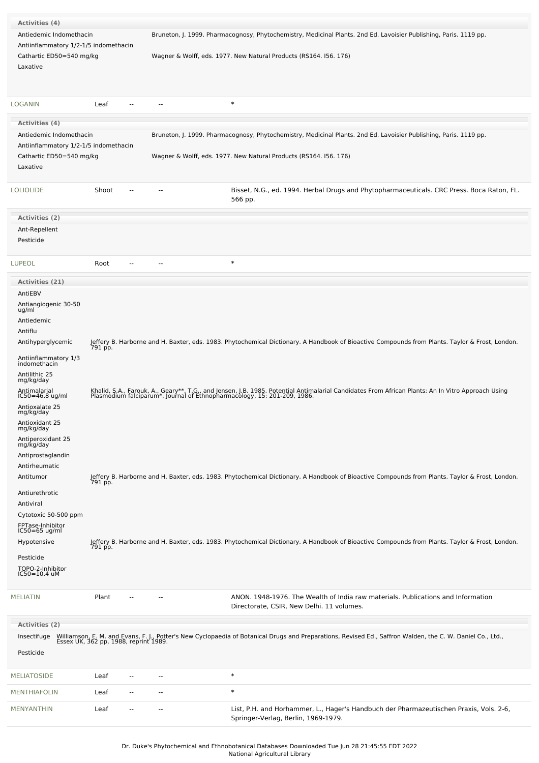**Activities (4)**

| Activity | Reference |
|---|---|
| Antiedemic Indomethacin | Bruneton, J. 1999. Pharmacognosy, Phytochemistry, Medicinal Plants. 2nd Ed. Lavoisier Publishing, Paris. 1119 pp. |
| Antiinflammatory 1/2-1/5 indomethacin | |
| Cathartic ED50=540 mg/kg | Wagner & Wolff, eds. 1977. New Natural Products (RS164. I56. 176) |
| Laxative | |

| Chemical | Part | | | Reference |
|---|---|---|---|---|
| LOGANIN | Leaf | -- | -- | * |

**Activities (4)**

| Activity | Reference |
|---|---|
| Antiedemic Indomethacin | Bruneton, J. 1999. Pharmacognosy, Phytochemistry, Medicinal Plants. 2nd Ed. Lavoisier Publishing, Paris. 1119 pp. |
| Antiinflammatory 1/2-1/5 indomethacin | |
| Cathartic ED50=540 mg/kg | Wagner & Wolff, eds. 1977. New Natural Products (RS164. I56. 176) |
| Laxative | |

| Chemical | Part | | | Reference |
|---|---|---|---|---|
| LOLIOLIDE | Shoot | -- | -- | Bisset, N.G., ed. 1994. Herbal Drugs and Phytopharmaceuticals. CRC Press. Boca Raton, FL. 566 pp. |

**Activities (2)**

- Ant-Repellent
- Pesticide

| Chemical | Part | | | Reference |
|---|---|---|---|---|
| LUPEOL | Root | -- | -- | * |

**Activities (21)**

| Activity | Reference |
|---|---|
| AntiEBV | |
| Antiangiogenic 30-50 ug/ml | |
| Antiedemic | |
| Antiflu | |
| Antihyperglycemic | Jeffery B. Harborne and H. Baxter, eds. 1983. Phytochemical Dictionary. A Handbook of Bioactive Compounds from Plants. Taylor & Frost, London. 791 pp. |
| Antiinflammatory 1/3 indomethacin | |
| Antilithic 25 mg/kg/day | |
| Antimalarial IC50=46.8 ug/ml | Khalid, S.A., Farouk, A., Geary**, T.G., and Jensen, J.B. 1985. Potential Antimalarial Candidates From African Plants: An In Vitro Approach Using Plasmodium falciparum*. Journal of Ethnopharmacology, 15: 201-209, 1986. |
| Antioxalate 25 mg/kg/day | |
| Antioxidant 25 mg/kg/day | |
| Antiperoxidant 25 mg/kg/day | |
| Antiprostaglandin | |
| Antirheumatic | |
| Antitumor | Jeffery B. Harborne and H. Baxter, eds. 1983. Phytochemical Dictionary. A Handbook of Bioactive Compounds from Plants. Taylor & Frost, London. 791 pp. |
| Antiurethrotic | |
| Antiviral | |
| Cytotoxic 50-500 ppm | |
| FPTase-Inhibitor IC50=65 ug/ml | |
| Hypotensive | Jeffery B. Harborne and H. Baxter, eds. 1983. Phytochemical Dictionary. A Handbook of Bioactive Compounds from Plants. Taylor & Frost, London. 791 pp. |
| Pesticide | |
| TOPO-2-Inhibitor IC50=10.4 uM | |

| Chemical | Part | | | Reference |
|---|---|---|---|---|
| MELIATIN | Plant | -- | -- | ANON. 1948-1976. The Wealth of India raw materials. Publications and Information Directorate, CSIR, New Delhi. 11 volumes. |

**Activities (2)**

| Activity | Reference |
|---|---|
| Insectifuge | Williamson, E. M. and Evans, F. J., Potter's New Cyclopaedia of Botanical Drugs and Preparations, Revised Ed., Saffron Walden, the C. W. Daniel Co., Ltd., Essex UK, 362 pp, 1988, reprint 1989. |
| Pesticide | |

| Chemical | Part | | | Reference |
|---|---|---|---|---|
| MELIATOSIDE | Leaf | -- | -- | * |
| MENTHIAFOLIN | Leaf | -- | -- | * |
| MENYANTHIN | Leaf | -- | -- | List, P.H. and Horhammer, L., Hager's Handbuch der Pharmazeutischen Praxis, Vols. 2-6, Springer-Verlag, Berlin, 1969-1979. |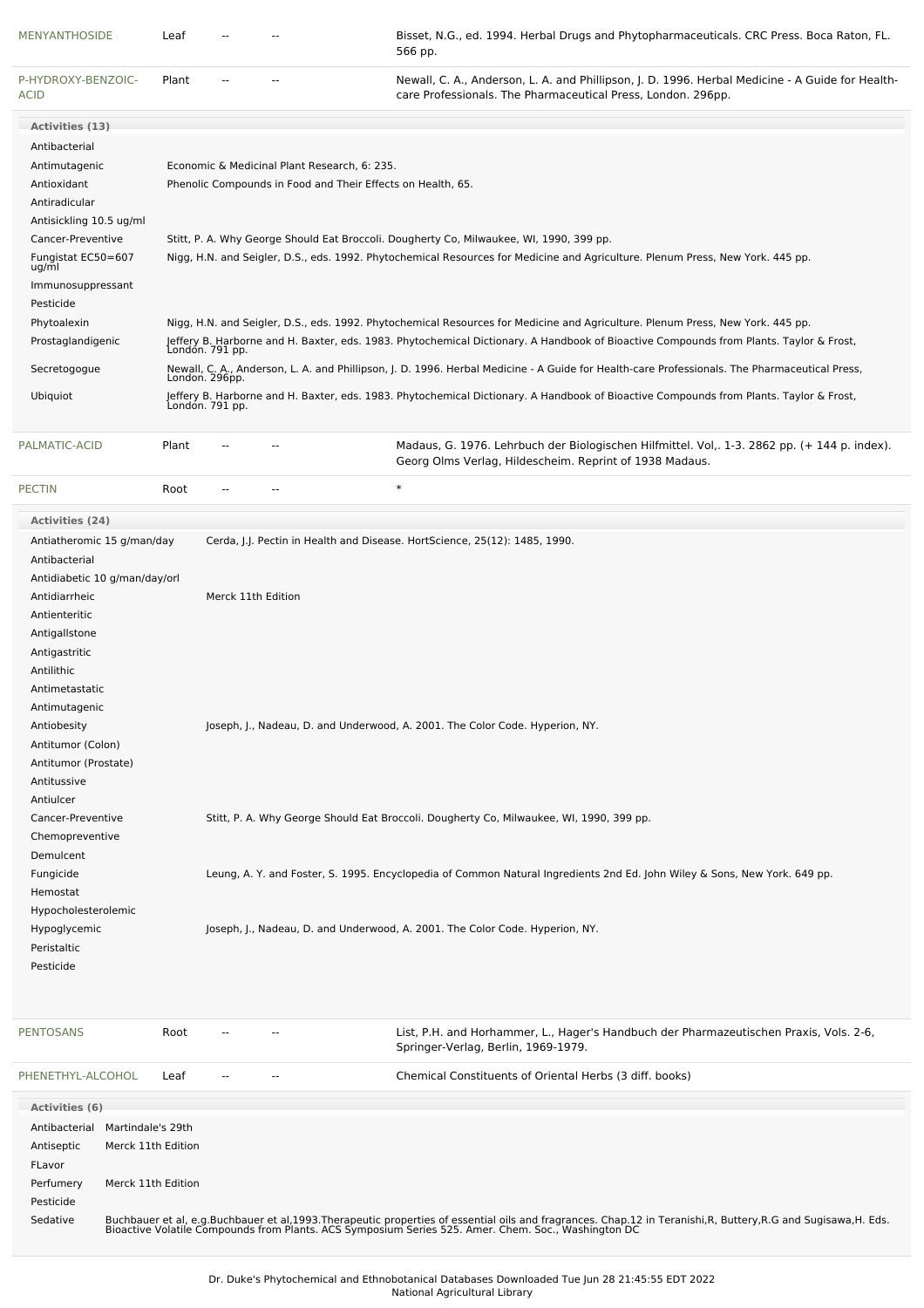| | | | | |
|---|---|---|---|---|
| MENYANTHOSIDE | Leaf | -- | -- | Bisset, N.G., ed. 1994. Herbal Drugs and Phytopharmaceuticals. CRC Press. Boca Raton, FL. 566 pp. |
| P-HYDROXY-BENZOIC-ACID | Plant | -- | -- | Newall, C. A., Anderson, L. A. and Phillipson, J. D. 1996. Herbal Medicine - A Guide for Health-care Professionals. The Pharmaceutical Press, London. 296pp. |

**Activities (13)**

| Activity | Reference |
|---|---|
| Antibacterial | |
| Antimutagenic | Economic & Medicinal Plant Research, 6: 235. |
| Antioxidant | Phenolic Compounds in Food and Their Effects on Health, 65. |
| Antiradicular | |
| Antisickling 10.5 ug/ml | |
| Cancer-Preventive | Stitt, P. A. Why George Should Eat Broccoli. Dougherty Co, Milwaukee, WI, 1990, 399 pp. |
| Fungistat EC50=607 ug/ml | Nigg, H.N. and Seigler, D.S., eds. 1992. Phytochemical Resources for Medicine and Agriculture. Plenum Press, New York. 445 pp. |
| Immunosuppressant | |
| Pesticide | |
| Phytoalexin | Nigg, H.N. and Seigler, D.S., eds. 1992. Phytochemical Resources for Medicine and Agriculture. Plenum Press, New York. 445 pp. |
| Prostaglandigenic | Jeffery B. Harborne and H. Baxter, eds. 1983. Phytochemical Dictionary. A Handbook of Bioactive Compounds from Plants. Taylor & Frost, London. 791 pp. |
| Secretogogue | Newall, C. A., Anderson, L. A. and Phillipson, J. D. 1996. Herbal Medicine - A Guide for Health-care Professionals. The Pharmaceutical Press, London. 296pp. |
| Ubiquiot | Jeffery B. Harborne and H. Baxter, eds. 1983. Phytochemical Dictionary. A Handbook of Bioactive Compounds from Plants. Taylor & Frost, London. 791 pp. |

| | | | | |
|---|---|---|---|---|
| PALMATIC-ACID | Plant | -- | -- | Madaus, G. 1976. Lehrbuch der Biologischen Hilfmittel. Vol,. 1-3. 2862 pp. (+ 144 p. index). Georg Olms Verlag, Hildescheim. Reprint of 1938 Madaus. |
| PECTIN | Root | -- | -- | * |

**Activities (24)**

| Activity | Reference |
|---|---|
| Antiatheromic 15 g/man/day | Cerda, J.J. Pectin in Health and Disease. HortScience, 25(12): 1485, 1990. |
| Antibacterial | |
| Antidiabetic 10 g/man/day/orl | |
| Antidiarrheic | Merck 11th Edition |
| Antienteritic | |
| Antigallstone | |
| Antigastritic | |
| Antilithic | |
| Antimetastatic | |
| Antimutagenic | |
| Antiobesity | Joseph, J., Nadeau, D. and Underwood, A. 2001. The Color Code. Hyperion, NY. |
| Antitumor (Colon) | |
| Antitumor (Prostate) | |
| Antitussive | |
| Antiulcer | |
| Cancer-Preventive | Stitt, P. A. Why George Should Eat Broccoli. Dougherty Co, Milwaukee, WI, 1990, 399 pp. |
| Chemopreventive | |
| Demulcent | |
| Fungicide | Leung, A. Y. and Foster, S. 1995. Encyclopedia of Common Natural Ingredients 2nd Ed. John Wiley & Sons, New York. 649 pp. |
| Hemostat | |
| Hypocholesterolemic | |
| Hypoglycemic | Joseph, J., Nadeau, D. and Underwood, A. 2001. The Color Code. Hyperion, NY. |
| Peristaltic | |
| Pesticide | |

| | | | | |
|---|---|---|---|---|
| PENTOSANS | Root | -- | -- | List, P.H. and Horhammer, L., Hager's Handbuch der Pharmazeutischen Praxis, Vols. 2-6, Springer-Verlag, Berlin, 1969-1979. |
| PHENETHYL-ALCOHOL | Leaf | -- | -- | Chemical Constituents of Oriental Herbs (3 diff. books) |

**Activities (6)**

| Activity | Reference |
|---|---|
| Antibacterial | Martindale's 29th |
| Antiseptic | Merck 11th Edition |
| FLavor | |
| Perfumery | Merck 11th Edition |
| Pesticide | |
| Sedative | Buchbauer et al, e.g.Buchbauer et al,1993.Therapeutic properties of essential oils and fragrances. Chap.12 in Teranishi,R, Buttery,R.G and Sugisawa,H. Eds. Bioactive Volatile Compounds from Plants. ACS Symposium Series 525. Amer. Chem. Soc., Washington DC |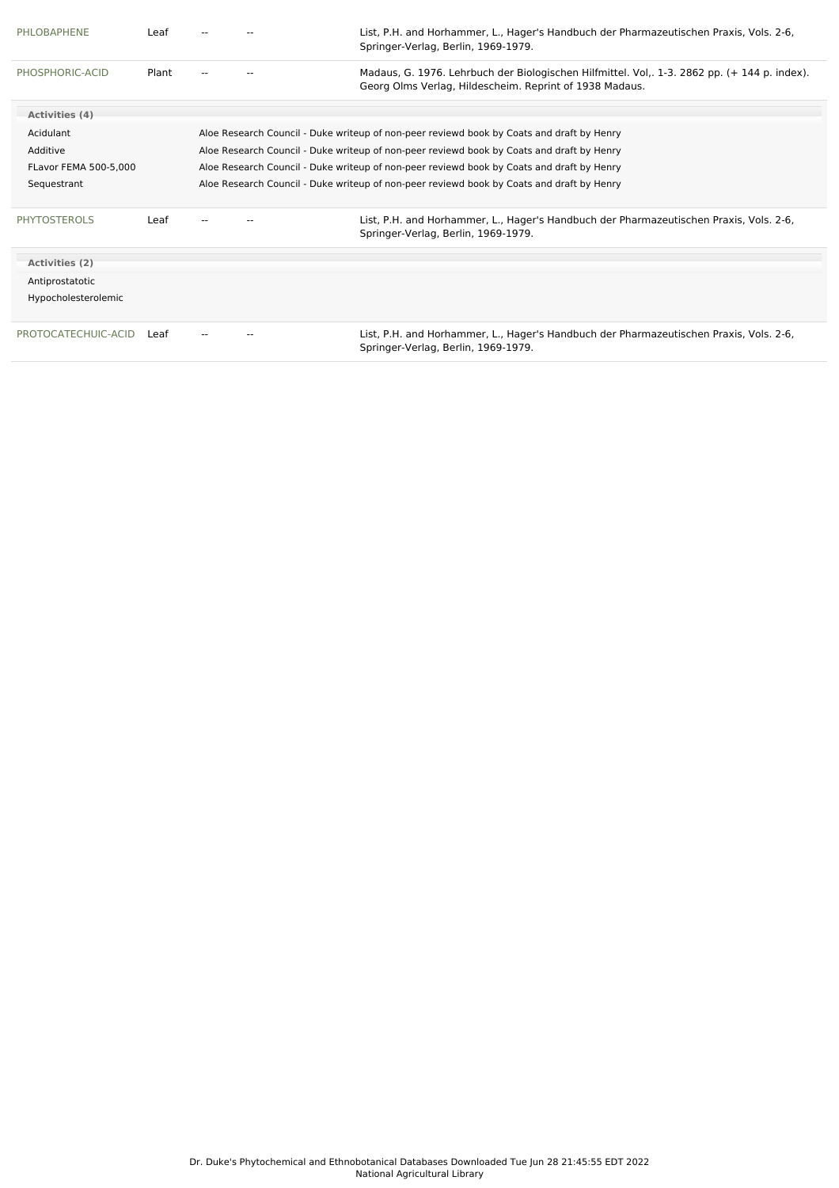| | | | | |
|---|---|---|---|---|
| PHLOBAPHENE | Leaf | -- | -- | List, P.H. and Horhammer, L., Hager's Handbuch der Pharmazeutischen Praxis, Vols. 2-6, Springer-Verlag, Berlin, 1969-1979. |
| PHOSPHORIC-ACID | Plant | -- | -- | Madaus, G. 1976. Lehrbuch der Biologischen Hilfmittel. Vol,. 1-3. 2862 pp. (+ 144 p. index). Georg Olms Verlag, Hildescheim. Reprint of 1938 Madaus. |

**Activities (4)**

| | |
|---|---|
| Acidulant | Aloe Research Council - Duke writeup of non-peer reviewd book by Coats and draft by Henry |
| Additive | Aloe Research Council - Duke writeup of non-peer reviewd book by Coats and draft by Henry |
| FLavor FEMA 500-5,000 | Aloe Research Council - Duke writeup of non-peer reviewd book by Coats and draft by Henry |
| Sequestrant | Aloe Research Council - Duke writeup of non-peer reviewd book by Coats and draft by Henry |

| | | | | |
|---|---|---|---|---|
| PHYTOSTEROLS | Leaf | -- | -- | List, P.H. and Horhammer, L., Hager's Handbuch der Pharmazeutischen Praxis, Vols. 2-6, Springer-Verlag, Berlin, 1969-1979. |

**Activities (2)**

Antiprostatotic
Hypocholesterolemic

| | | | | |
|---|---|---|---|---|
| PROTOCATECHUIC-ACID | Leaf | -- | -- | List, P.H. and Horhammer, L., Hager's Handbuch der Pharmazeutischen Praxis, Vols. 2-6, Springer-Verlag, Berlin, 1969-1979. |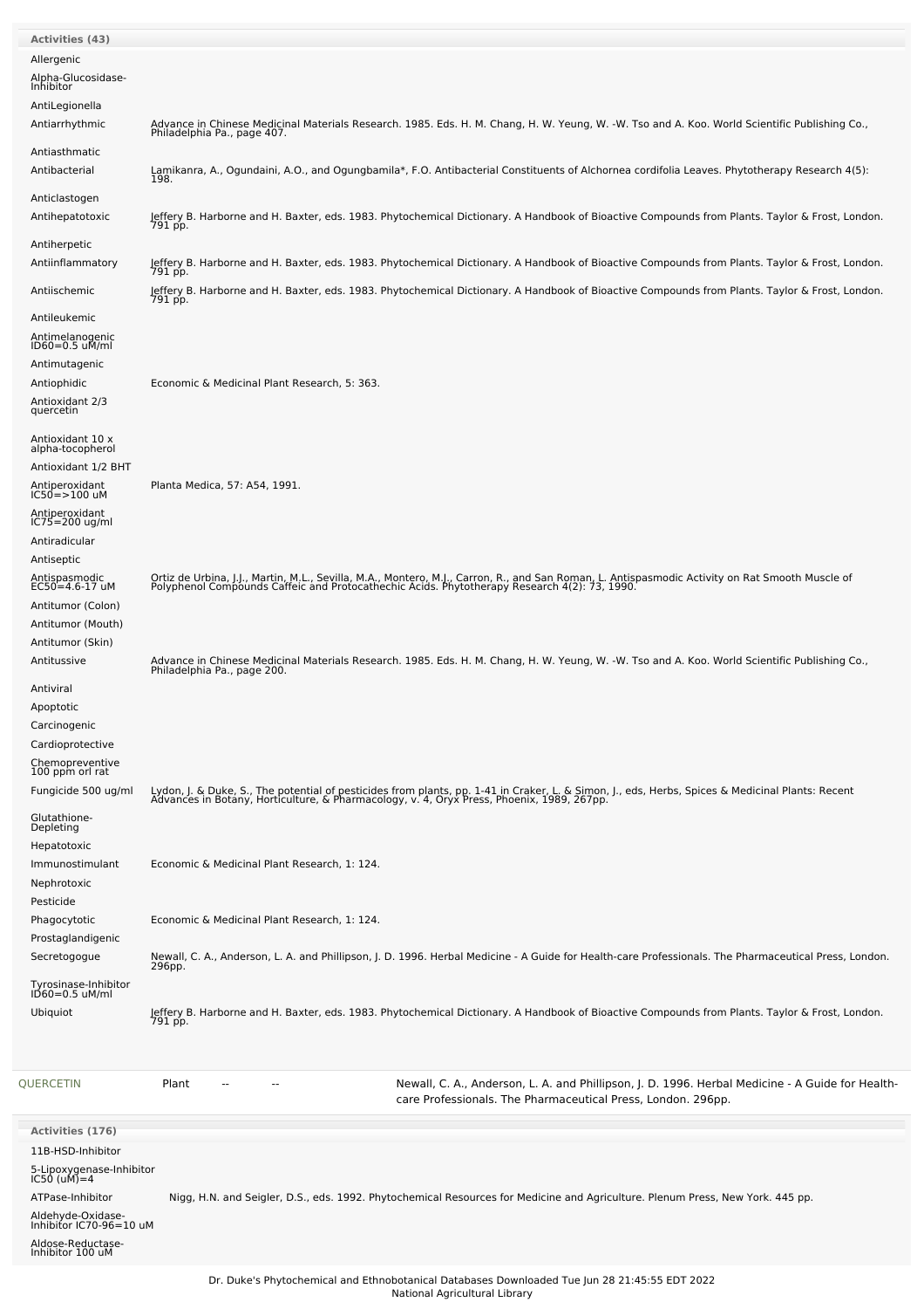**Activities (43)**

| Activity | Reference |
|---|---|
| Allergenic | |
| Alpha-Glucosidase-Inhibitor | |
| AntiLegionella | |
| Antiarrhythmic | Advance in Chinese Medicinal Materials Research. 1985. Eds. H. M. Chang, H. W. Yeung, W. -W. Tso and A. Koo. World Scientific Publishing Co., Philadelphia Pa., page 407. |
| Antiasthmatic | |
| Antibacterial | Lamikanra, A., Ogundaini, A.O., and Ogungbamila*, F.O. Antibacterial Constituents of Alchornea cordifolia Leaves. Phytotherapy Research 4(5): 198. |
| Anticlastogen | |
| Antihepatotoxic | Jeffery B. Harborne and H. Baxter, eds. 1983. Phytochemical Dictionary. A Handbook of Bioactive Compounds from Plants. Taylor & Frost, London. 791 pp. |
| Antiherpetic | |
| Antiinflammatory | Jeffery B. Harborne and H. Baxter, eds. 1983. Phytochemical Dictionary. A Handbook of Bioactive Compounds from Plants. Taylor & Frost, London. 791 pp. |
| Antiischemic | Jeffery B. Harborne and H. Baxter, eds. 1983. Phytochemical Dictionary. A Handbook of Bioactive Compounds from Plants. Taylor & Frost, London. 791 pp. |
| Antileukemic | |
| Antimelanogenic ID60=0.5 uM/ml | |
| Antimutagenic | |
| Antiophidic | Economic & Medicinal Plant Research, 5: 363. |
| Antioxidant 2/3 quercetin | |
| Antioxidant 10 x alpha-tocopherol | |
| Antioxidant 1/2 BHT | |
| Antiperoxidant IC50=>100 uM | Planta Medica, 57: A54, 1991. |
| Antiperoxidant IC75=200 ug/ml | |
| Antiradicular | |
| Antiseptic | |
| Antispasmodic EC50=4.6-17 uM | Ortiz de Urbina, J.J., Martin, M.L., Sevilla, M.A., Montero, M.J., Carron, R., and San Roman, L. Antispasmodic Activity on Rat Smooth Muscle of Polyphenol Compounds Caffeic and Protocathechic Acids. Phytotherapy Research 4(2): 73, 1990. |
| Antitumor (Colon) | |
| Antitumor (Mouth) | |
| Antitumor (Skin) | |
| Antitussive | Advance in Chinese Medicinal Materials Research. 1985. Eds. H. M. Chang, H. W. Yeung, W. -W. Tso and A. Koo. World Scientific Publishing Co., Philadelphia Pa., page 200. |
| Antiviral | |
| Apoptotic | |
| Carcinogenic | |
| Cardioprotective | |
| Chemopreventive 100 ppm orl rat | |
| Fungicide 500 ug/ml | Lydon, J. & Duke, S., The potential of pesticides from plants, pp. 1-41 in Craker, L. & Simon, J., eds, Herbs, Spices & Medicinal Plants: Recent Advances in Botany, Horticulture, & Pharmacology, v. 4, Oryx Press, Phoenix, 1989, 267pp. |
| Glutathione-Depleting | |
| Hepatotoxic | |
| Immunostimulant | Economic & Medicinal Plant Research, 1: 124. |
| Nephrotoxic | |
| Pesticide | |
| Phagocytotic | Economic & Medicinal Plant Research, 1: 124. |
| Prostaglandigenic | |
| Secretogogue | Newall, C. A., Anderson, L. A. and Phillipson, J. D. 1996. Herbal Medicine - A Guide for Health-care Professionals. The Pharmaceutical Press, London. 296pp. |
| Tyrosinase-Inhibitor ID60=0.5 uM/ml | |
| Ubiquiot | Jeffery B. Harborne and H. Baxter, eds. 1983. Phytochemical Dictionary. A Handbook of Bioactive Compounds from Plants. Taylor & Frost, London. 791 pp. |

| QUERCETIN | Plant | -- | -- | Newall, C. A., Anderson, L. A. and Phillipson, J. D. 1996. Herbal Medicine - A Guide for Health-care Professionals. The Pharmaceutical Press, London. 296pp. |
|---|---|---|---|---|

**Activities (176)**

| Activity | Reference |
|---|---|
| 11B-HSD-Inhibitor | |
| 5-Lipoxygenase-Inhibitor IC50 (uM)=4 | |
| ATPase-Inhibitor | Nigg, H.N. and Seigler, D.S., eds. 1992. Phytochemical Resources for Medicine and Agriculture. Plenum Press, New York. 445 pp. |
| Aldehyde-Oxidase-Inhibitor IC70-96=10 uM | |
| Aldose-Reductase-Inhibitor 100 uM | |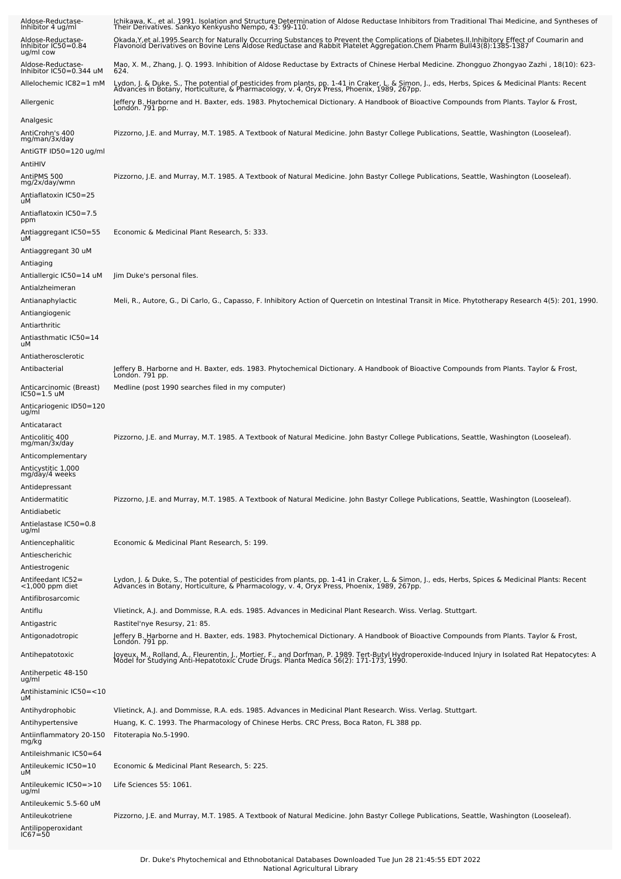| | |
|---|---|
| Aldose-Reductase-Inhibitor 4 ug/ml | Ichikawa, K., et al. 1991. Isolation and Structure Determination of Aldose Reductase Inhibitors from Traditional Thai Medicine, and Syntheses of Their Derivatives. Sankyo Kenkyusho Nempo, 43: 99-110. |
| Aldose-Reductase-Inhibitor IC50=0.84 ug/ml cow | Okada,Y,et al.1995.Search for Naturally Occurring Substances to Prevent the Complications of Diabetes.II.Inhibitory Effect of Coumarin and Flavonoid Derivatives on Bovine Lens Aldose Reductase and Rabbit Platelet Aggregation.Chem Pharm Bull43(8):1385-1387 |
| Aldose-Reductase-Inhibitor IC50=0.344 uM | Mao, X. M., Zhang, J. Q. 1993. Inhibition of Aldose Reductase by Extracts of Chinese Herbal Medicine. Zhongguo Zhongyao Zazhi , 18(10): 623-624. |
| Allelochemic IC82=1 mM | Lydon, J. & Duke, S., The potential of pesticides from plants, pp. 1-41 in Craker, L. & Simon, J., eds, Herbs, Spices & Medicinal Plants: Recent Advances in Botany, Horticulture, & Pharmacology, v. 4, Oryx Press, Phoenix, 1989, 267pp. |
| Allergenic | Jeffery B. Harborne and H. Baxter, eds. 1983. Phytochemical Dictionary. A Handbook of Bioactive Compounds from Plants. Taylor & Frost, London. 791 pp. |
| Analgesic | |
| AntiCrohn's 400 mg/man/3x/day | Pizzorno, J.E. and Murray, M.T. 1985. A Textbook of Natural Medicine. John Bastyr College Publications, Seattle, Washington (Looseleaf). |
| AntiGTF ID50=120 ug/ml | |
| AntiHIV | |
| AntiPMS 500 mg/2x/day/wmn | Pizzorno, J.E. and Murray, M.T. 1985. A Textbook of Natural Medicine. John Bastyr College Publications, Seattle, Washington (Looseleaf). |
| Antiaflatoxin IC50=25 uM | |
| Antiaflatoxin IC50=7.5 ppm | |
| Antiaggregant IC50=55 uM | Economic & Medicinal Plant Research, 5: 333. |
| Antiaggregant 30 uM | |
| Antiaging | |
| Antiallergic IC50=14 uM | Jim Duke's personal files. |
| Antialzheimeran | |
| Antianaphylactic | Meli, R., Autore, G., Di Carlo, G., Capasso, F. Inhibitory Action of Quercetin on Intestinal Transit in Mice. Phytotherapy Research 4(5): 201, 1990. |
| Antiangiogenic | |
| Antiarthritic | |
| Antiasthmatic IC50=14 uM | |
| Antiatherosclerotic | |
| Antibacterial | Jeffery B. Harborne and H. Baxter, eds. 1983. Phytochemical Dictionary. A Handbook of Bioactive Compounds from Plants. Taylor & Frost, London. 791 pp. |
| Anticarcinomic (Breast) IC50=1.5 uM | Medline (post 1990 searches filed in my computer) |
| Anticariogenic ID50=120 ug/ml | |
| Anticataract | |
| Anticolitic 400 mg/man/3x/day | Pizzorno, J.E. and Murray, M.T. 1985. A Textbook of Natural Medicine. John Bastyr College Publications, Seattle, Washington (Looseleaf). |
| Anticomplementary | |
| Anticystitic 1,000 mg/day/4 weeks | |
| Antidepressant | |
| Antidermatitic | Pizzorno, J.E. and Murray, M.T. 1985. A Textbook of Natural Medicine. John Bastyr College Publications, Seattle, Washington (Looseleaf). |
| Antidiabetic | |
| Antielastase IC50=0.8 ug/ml | |
| Antiencephalitic | Economic & Medicinal Plant Research, 5: 199. |
| Antiescherichic | |
| Antiestrogenic | |
| Antifeedant IC52= <1,000 ppm diet | Lydon, J. & Duke, S., The potential of pesticides from plants, pp. 1-41 in Craker, L. & Simon, J., eds, Herbs, Spices & Medicinal Plants: Recent Advances in Botany, Horticulture, & Pharmacology, v. 4, Oryx Press, Phoenix, 1989, 267pp. |
| Antifibrosarcomic | |
| Antiflu | Vlietinck, A.J. and Dommisse, R.A. eds. 1985. Advances in Medicinal Plant Research. Wiss. Verlag. Stuttgart. |
| Antigastric | Rastitel'nye Resursy, 21: 85. |
| Antigonadotropic | Jeffery B. Harborne and H. Baxter, eds. 1983. Phytochemical Dictionary. A Handbook of Bioactive Compounds from Plants. Taylor & Frost, London. 791 pp. |
| Antihepatotoxic | Joyeux, M., Rolland, A., Fleurentin, J., Mortier, F., and Dorfman, P. 1989. Tert-Butyl Hydroperoxide-Induced Injury in Isolated Rat Hepatocytes: A Model for Studying Anti-Hepatotoxic Crude Drugs. Planta Medica 56(2): 171-173, 1990. |
| Antiherpetic 48-150 ug/ml | |
| Antihistaminic IC50=<10 uM | |
| Antihydrophobic | Vlietinck, A.J. and Dommisse, R.A. eds. 1985. Advances in Medicinal Plant Research. Wiss. Verlag. Stuttgart. |
| Antihypertensive | Huang, K. C. 1993. The Pharmacology of Chinese Herbs. CRC Press, Boca Raton, FL 388 pp. |
| Antiinflammatory 20-150 mg/kg | Fitoterapia No.5-1990. |
| Antileishmanic IC50=64 | |
| Antileukemic IC50=10 uM | Economic & Medicinal Plant Research, 5: 225. |
| Antileukemic IC50=>10 ug/ml | Life Sciences 55: 1061. |
| Antileukemic 5.5-60 uM | |
| Antileukotriene | Pizzorno, J.E. and Murray, M.T. 1985. A Textbook of Natural Medicine. John Bastyr College Publications, Seattle, Washington (Looseleaf). |
| Antilipoperoxidant IC67=50 | |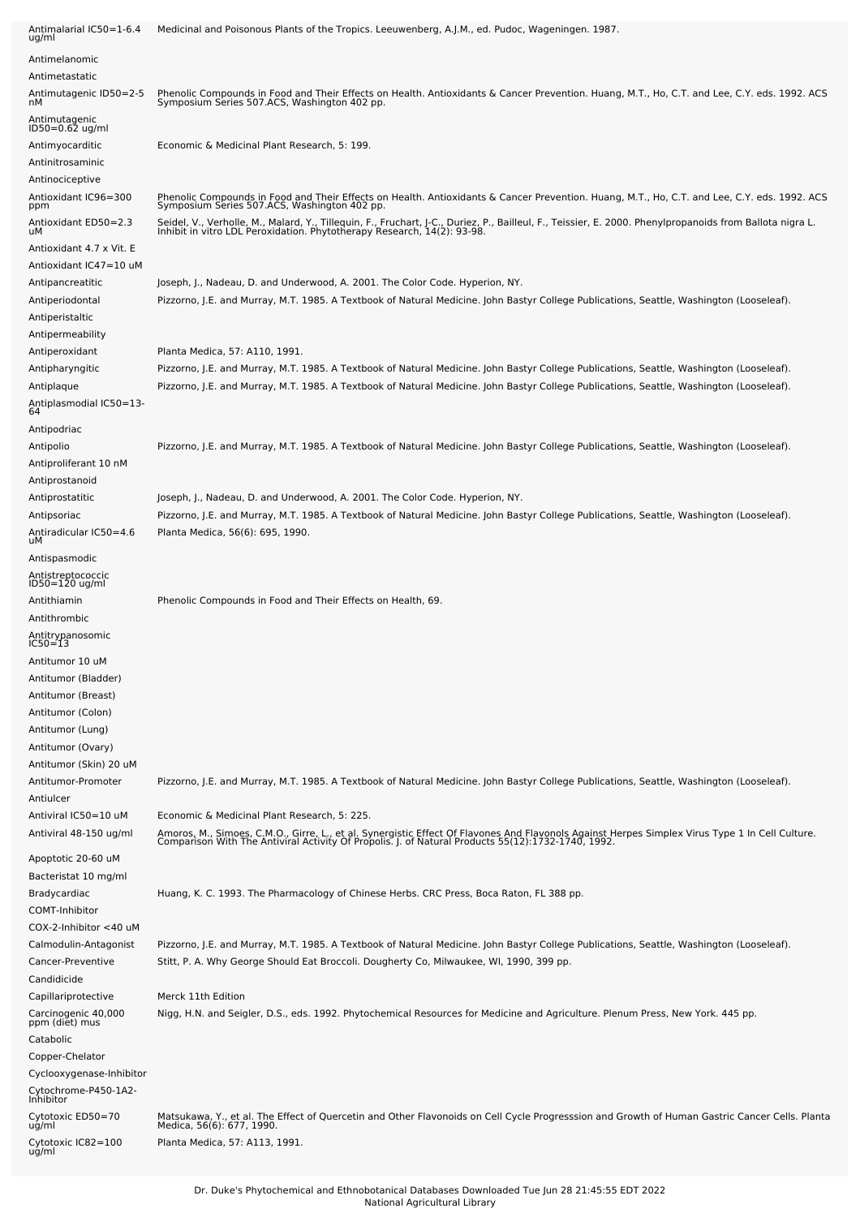| | |
|---|---|
| Antimalarial IC50=1-6.4 ug/ml | Medicinal and Poisonous Plants of the Tropics. Leeuwenberg, A.J.M., ed. Pudoc, Wageningen. 1987. |
| Antimelanomic | |
| Antimetastatic | |
| Antimutagenic ID50=2-5 nM | Phenolic Compounds in Food and Their Effects on Health. Antioxidants & Cancer Prevention. Huang, M.T., Ho, C.T. and Lee, C.Y. eds. 1992. ACS Symposium Series 507.ACS, Washington 402 pp. |
| Antimutagenic ID50=0.62 ug/ml | |
| Antimyocarditic | Economic & Medicinal Plant Research, 5: 199. |
| Antinitrosaminic | |
| Antinociceptive | |
| Antioxidant IC96=300 ppm | Phenolic Compounds in Food and Their Effects on Health. Antioxidants & Cancer Prevention. Huang, M.T., Ho, C.T. and Lee, C.Y. eds. 1992. ACS Symposium Series 507.ACS, Washington 402 pp. |
| Antioxidant ED50=2.3 uM | Seidel, V., Verholle, M., Malard, Y., Tillequin, F., Fruchart, J-C., Duriez, P., Bailleul, F., Teissier, E. 2000. Phenylpropanoids from Ballota nigra L. Inhibit in vitro LDL Peroxidation. Phytotherapy Research, 14(2): 93-98. |
| Antioxidant 4.7 x Vit. E | |
| Antioxidant IC47=10 uM | |
| Antipancreatitic | Joseph, J., Nadeau, D. and Underwood, A. 2001. The Color Code. Hyperion, NY. |
| Antiperiodontal | Pizzorno, J.E. and Murray, M.T. 1985. A Textbook of Natural Medicine. John Bastyr College Publications, Seattle, Washington (Looseleaf). |
| Antiperistaltic | |
| Antipermeability | |
| Antiperoxidant | Planta Medica, 57: A110, 1991. |
| Antipharyngitic | Pizzorno, J.E. and Murray, M.T. 1985. A Textbook of Natural Medicine. John Bastyr College Publications, Seattle, Washington (Looseleaf). |
| Antiplaque | Pizzorno, J.E. and Murray, M.T. 1985. A Textbook of Natural Medicine. John Bastyr College Publications, Seattle, Washington (Looseleaf). |
| Antiplasmodial IC50=13-64 | |
| Antipodriac | |
| Antipolio | Pizzorno, J.E. and Murray, M.T. 1985. A Textbook of Natural Medicine. John Bastyr College Publications, Seattle, Washington (Looseleaf). |
| Antiproliferant 10 nM | |
| Antiprostanoid | |
| Antiprostatitic | Joseph, J., Nadeau, D. and Underwood, A. 2001. The Color Code. Hyperion, NY. |
| Antipsoriac | Pizzorno, J.E. and Murray, M.T. 1985. A Textbook of Natural Medicine. John Bastyr College Publications, Seattle, Washington (Looseleaf). |
| Antiradicular IC50=4.6 uM | Planta Medica, 56(6): 695, 1990. |
| Antispasmodic | |
| Antistreptococcic ID50=120 ug/ml | |
| Antithiamin | Phenolic Compounds in Food and Their Effects on Health, 69. |
| Antithrombic | |
| Antitrypanosomic IC50=13 | |
| Antitumor 10 uM | |
| Antitumor (Bladder) | |
| Antitumor (Breast) | |
| Antitumor (Colon) | |
| Antitumor (Lung) | |
| Antitumor (Ovary) | |
| Antitumor (Skin) 20 uM | |
| Antitumor-Promoter | Pizzorno, J.E. and Murray, M.T. 1985. A Textbook of Natural Medicine. John Bastyr College Publications, Seattle, Washington (Looseleaf). |
| Antiulcer | |
| Antiviral IC50=10 uM | Economic & Medicinal Plant Research, 5: 225. |
| Antiviral 48-150 ug/ml | Amoros, M., Simoes, C.M.O., Girre, L., et al. Synergistic Effect Of Flavones And Flavonols Against Herpes Simplex Virus Type 1 In Cell Culture. Comparison With The Antiviral Activity Of Propolis. J. of Natural Products 55(12):1732-1740, 1992. |
| Apoptotic 20-60 uM | |
| Bacteristat 10 mg/ml | |
| Bradycardiac | Huang, K. C. 1993. The Pharmacology of Chinese Herbs. CRC Press, Boca Raton, FL 388 pp. |
| COMT-Inhibitor | |
| COX-2-Inhibitor <40 uM | |
| Calmodulin-Antagonist | Pizzorno, J.E. and Murray, M.T. 1985. A Textbook of Natural Medicine. John Bastyr College Publications, Seattle, Washington (Looseleaf). |
| Cancer-Preventive | Stitt, P. A. Why George Should Eat Broccoli. Dougherty Co, Milwaukee, WI, 1990, 399 pp. |
| Candidicide | |
| Capillariprotective | Merck 11th Edition |
| Carcinogenic 40,000 ppm (diet) mus | Nigg, H.N. and Seigler, D.S., eds. 1992. Phytochemical Resources for Medicine and Agriculture. Plenum Press, New York. 445 pp. |
| Catabolic | |
| Copper-Chelator | |
| Cyclooxygenase-Inhibitor | |
| Cytochrome-P450-1A2-Inhibitor | |
| Cytotoxic ED50=70 ug/ml | Matsukawa, Y., et al. The Effect of Quercetin and Other Flavonoids on Cell Cycle Progresssion and Growth of Human Gastric Cancer Cells. Planta Medica, 56(6): 677, 1990. |
| Cytotoxic IC82=100 ug/ml | Planta Medica, 57: A113, 1991. |

Dr. Duke's Phytochemical and Ethnobotanical Databases Downloaded Tue Jun 28 21:45:55 EDT 2022
National Agricultural Library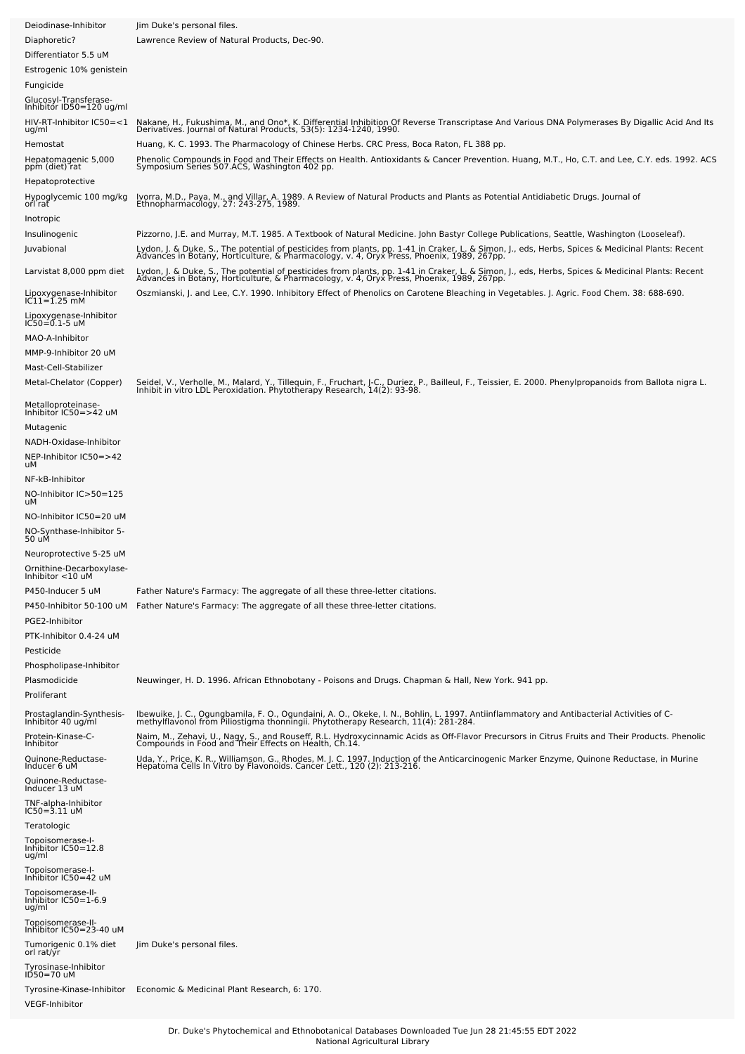| | |
|---|---|
| Deiodinase-Inhibitor | Jim Duke's personal files. |
| Diaphoretic? | Lawrence Review of Natural Products, Dec-90. |
| Differentiator 5.5 uM | |
| Estrogenic 10% genistein | |
| Fungicide | |
| Glucosyl-Transferase-Inhibitor ID50=120 ug/ml | |
| HIV-RT-Inhibitor IC50=<1 ug/ml | Nakane, H., Fukushima, M., and Ono*, K. Differential Inhibition Of Reverse Transcriptase And Various DNA Polymerases By Digallic Acid And Its Derivatives. Journal of Natural Products, 53(5): 1234-1240, 1990. |
| Hemostat | Huang, K. C. 1993. The Pharmacology of Chinese Herbs. CRC Press, Boca Raton, FL 388 pp. |
| Hepatomagenic 5,000 ppm (diet) rat | Phenolic Compounds in Food and Their Effects on Health. Antioxidants & Cancer Prevention. Huang, M.T., Ho, C.T. and Lee, C.Y. eds. 1992. ACS Symposium Series 507.ACS, Washington 402 pp. |
| Hepatoprotective | |
| Hypoglycemic 100 mg/kg orl rat | Ivorra, M.D., Paya, M., and Villar, A. 1989. A Review of Natural Products and Plants as Potential Antidiabetic Drugs. Journal of Ethnopharmacology, 27: 243-275, 1989. |
| Inotropic | |
| Insulinogenic | Pizzorno, J.E. and Murray, M.T. 1985. A Textbook of Natural Medicine. John Bastyr College Publications, Seattle, Washington (Looseleaf). |
| Juvabional | Lydon, J. & Duke, S., The potential of pesticides from plants, pp. 1-41 in Craker, L. & Simon, J., eds, Herbs, Spices & Medicinal Plants: Recent Advances in Botany, Horticulture, & Pharmacology, v. 4, Oryx Press, Phoenix, 1989, 267pp. |
| Larvistat 8,000 ppm diet | Lydon, J. & Duke, S., The potential of pesticides from plants, pp. 1-41 in Craker, L. & Simon, J., eds, Herbs, Spices & Medicinal Plants: Recent Advances in Botany, Horticulture, & Pharmacology, v. 4, Oryx Press, Phoenix, 1989, 267pp. |
| Lipoxygenase-Inhibitor IC11=1.25 mM | Oszmianski, J. and Lee, C.Y. 1990. Inhibitory Effect of Phenolics on Carotene Bleaching in Vegetables. J. Agric. Food Chem. 38: 688-690. |
| Lipoxygenase-Inhibitor IC50=0.1-5 uM | |
| MAO-A-Inhibitor | |
| MMP-9-Inhibitor 20 uM | |
| Mast-Cell-Stabilizer | |
| Metal-Chelator (Copper) | Seidel, V., Verholle, M., Malard, Y., Tillequin, F., Fruchart, J-C., Duriez, P., Bailleul, F., Teissier, E. 2000. Phenylpropanoids from Ballota nigra L. Inhibit in vitro LDL Peroxidation. Phytotherapy Research, 14(2): 93-98. |
| Metalloproteinase-Inhibitor IC50=>42 uM | |
| Mutagenic | |
| NADH-Oxidase-Inhibitor | |
| NEP-Inhibitor IC50=>42 uM | |
| NF-kB-Inhibitor | |
| NO-Inhibitor IC>50=125 uM | |
| NO-Inhibitor IC50=20 uM | |
| NO-Synthase-Inhibitor 5-50 uM | |
| Neuroprotective 5-25 uM | |
| Ornithine-Decarboxylase-Inhibitor <10 uM | |
| P450-Inducer 5 uM | Father Nature's Farmacy: The aggregate of all these three-letter citations. |
| P450-Inhibitor 50-100 uM | Father Nature's Farmacy: The aggregate of all these three-letter citations. |
| PGE2-Inhibitor | |
| PTK-Inhibitor 0.4-24 uM | |
| Pesticide | |
| Phospholipase-Inhibitor | |
| Plasmodicide | Neuwinger, H. D. 1996. African Ethnobotany - Poisons and Drugs. Chapman & Hall, New York. 941 pp. |
| Proliferant | |
| Prostaglandin-Synthesis-Inhibitor 40 ug/ml | Ibewuike, J. C., Ogungbamila, F. O., Ogundaini, A. O., Okeke, I. N., Bohlin, L. 1997. Antiinflammatory and Antibacterial Activities of C-methylflavonol from Piliostigma thonningii. Phytotherapy Research, 11(4): 281-284. |
| Protein-Kinase-C-Inhibitor | Naim, M., Zehavi, U., Nagy, S., and Rouseff, R.L. Hydroxycinnamic Acids as Off-Flavor Precursors in Citrus Fruits and Their Products. Phenolic Compounds in Food and Their Effects on Health, Ch.14. |
| Quinone-Reductase-Inducer 6 uM | Uda, Y., Price, K. R., Williamson, G., Rhodes, M. J. C. 1997. Induction of the Anticarcinogenic Marker Enzyme, Quinone Reductase, in Murine Hepatoma Cells In Vitro by Flavonoids. Cancer Lett., 120 (2): 213-216. |
| Quinone-Reductase-Inducer 13 uM | |
| TNF-alpha-Inhibitor IC50=3.11 uM | |
| Teratologic | |
| Topoisomerase-I-Inhibitor IC50=12.8 ug/ml | |
| Topoisomerase-I-Inhibitor IC50=42 uM | |
| Topoisomerase-II-Inhibitor IC50=1-6.9 ug/ml | |
| Topoisomerase-II-Inhibitor IC50=23-40 uM | |
| Tumorigenic 0.1% diet orl rat/yr | Jim Duke's personal files. |
| Tyrosinase-Inhibitor ID50=70 uM | |
| Tyrosine-Kinase-Inhibitor | Economic & Medicinal Plant Research, 6: 170. |
| VEGF-Inhibitor | |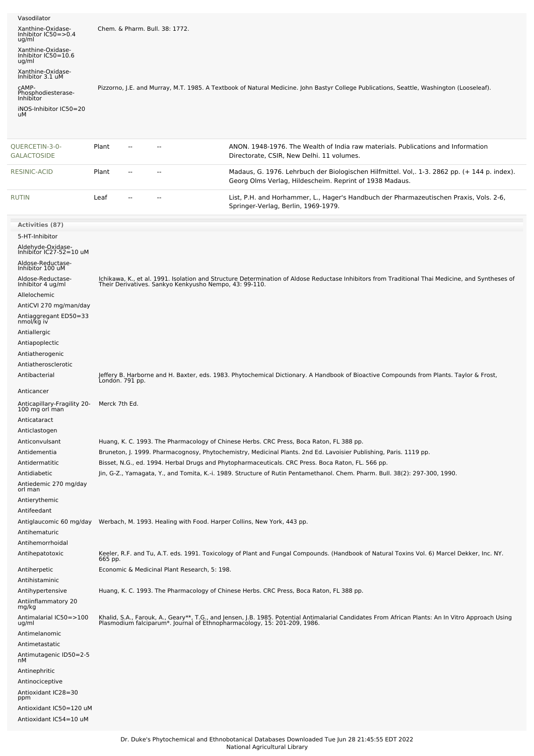| Activity | Reference |
|---|---|
| Vasodilator | |
| Xanthine-Oxidase-Inhibitor IC50=>0.4 ug/ml | Chem. & Pharm. Bull. 38: 1772. |
| Xanthine-Oxidase-Inhibitor IC50=10.6 ug/ml | |
| Xanthine-Oxidase-Inhibitor 3.1 uM | |
| cAMP-Phosphodiesterase-Inhibitor | Pizzorno, J.E. and Murray, M.T. 1985. A Textbook of Natural Medicine. John Bastyr College Publications, Seattle, Washington (Looseleaf). |
| iNOS-Inhibitor IC50=20 uM | |

| Chemical | Part | Low | High | Reference |
|---|---|---|---|---|
| QUERCETIN-3-0-GALACTOSIDE | Plant | -- | -- | ANON. 1948-1976. The Wealth of India raw materials. Publications and Information Directorate, CSIR, New Delhi. 11 volumes. |
| RESINIC-ACID | Plant | -- | -- | Madaus, G. 1976. Lehrbuch der Biologischen Hilfmittel. Vol,. 1-3. 2862 pp. (+ 144 p. index). Georg Olms Verlag, Hildescheim. Reprint of 1938 Madaus. |
| RUTIN | Leaf | -- | -- | List, P.H. and Horhammer, L., Hager's Handbuch der Pharmazeutischen Praxis, Vols. 2-6, Springer-Verlag, Berlin, 1969-1979. |

| Activities (87) | |
|---|---|
| 5-HT-Inhibitor | |
| Aldehyde-Oxidase-Inhibitor IC27-52=10 uM | |
| Aldose-Reductase-Inhibitor 100 uM | |
| Aldose-Reductase-Inhibitor 4 ug/ml | Ichikawa, K., et al. 1991. Isolation and Structure Determination of Aldose Reductase Inhibitors from Traditional Thai Medicine, and Syntheses of Their Derivatives. Sankyo Kenkyusho Nempo, 43: 99-110. |
| Allelochemic | |
| AntiCVI 270 mg/man/day | |
| Antiaggregant ED50=33 nmol/kg iv | |
| Antiallergic | |
| Antiapoplectic | |
| Antiatherogenic | |
| Antiatherosclerotic | |
| Antibacterial | Jeffery B. Harborne and H. Baxter, eds. 1983. Phytochemical Dictionary. A Handbook of Bioactive Compounds from Plants. Taylor & Frost, London. 791 pp. |
| Anticancer | |
| Anticapillary-Fragility 20-100 mg orl man | Merck 7th Ed. |
| Anticataract | |
| Anticlastogen | |
| Anticonvulsant | Huang, K. C. 1993. The Pharmacology of Chinese Herbs. CRC Press, Boca Raton, FL 388 pp. |
| Antidementia | Bruneton, J. 1999. Pharmacognosy, Phytochemistry, Medicinal Plants. 2nd Ed. Lavoisier Publishing, Paris. 1119 pp. |
| Antidermatitic | Bisset, N.G., ed. 1994. Herbal Drugs and Phytopharmaceuticals. CRC Press. Boca Raton, FL. 566 pp. |
| Antidiabetic | Jin, G-Z., Yamagata, Y., and Tomita, K.-i. 1989. Structure of Rutin Pentamethanol. Chem. Pharm. Bull. 38(2): 297-300, 1990. |
| Antiedemic 270 mg/day orl man | |
| Antierythemic | |
| Antifeedant | |
| Antiglaucomic 60 mg/day | Werbach, M. 1993. Healing with Food. Harper Collins, New York, 443 pp. |
| Antihematuric | |
| Antihemorrhoidal | |
| Antihepatotoxic | Keeler, R.F. and Tu, A.T. eds. 1991. Toxicology of Plant and Fungal Compounds. (Handbook of Natural Toxins Vol. 6) Marcel Dekker, Inc. NY. 665 pp. |
| Antiherpetic | Economic & Medicinal Plant Research, 5: 198. |
| Antihistaminic | |
| Antihypertensive | Huang, K. C. 1993. The Pharmacology of Chinese Herbs. CRC Press, Boca Raton, FL 388 pp. |
| Antiinflammatory 20 mg/kg | |
| Antimalarial IC50=>100 ug/ml | Khalid, S.A., Farouk, A., Geary**, T.G., and Jensen, J.B. 1985. Potential Antimalarial Candidates From African Plants: An In Vitro Approach Using Plasmodium falciparum*. Journal of Ethnopharmacology, 15: 201-209, 1986. |
| Antimelanomic | |
| Antimetastatic | |
| Antimutagenic ID50=2-5 nM | |
| Antinephritic | |
| Antinociceptive | |
| Antioxidant IC28=30 ppm | |
| Antioxidant IC50=120 uM | |
| Antioxidant IC54=10 uM | |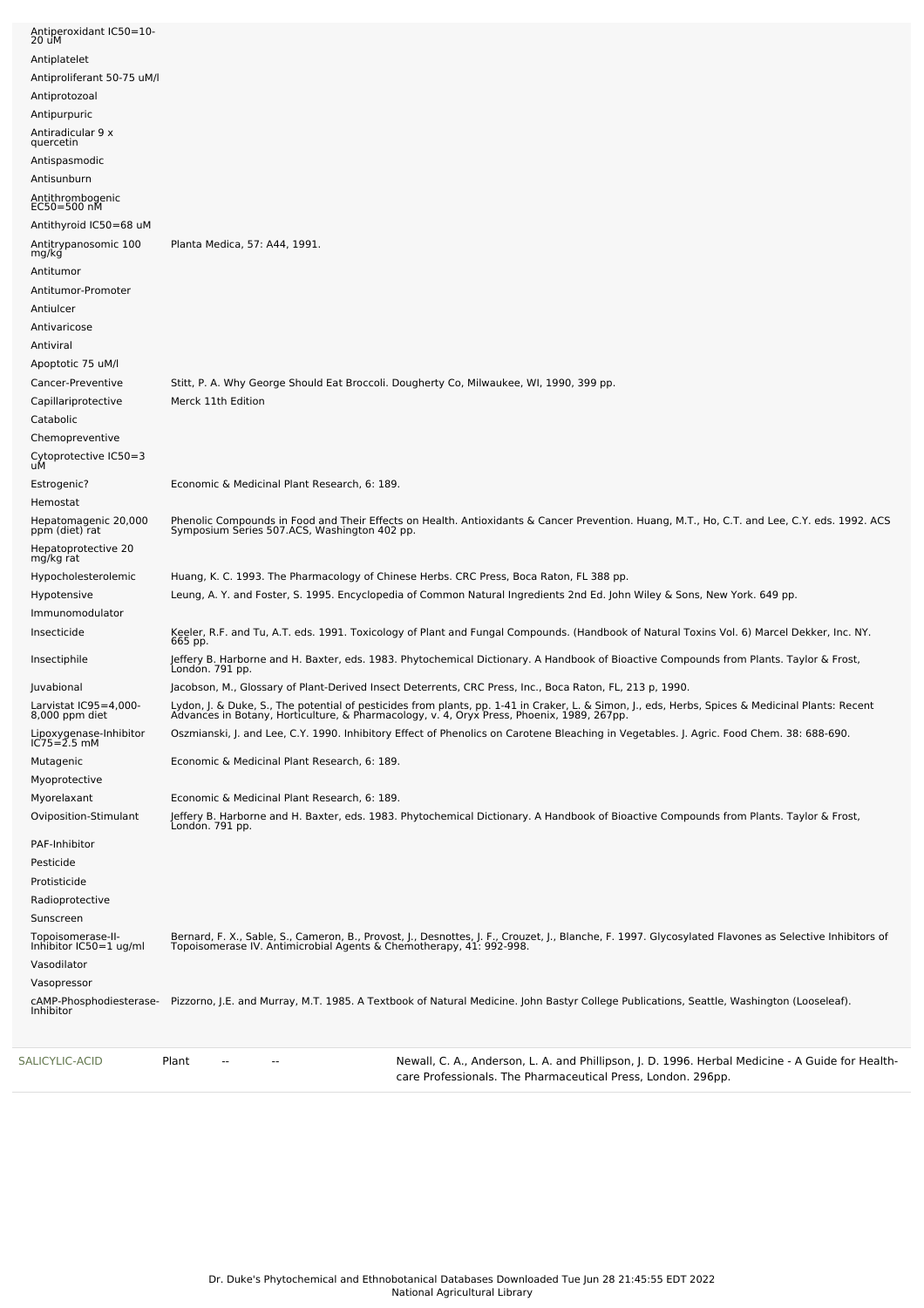| Activity | Reference |
|---|---|
| Antiperoxidant IC50=10-20 uM | |
| Antiplatelet | |
| Antiproliferant 50-75 uM/l | |
| Antiprotozoal | |
| Antipurpuric | |
| Antiradicular 9 x quercetin | |
| Antispasmodic | |
| Antisunburn | |
| Antithrombogenic EC50=500 nM | |
| Antithyroid IC50=68 uM | |
| Antitrypanosomic 100 mg/kg | Planta Medica, 57: A44, 1991. |
| Antitumor | |
| Antitumor-Promoter | |
| Antiulcer | |
| Antivaricose | |
| Antiviral | |
| Apoptotic 75 uM/l | |
| Cancer-Preventive | Stitt, P. A. Why George Should Eat Broccoli. Dougherty Co, Milwaukee, WI, 1990, 399 pp. |
| Capillariprotective | Merck 11th Edition |
| Catabolic | |
| Chemopreventive | |
| Cytoprotective IC50=3 uM | |
| Estrogenic? | Economic & Medicinal Plant Research, 6: 189. |
| Hemostat | |
| Hepatomagenic 20,000 ppm (diet) rat | Phenolic Compounds in Food and Their Effects on Health. Antioxidants & Cancer Prevention. Huang, M.T., Ho, C.T. and Lee, C.Y. eds. 1992. ACS Symposium Series 507.ACS, Washington 402 pp. |
| Hepatoprotective 20 mg/kg rat | |
| Hypocholesterolemic | Huang, K. C. 1993. The Pharmacology of Chinese Herbs. CRC Press, Boca Raton, FL 388 pp. |
| Hypotensive | Leung, A. Y. and Foster, S. 1995. Encyclopedia of Common Natural Ingredients 2nd Ed. John Wiley & Sons, New York. 649 pp. |
| Immunomodulator | |
| Insecticide | Keeler, R.F. and Tu, A.T. eds. 1991. Toxicology of Plant and Fungal Compounds. (Handbook of Natural Toxins Vol. 6) Marcel Dekker, Inc. NY. 665 pp. |
| Insectiphile | Jeffery B. Harborne and H. Baxter, eds. 1983. Phytochemical Dictionary. A Handbook of Bioactive Compounds from Plants. Taylor & Frost, London. 791 pp. |
| Juvabional | Jacobson, M., Glossary of Plant-Derived Insect Deterrents, CRC Press, Inc., Boca Raton, FL, 213 p, 1990. |
| Larvistat IC95=4,000-8,000 ppm diet | Lydon, J. & Duke, S., The potential of pesticides from plants, pp. 1-41 in Craker, L. & Simon, J., eds, Herbs, Spices & Medicinal Plants: Recent Advances in Botany, Horticulture, & Pharmacology, v. 4, Oryx Press, Phoenix, 1989, 267pp. |
| Lipoxygenase-Inhibitor IC75=2.5 mM | Oszmianski, J. and Lee, C.Y. 1990. Inhibitory Effect of Phenolics on Carotene Bleaching in Vegetables. J. Agric. Food Chem. 38: 688-690. |
| Mutagenic | Economic & Medicinal Plant Research, 6: 189. |
| Myoprotective | |
| Myorelaxant | Economic & Medicinal Plant Research, 6: 189. |
| Oviposition-Stimulant | Jeffery B. Harborne and H. Baxter, eds. 1983. Phytochemical Dictionary. A Handbook of Bioactive Compounds from Plants. Taylor & Frost, London. 791 pp. |
| PAF-Inhibitor | |
| Pesticide | |
| Protisticide | |
| Radioprotective | |
| Sunscreen | |
| Topoisomerase-II-Inhibitor IC50=1 ug/ml | Bernard, F. X., Sable, S., Cameron, B., Provost, J., Desnottes, J. F., Crouzet, J., Blanche, F. 1997. Glycosylated Flavones as Selective Inhibitors of Topoisomerase IV. Antimicrobial Agents & Chemotherapy, 41: 992-998. |
| Vasodilator | |
| Vasopressor | |
| cAMP-Phosphodiesterase-Inhibitor | Pizzorno, J.E. and Murray, M.T. 1985. A Textbook of Natural Medicine. John Bastyr College Publications, Seattle, Washington (Looseleaf). |

| Chemical | Part | Low | High | Reference |
|---|---|---|---|---|
| SALICYLIC-ACID | Plant | -- | -- | Newall, C. A., Anderson, L. A. and Phillipson, J. D. 1996. Herbal Medicine - A Guide for Health-care Professionals. The Pharmaceutical Press, London. 296pp. |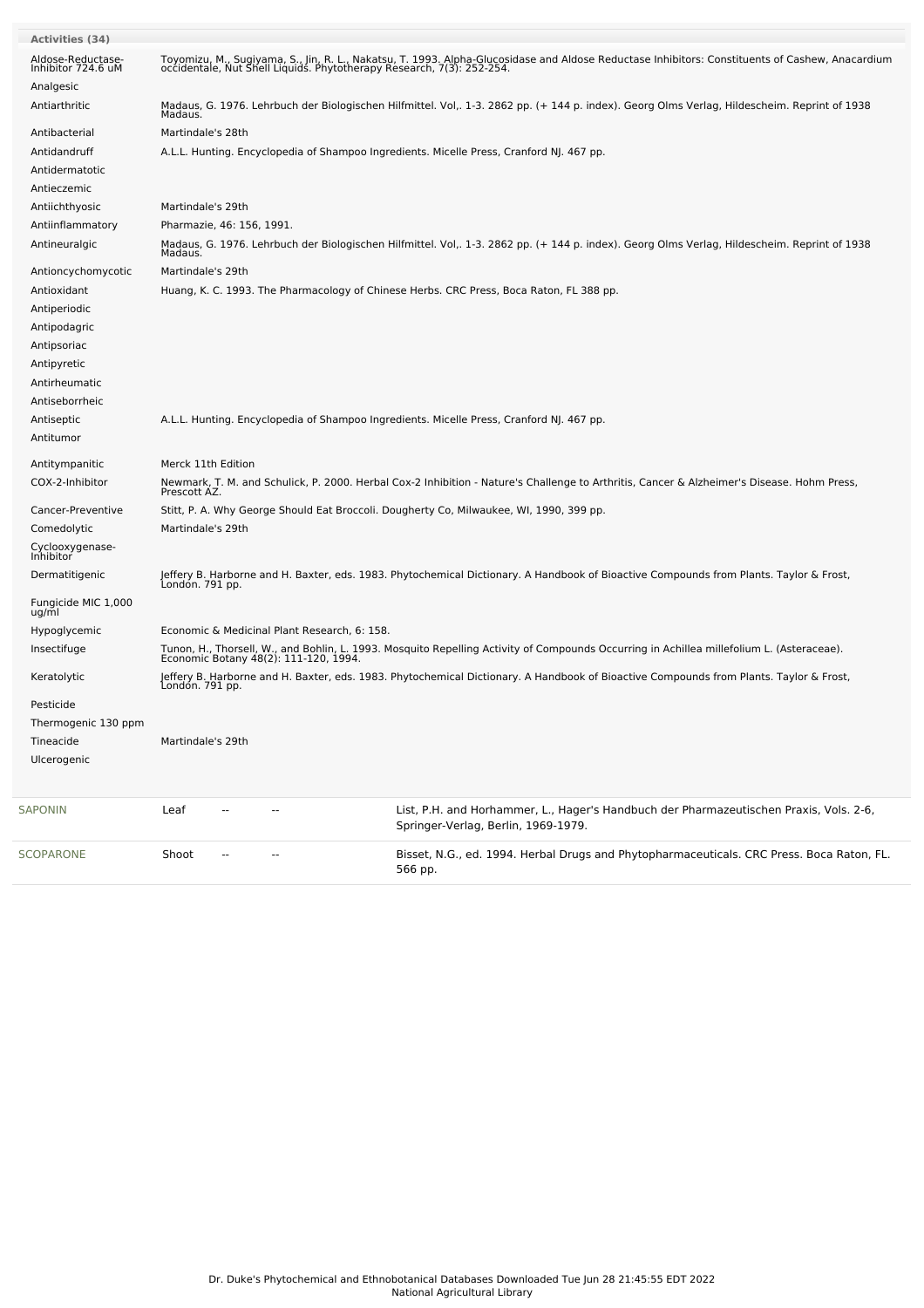**Activities (34)**

| Activity | Reference |
|---|---|
| Aldose-Reductase-Inhibitor 724.6 uM | Toyomizu, M., Sugiyama, S., Jin, R. L., Nakatsu, T. 1993. Alpha-Glucosidase and Aldose Reductase Inhibitors: Constituents of Cashew, Anacardium occidentale, Nut Shell Liquids. Phytotherapy Research, 7(3): 252-254. |
| Analgesic | |
| Antiarthritic | Madaus, G. 1976. Lehrbuch der Biologischen Hilfmittel. Vol,. 1-3. 2862 pp. (+ 144 p. index). Georg Olms Verlag, Hildesheim. Reprint of 1938 Madaus. |
| Antibacterial | Martindale's 28th |
| Antidandruff | A.L.L. Hunting. Encyclopedia of Shampoo Ingredients. Micelle Press, Cranford NJ. 467 pp. |
| Antidermatotic | |
| Antieczemic | |
| Antiichthyosic | Martindale's 29th |
| Antiinflammatory | Pharmazie, 46: 156, 1991. |
| Antineuralgic | Madaus, G. 1976. Lehrbuch der Biologischen Hilfmittel. Vol,. 1-3. 2862 pp. (+ 144 p. index). Georg Olms Verlag, Hildesheim. Reprint of 1938 Madaus. |
| Antioncychomycotic | Martindale's 29th |
| Antioxidant | Huang, K. C. 1993. The Pharmacology of Chinese Herbs. CRC Press, Boca Raton, FL 388 pp. |
| Antiperiodic | |
| Antipodagric | |
| Antipsoriac | |
| Antipyretic | |
| Antirheumatic | |
| Antiseborrheic | |
| Antiseptic | A.L.L. Hunting. Encyclopedia of Shampoo Ingredients. Micelle Press, Cranford NJ. 467 pp. |
| Antitumor | |
| Antitympanitic | Merck 11th Edition |
| COX-2-Inhibitor | Newmark, T. M. and Schulick, P. 2000. Herbal Cox-2 Inhibition - Nature's Challenge to Arthritis, Cancer & Alzheimer's Disease. Hohm Press, Prescott AZ. |
| Cancer-Preventive | Stitt, P. A. Why George Should Eat Broccoli. Dougherty Co, Milwaukee, WI, 1990, 399 pp. |
| Comedolytic | Martindale's 29th |
| Cyclooxygenase-Inhibitor | |
| Dermatitigenic | Jeffery B. Harborne and H. Baxter, eds. 1983. Phytochemical Dictionary. A Handbook of Bioactive Compounds from Plants. Taylor & Frost, London. 791 pp. |
| Fungicide MIC 1,000 ug/ml | |
| Hypoglycemic | Economic & Medicinal Plant Research, 6: 158. |
| Insectifuge | Tunon, H., Thorsell, W., and Bohlin, L. 1993. Mosquito Repelling Activity of Compounds Occurring in Achillea millefolium L. (Asteraceae). Economic Botany 48(2): 111-120, 1994. |
| Keratolytic | Jeffery B. Harborne and H. Baxter, eds. 1983. Phytochemical Dictionary. A Handbook of Bioactive Compounds from Plants. Taylor & Frost, London. 791 pp. |
| Pesticide | |
| Thermogenic 130 ppm | |
| Tineacide | Martindale's 29th |
| Ulcerogenic | |

| Chemical | Part | Low PPM | High PPM | Reference |
|---|---|---|---|---|
| SAPONIN | Leaf | -- | -- | List, P.H. and Horhammer, L., Hager's Handbuch der Pharmazeutischen Praxis, Vols. 2-6, Springer-Verlag, Berlin, 1969-1979. |
| SCOPARONE | Shoot | -- | -- | Bisset, N.G., ed. 1994. Herbal Drugs and Phytopharmaceuticals. CRC Press. Boca Raton, FL. 566 pp. |

Dr. Duke's Phytochemical and Ethnobotanical Databases Downloaded Tue Jun 28 21:45:55 EDT 2022
National Agricultural Library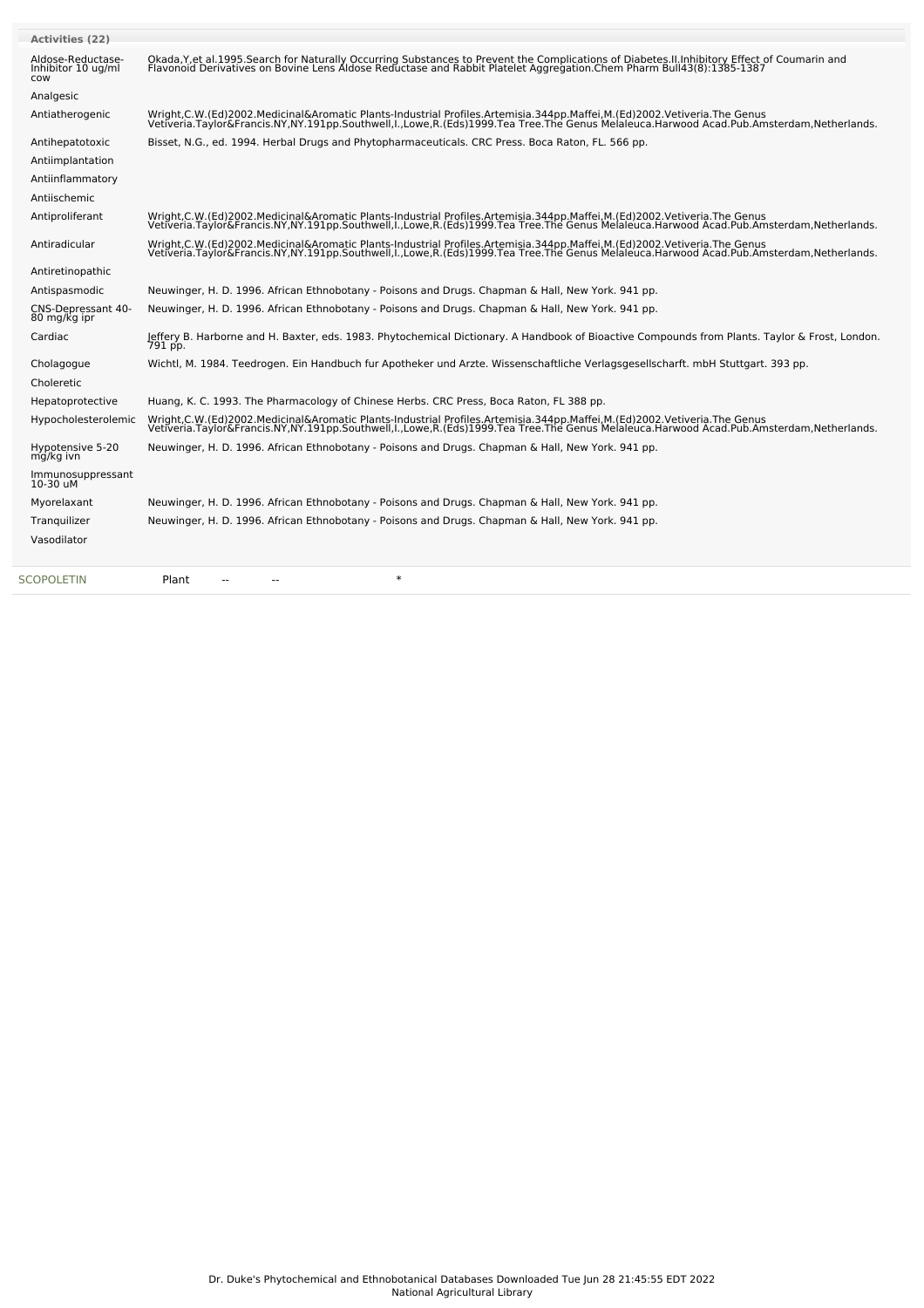| Activities (22) | |
|---|---|
| Aldose-Reductase-Inhibitor 10 ug/ml cow | Okada,Y,et al.1995.Search for Naturally Occurring Substances to Prevent the Complications of Diabetes.II.Inhibitory Effect of Coumarin and Flavonoid Derivatives on Bovine Lens Aldose Reductase and Rabbit Platelet Aggregation.Chem Pharm Bull43(8):1385-1387 |
| Analgesic | |
| Antiatherogenic | Wright,C.W.(Ed)2002.Medicinal&Aromatic Plants-Industrial Profiles.Artemisia.344pp.Maffei,M.(Ed)2002.Vetiveria.The Genus Vetiveria.Taylor&Francis.NY,NY.191pp.Southwell,I.,Lowe,R.(Eds)1999.Tea Tree.The Genus Melaleuca.Harwood Acad.Pub.Amsterdam,Netherlands. |
| Antihepatotoxic | Bisset, N.G., ed. 1994. Herbal Drugs and Phytopharmaceuticals. CRC Press. Boca Raton, FL. 566 pp. |
| Antiimplantation | |
| Antiinflammatory | |
| Antiischemic | |
| Antiproliferant | Wright,C.W.(Ed)2002.Medicinal&Aromatic Plants-Industrial Profiles.Artemisia.344pp.Maffei,M.(Ed)2002.Vetiveria.The Genus Vetiveria.Taylor&Francis.NY,NY.191pp.Southwell,I.,Lowe,R.(Eds)1999.Tea Tree.The Genus Melaleuca.Harwood Acad.Pub.Amsterdam,Netherlands. |
| Antiradicular | Wright,C.W.(Ed)2002.Medicinal&Aromatic Plants-Industrial Profiles.Artemisia.344pp.Maffei,M.(Ed)2002.Vetiveria.The Genus Vetiveria.Taylor&Francis.NY,NY.191pp.Southwell,I.,Lowe,R.(Eds)1999.Tea Tree.The Genus Melaleuca.Harwood Acad.Pub.Amsterdam,Netherlands. |
| Antiretinopathic | |
| Antispasmodic | Neuwinger, H. D. 1996. African Ethnobotany - Poisons and Drugs. Chapman & Hall, New York. 941 pp. |
| CNS-Depressant 40-80 mg/kg ipr | Neuwinger, H. D. 1996. African Ethnobotany - Poisons and Drugs. Chapman & Hall, New York. 941 pp. |
| Cardiac | Jeffery B. Harborne and H. Baxter, eds. 1983. Phytochemical Dictionary. A Handbook of Bioactive Compounds from Plants. Taylor & Frost, London. 791 pp. |
| Cholagogue | Wichtl, M. 1984. Teedrogen. Ein Handbuch fur Apotheker und Arzte. Wissenschaftliche Verlagsgesellscharft. mbH Stuttgart. 393 pp. |
| Choleretic | |
| Hepatoprotective | Huang, K. C. 1993. The Pharmacology of Chinese Herbs. CRC Press, Boca Raton, FL 388 pp. |
| Hypocholesterolemic | Wright,C.W.(Ed)2002.Medicinal&Aromatic Plants-Industrial Profiles.Artemisia.344pp.Maffei,M.(Ed)2002.Vetiveria.The Genus Vetiveria.Taylor&Francis.NY,NY.191pp.Southwell,I.,Lowe,R.(Eds)1999.Tea Tree.The Genus Melaleuca.Harwood Acad.Pub.Amsterdam,Netherlands. |
| Hypotensive 5-20 mg/kg ivn | Neuwinger, H. D. 1996. African Ethnobotany - Poisons and Drugs. Chapman & Hall, New York. 941 pp. |
| Immunosuppressant 10-30 uM | |
| Myorelaxant | Neuwinger, H. D. 1996. African Ethnobotany - Poisons and Drugs. Chapman & Hall, New York. 941 pp. |
| Tranquilizer | Neuwinger, H. D. 1996. African Ethnobotany - Poisons and Drugs. Chapman & Hall, New York. 941 pp. |
| Vasodilator | |

| SCOPOLETIN | Plant | -- | -- | * |
|---|---|---|---|---|

Dr. Duke's Phytochemical and Ethnobotanical Databases Downloaded Tue Jun 28 21:45:55 EDT 2022
National Agricultural Library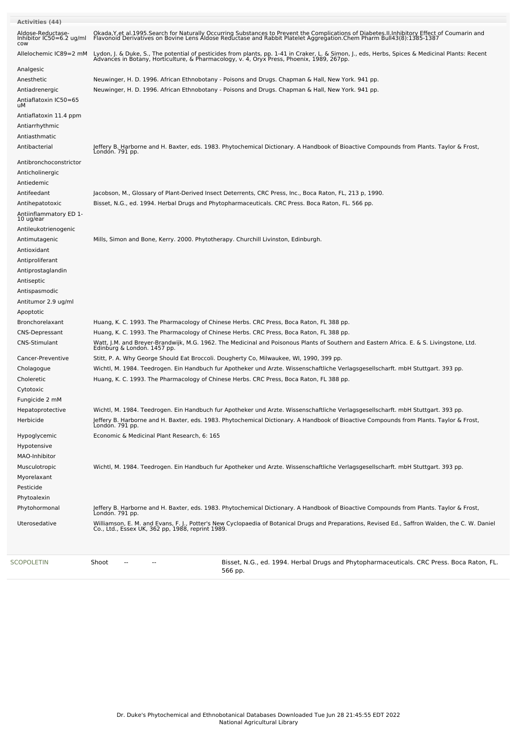| Activities (44) | |
|---|---|
| Aldose-Reductase-Inhibitor IC50=6.2 ug/ml cow | Okada,Y,et al.1995.Search for Naturally Occurring Substances to Prevent the Complications of Diabetes.II.Inhibitory Effect of Coumarin and Flavonoid Derivatives on Bovine Lens Aldose Reductase and Rabbit Platelet Aggregation.Chem Pharm Bull43(8):1385-1387 |
| Allelochemic IC89=2 mM | Lydon, J. & Duke, S., The potential of pesticides from plants, pp. 1-41 in Craker, L. & Simon, J., eds, Herbs, Spices & Medicinal Plants: Recent Advances in Botany, Horticulture, & Pharmacology, v. 4, Oryx Press, Phoenix, 1989, 267pp. |
| Analgesic | |
| Anesthetic | Neuwinger, H. D. 1996. African Ethnobotany - Poisons and Drugs. Chapman & Hall, New York. 941 pp. |
| Antiadrenergic | Neuwinger, H. D. 1996. African Ethnobotany - Poisons and Drugs. Chapman & Hall, New York. 941 pp. |
| Antiaflatoxin IC50=65 uM | |
| Antiaflatoxin 11.4 ppm | |
| Antiarrhythmic | |
| Antiasthmatic | |
| Antibacterial | Jeffery B. Harborne and H. Baxter, eds. 1983. Phytochemical Dictionary. A Handbook of Bioactive Compounds from Plants. Taylor & Frost, London. 791 pp. |
| Antibronchoconstrictor | |
| Anticholinergic | |
| Antiedemic | |
| Antifeedant | Jacobson, M., Glossary of Plant-Derived Insect Deterrents, CRC Press, Inc., Boca Raton, FL, 213 p, 1990. |
| Antihepatotoxic | Bisset, N.G., ed. 1994. Herbal Drugs and Phytopharmaceuticals. CRC Press. Boca Raton, FL. 566 pp. |
| Antiinflammatory ED 1-10 ug/ear | |
| Antileukotrienogenic | |
| Antimutagenic | Mills, Simon and Bone, Kerry. 2000. Phytotherapy. Churchill Livinston, Edinburgh. |
| Antioxidant | |
| Antiproliferant | |
| Antiprostaglandin | |
| Antiseptic | |
| Antispasmodic | |
| Antitumor 2.9 ug/ml | |
| Apoptotic | |
| Bronchorelaxant | Huang, K. C. 1993. The Pharmacology of Chinese Herbs. CRC Press, Boca Raton, FL 388 pp. |
| CNS-Depressant | Huang, K. C. 1993. The Pharmacology of Chinese Herbs. CRC Press, Boca Raton, FL 388 pp. |
| CNS-Stimulant | Watt, J.M. and Breyer-Brandwijk, M.G. 1962. The Medicinal and Poisonous Plants of Southern and Eastern Africa. E. & S. Livingstone, Ltd. Edinburg & London. 1457 pp. |
| Cancer-Preventive | Stitt, P. A. Why George Should Eat Broccoli. Dougherty Co, Milwaukee, WI, 1990, 399 pp. |
| Cholagogue | Wichtl, M. 1984. Teedrogen. Ein Handbuch fur Apotheker und Arzte. Wissenschaftliche Verlagsgesellscharft. mbH Stuttgart. 393 pp. |
| Choleretic | Huang, K. C. 1993. The Pharmacology of Chinese Herbs. CRC Press, Boca Raton, FL 388 pp. |
| Cytotoxic | |
| Fungicide 2 mM | |
| Hepatoprotective | Wichtl, M. 1984. Teedrogen. Ein Handbuch fur Apotheker und Arzte. Wissenschaftliche Verlagsgesellscharft. mbH Stuttgart. 393 pp. |
| Herbicide | Jeffery B. Harborne and H. Baxter, eds. 1983. Phytochemical Dictionary. A Handbook of Bioactive Compounds from Plants. Taylor & Frost, London. 791 pp. |
| Hypoglycemic | Economic & Medicinal Plant Research, 6: 165 |
| Hypotensive | |
| MAO-Inhibitor | |
| Musculotropic | Wichtl, M. 1984. Teedrogen. Ein Handbuch fur Apotheker und Arzte. Wissenschaftliche Verlagsgesellscharft. mbH Stuttgart. 393 pp. |
| Myorelaxant | |
| Pesticide | |
| Phytoalexin | |
| Phytohormonal | Jeffery B. Harborne and H. Baxter, eds. 1983. Phytochemical Dictionary. A Handbook of Bioactive Compounds from Plants. Taylor & Frost, London. 791 pp. |
| Uterosedative | Williamson, E. M. and Evans, F. J., Potter's New Cyclopaedia of Botanical Drugs and Preparations, Revised Ed., Saffron Walden, the C. W. Daniel Co., Ltd., Essex UK, 362 pp, 1988, reprint 1989. |

| SCOPOLETIN | Shoot | -- | -- | Bisset, N.G., ed. 1994. Herbal Drugs and Phytopharmaceuticals. CRC Press. Boca Raton, FL. 566 pp. |
|---|---|---|---|---|

Dr. Duke's Phytochemical and Ethnobotanical Databases Downloaded Tue Jun 28 21:45:55 EDT 2022
National Agricultural Library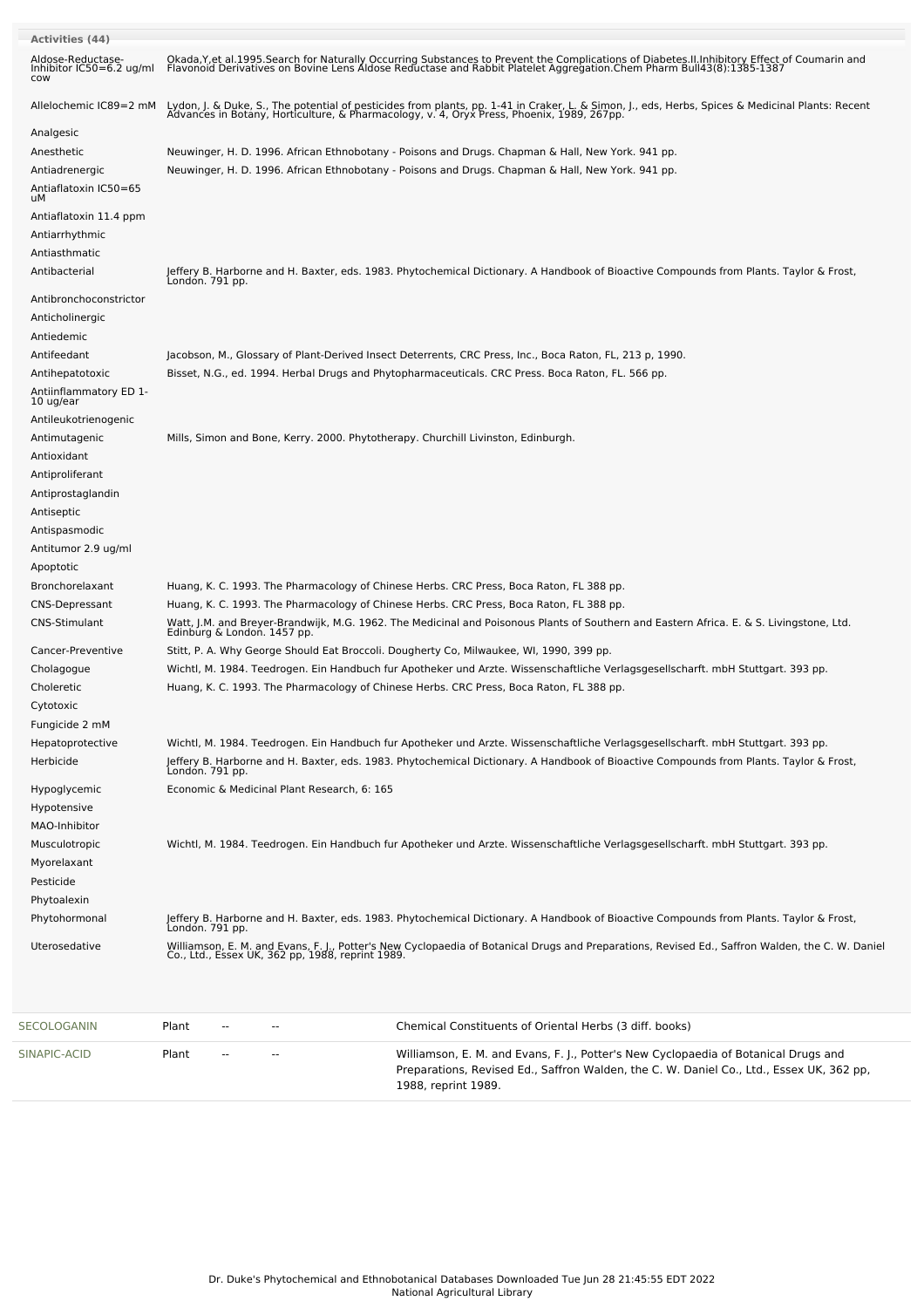**Activities (44)**

| Activity | Reference |
|---|---|
| Aldose-Reductase-Inhibitor IC50=6.2 ug/ml cow | Okada,Y,et al.1995.Search for Naturally Occurring Substances to Prevent the Complications of Diabetes.II.Inhibitory Effect of Coumarin and Flavonoid Derivatives on Bovine Lens Aldose Reductase and Rabbit Platelet Aggregation.Chem Pharm Bull43(8):1385-1387 |
| Allelochemic IC89=2 mM | Lydon, J. & Duke, S., The potential of pesticides from plants, pp. 1-41 in Craker, L. & Simon, J., eds, Herbs, Spices & Medicinal Plants: Recent Advances in Botany, Horticulture, & Pharmacology, v. 4, Oryx Press, Phoenix, 1989, 267pp. |
| Analgesic | |
| Anesthetic | Neuwinger, H. D. 1996. African Ethnobotany - Poisons and Drugs. Chapman & Hall, New York. 941 pp. |
| Antiadrenergic | Neuwinger, H. D. 1996. African Ethnobotany - Poisons and Drugs. Chapman & Hall, New York. 941 pp. |
| Antiaflatoxin IC50=65 uM | |
| Antiaflatoxin 11.4 ppm | |
| Antiarrhythmic | |
| Antiasthmatic | |
| Antibacterial | Jeffery B. Harborne and H. Baxter, eds. 1983. Phytochemical Dictionary. A Handbook of Bioactive Compounds from Plants. Taylor & Frost, London. 791 pp. |
| Antibronchoconstrictor | |
| Anticholinergic | |
| Antiedemic | |
| Antifeedant | Jacobson, M., Glossary of Plant-Derived Insect Deterrents, CRC Press, Inc., Boca Raton, FL, 213 p, 1990. |
| Antihepatotoxic | Bisset, N.G., ed. 1994. Herbal Drugs and Phytopharmaceuticals. CRC Press. Boca Raton, FL. 566 pp. |
| Antiinflammatory ED 1-10 ug/ear | |
| Antileukotrienogenic | |
| Antimutagenic | Mills, Simon and Bone, Kerry. 2000. Phytotherapy. Churchill Livinston, Edinburgh. |
| Antioxidant | |
| Antiproliferant | |
| Antiprostaglandin | |
| Antiseptic | |
| Antispasmodic | |
| Antitumor 2.9 ug/ml | |
| Apoptotic | |
| Bronchorelaxant | Huang, K. C. 1993. The Pharmacology of Chinese Herbs. CRC Press, Boca Raton, FL 388 pp. |
| CNS-Depressant | Huang, K. C. 1993. The Pharmacology of Chinese Herbs. CRC Press, Boca Raton, FL 388 pp. |
| CNS-Stimulant | Watt, J.M. and Breyer-Brandwijk, M.G. 1962. The Medicinal and Poisonous Plants of Southern and Eastern Africa. E. & S. Livingstone, Ltd. Edinburg & London. 1457 pp. |
| Cancer-Preventive | Stitt, P. A. Why George Should Eat Broccoli. Dougherty Co, Milwaukee, WI, 1990, 399 pp. |
| Cholagogue | Wichtl, M. 1984. Teedrogen. Ein Handbuch fur Apotheker und Arzte. Wissenschaftliche Verlagsgesellscharft. mbH Stuttgart. 393 pp. |
| Choleretic | Huang, K. C. 1993. The Pharmacology of Chinese Herbs. CRC Press, Boca Raton, FL 388 pp. |
| Cytotoxic | |
| Fungicide 2 mM | |
| Hepatoprotective | Wichtl, M. 1984. Teedrogen. Ein Handbuch fur Apotheker und Arzte. Wissenschaftliche Verlagsgesellscharft. mbH Stuttgart. 393 pp. |
| Herbicide | Jeffery B. Harborne and H. Baxter, eds. 1983. Phytochemical Dictionary. A Handbook of Bioactive Compounds from Plants. Taylor & Frost, London. 791 pp. |
| Hypoglycemic | Economic & Medicinal Plant Research, 6: 165 |
| Hypotensive | |
| MAO-Inhibitor | |
| Musculotropic | Wichtl, M. 1984. Teedrogen. Ein Handbuch fur Apotheker und Arzte. Wissenschaftliche Verlagsgesellscharft. mbH Stuttgart. 393 pp. |
| Myorelaxant | |
| Pesticide | |
| Phytoalexin | |
| Phytohormonal | Jeffery B. Harborne and H. Baxter, eds. 1983. Phytochemical Dictionary. A Handbook of Bioactive Compounds from Plants. Taylor & Frost, London. 791 pp. |
| Uterosedative | Williamson, E. M. and Evans, F. J., Potter's New Cyclopaedia of Botanical Drugs and Preparations, Revised Ed., Saffron Walden, the C. W. Daniel Co., Ltd., Essex UK, 362 pp, 1988, reprint 1989. |

| | | | | |
|---|---|---|---|---|
| SECOLOGANIN | Plant | -- | -- | Chemical Constituents of Oriental Herbs (3 diff. books) |
| SINAPIC-ACID | Plant | -- | -- | Williamson, E. M. and Evans, F. J., Potter's New Cyclopaedia of Botanical Drugs and Preparations, Revised Ed., Saffron Walden, the C. W. Daniel Co., Ltd., Essex UK, 362 pp, 1988, reprint 1989. |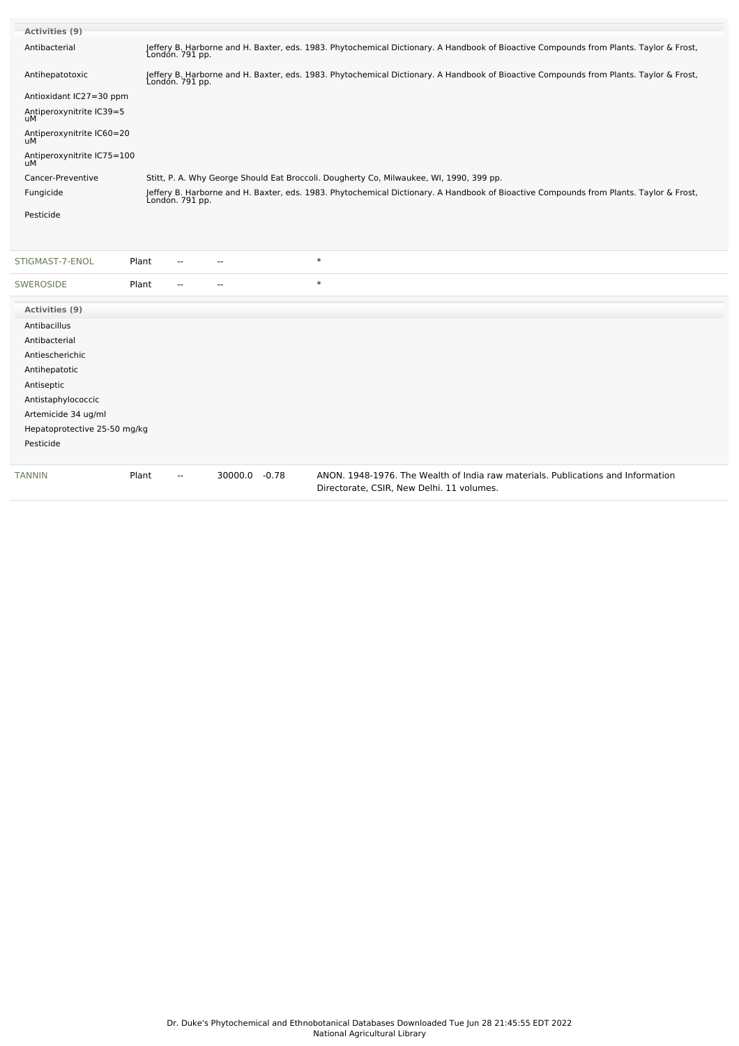**Activities (9)**

| Activity | Reference |
|---|---|
| Antibacterial | Jeffery B. Harborne and H. Baxter, eds. 1983. Phytochemical Dictionary. A Handbook of Bioactive Compounds from Plants. Taylor & Frost, London. 791 pp. |
| Antihepatotoxic | Jeffery B. Harborne and H. Baxter, eds. 1983. Phytochemical Dictionary. A Handbook of Bioactive Compounds from Plants. Taylor & Frost, London. 791 pp. |
| Antioxidant IC27=30 ppm | |
| Antiperoxynitrite IC39=5 uM | |
| Antiperoxynitrite IC60=20 uM | |
| Antiperoxynitrite IC75=100 uM | |
| Cancer-Preventive | Stitt, P. A. Why George Should Eat Broccoli. Dougherty Co, Milwaukee, WI, 1990, 399 pp. |
| Fungicide | Jeffery B. Harborne and H. Baxter, eds. 1983. Phytochemical Dictionary. A Handbook of Bioactive Compounds from Plants. Taylor & Frost, London. 791 pp. |
| Pesticide | |

| Chemical | Part | Low | High | SD | Reference |
|---|---|---|---|---|---|
| STIGMAST-7-ENOL | Plant | -- | -- | | * |
| SWEROSIDE | Plant | -- | -- | | * |

**Activities (9)**

- Antibacillus
- Antibacterial
- Antiescherichic
- Antihepatotic
- Antiseptic
- Antistaphylococcic
- Artemicide 34 ug/ml
- Hepatoprotective 25-50 mg/kg
- Pesticide

| Chemical | Part | Low | High | SD | Reference |
|---|---|---|---|---|---|
| TANNIN | Plant | -- | 30000.0 | -0.78 | ANON. 1948-1976. The Wealth of India raw materials. Publications and Information Directorate, CSIR, New Delhi. 11 volumes. |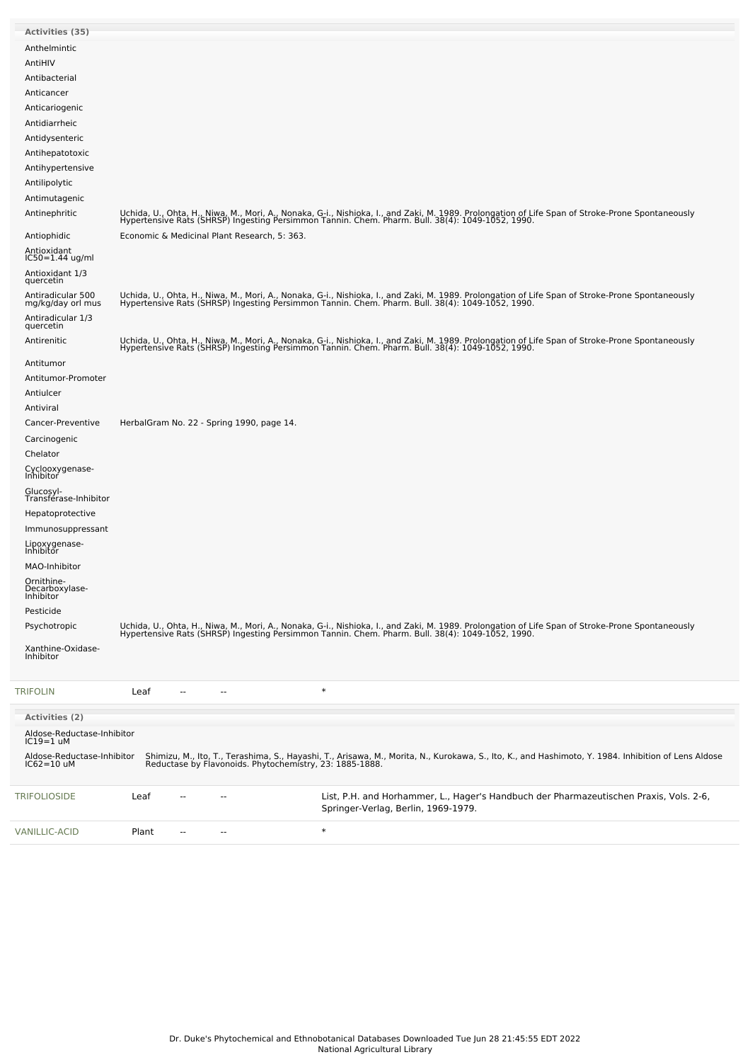| Activities (35) | |
|---|---|
| Anthelmintic | |
| AntiHIV | |
| Antibacterial | |
| Anticancer | |
| Anticariogenic | |
| Antidiarrheic | |
| Antidysenteric | |
| Antihepatotoxic | |
| Antihypertensive | |
| Antilipolytic | |
| Antimutagenic | |
| Antinephritic | Uchida, U., Ohta, H., Niwa, M., Mori, A., Nonaka, G-i., Nishioka, I., and Zaki, M. 1989. Prolongation of Life Span of Stroke-Prone Spontaneously Hypertensive Rats (SHRSP) Ingesting Persimmon Tannin. Chem. Pharm. Bull. 38(4): 1049-1052, 1990. |
| Antiophidic | Economic & Medicinal Plant Research, 5: 363. |
| Antioxidant IC50=1.44 ug/ml | |
| Antioxidant 1/3 quercetin | |
| Antiradicular 500 mg/kg/day orl mus | Uchida, U., Ohta, H., Niwa, M., Mori, A., Nonaka, G-i., Nishioka, I., and Zaki, M. 1989. Prolongation of Life Span of Stroke-Prone Spontaneously Hypertensive Rats (SHRSP) Ingesting Persimmon Tannin. Chem. Pharm. Bull. 38(4): 1049-1052, 1990. |
| Antiradicular 1/3 quercetin | |
| Antirenitic | Uchida, U., Ohta, H., Niwa, M., Mori, A., Nonaka, G-i., Nishioka, I., and Zaki, M. 1989. Prolongation of Life Span of Stroke-Prone Spontaneously Hypertensive Rats (SHRSP) Ingesting Persimmon Tannin. Chem. Pharm. Bull. 38(4): 1049-1052, 1990. |
| Antitumor | |
| Antitumor-Promoter | |
| Antiulcer | |
| Antiviral | |
| Cancer-Preventive | HerbalGram No. 22 - Spring 1990, page 14. |
| Carcinogenic | |
| Chelator | |
| Cyclooxygenase-Inhibitor | |
| Glucosyl-Transferase-Inhibitor | |
| Hepatoprotective | |
| Immunosuppressant | |
| Lipoxygenase-Inhibitor | |
| MAO-Inhibitor | |
| Ornithine-Decarboxylase-Inhibitor | |
| Pesticide | |
| Psychotropic | Uchida, U., Ohta, H., Niwa, M., Mori, A., Nonaka, G-i., Nishioka, I., and Zaki, M. 1989. Prolongation of Life Span of Stroke-Prone Spontaneously Hypertensive Rats (SHRSP) Ingesting Persimmon Tannin. Chem. Pharm. Bull. 38(4): 1049-1052, 1990. |
| Xanthine-Oxidase-Inhibitor | |

| TRIFOLIN | Leaf | -- | -- | * |
|---|---|---|---|---|

| Activities (2) | |
|---|---|
| Aldose-Reductase-Inhibitor IC19=1 uM | |
| Aldose-Reductase-Inhibitor IC62=10 uM | Shimizu, M., Ito, T., Terashima, S., Hayashi, T., Arisawa, M., Morita, N., Kurokawa, S., Ito, K., and Hashimoto, Y. 1984. Inhibition of Lens Aldose Reductase by Flavonoids. Phytochemistry, 23: 1885-1888. |

| TRIFOLIOSIDE | Leaf | -- | -- | List, P.H. and Horhammer, L., Hager's Handbuch der Pharmazeutischen Praxis, Vols. 2-6, Springer-Verlag, Berlin, 1969-1979. |
|---|---|---|---|---|
| VANILLIC-ACID | Plant | -- | -- | * |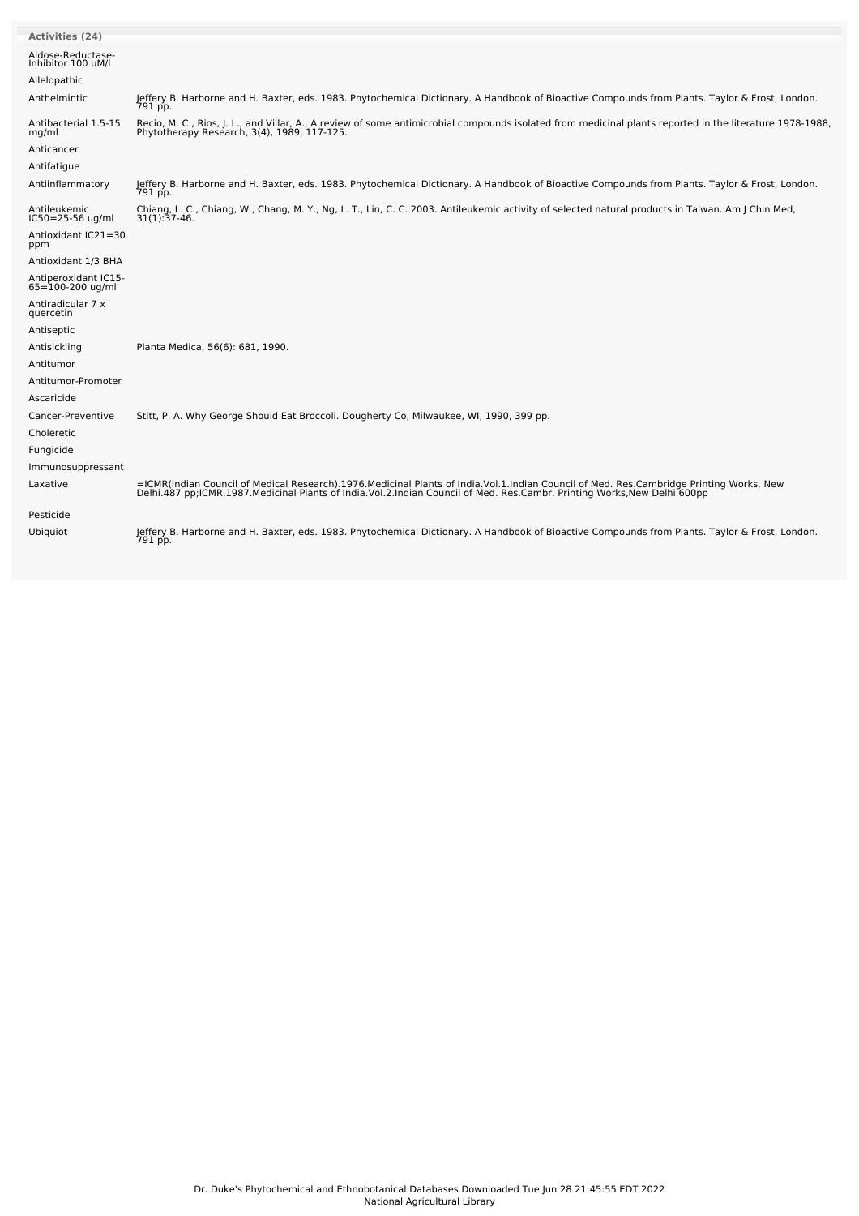**Activities (24)**

| | |
|---|---|
| Aldose-Reductase-Inhibitor 100 uM/l | |
| Allelopathic | |
| Anthelmintic | Jeffery B. Harborne and H. Baxter, eds. 1983. Phytochemical Dictionary. A Handbook of Bioactive Compounds from Plants. Taylor & Frost, London. 791 pp. |
| Antibacterial 1.5-15 mg/ml | Recio, M. C., Rios, J. L., and Villar, A., A review of some antimicrobial compounds isolated from medicinal plants reported in the literature 1978-1988, Phytotherapy Research, 3(4), 1989, 117-125. |
| Anticancer | |
| Antifatigue | |
| Antiinflammatory | Jeffery B. Harborne and H. Baxter, eds. 1983. Phytochemical Dictionary. A Handbook of Bioactive Compounds from Plants. Taylor & Frost, London. 791 pp. |
| Antileukemic IC50=25-56 ug/ml | Chiang, L. C., Chiang, W., Chang, M. Y., Ng, L. T., Lin, C. C. 2003. Antileukemic activity of selected natural products in Taiwan. Am J Chin Med, 31(1):37-46. |
| Antioxidant IC21=30 ppm | |
| Antioxidant 1/3 BHA | |
| Antiperoxidant IC15-65=100-200 ug/ml | |
| Antiradicular 7 x quercetin | |
| Antiseptic | |
| Antisickling | Planta Medica, 56(6): 681, 1990. |
| Antitumor | |
| Antitumor-Promoter | |
| Ascaricide | |
| Cancer-Preventive | Stitt, P. A. Why George Should Eat Broccoli. Dougherty Co, Milwaukee, WI, 1990, 399 pp. |
| Choleretic | |
| Fungicide | |
| Immunosuppressant | |
| Laxative | =ICMR(Indian Council of Medical Research).1976.Medicinal Plants of India.Vol.1.Indian Council of Med. Res.Cambridge Printing Works, New Delhi.487 pp;ICMR.1987.Medicinal Plants of India.Vol.2.Indian Council of Med. Res.Cambr. Printing Works,New Delhi.600pp |
| Pesticide | |
| Ubiquiot | Jeffery B. Harborne and H. Baxter, eds. 1983. Phytochemical Dictionary. A Handbook of Bioactive Compounds from Plants. Taylor & Frost, London. 791 pp. |